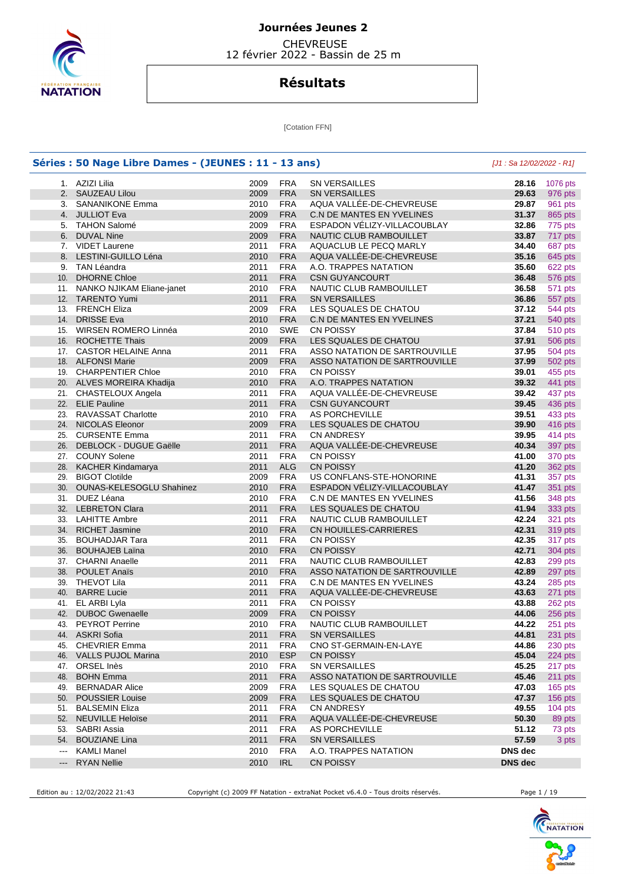# Journées Jeunes 2

CHEVREUSE
12 février 2022 - Bassin de 25 m

## Résultats

[Cotation FFN]

### Séries : 50 Nage Libre Dames - (JEUNES : 11 - 13 ans)

*[J1 : Sa 12/02/2022 - R1]*

| Rang | Nom | Année | Nat. | Club | Temps | Points |
|---|---|---|---|---|---|---|
| 1. | AZIZI Lilia | 2009 | FRA | SN VERSAILLES | **28.16** | 1076 pts |
| 2. | SAUZEAU Lilou | 2009 | FRA | SN VERSAILLES | **29.63** | 976 pts |
| 3. | SANANIKONE Emma | 2010 | FRA | AQUA VALLÉE-DE-CHEVREUSE | **29.87** | 961 pts |
| 4. | JULLIOT Eva | 2009 | FRA | C.N DE MANTES EN YVELINES | **31.37** | 865 pts |
| 5. | TAHON Salomé | 2009 | FRA | ESPADON VÉLIZY-VILLACOUBLAY | **32.86** | 775 pts |
| 6. | DUVAL Nine | 2009 | FRA | NAUTIC CLUB RAMBOUILLET | **33.87** | 717 pts |
| 7. | VIDET Laurene | 2011 | FRA | AQUACLUB LE PECQ MARLY | **34.40** | 687 pts |
| 8. | LESTINI-GUILLO Léna | 2010 | FRA | AQUA VALLÉE-DE-CHEVREUSE | **35.16** | 645 pts |
| 9. | TAN Léandra | 2011 | FRA | A.O. TRAPPES NATATION | **35.60** | 622 pts |
| 10. | DHORNE Chloe | 2011 | FRA | CSN GUYANCOURT | **36.48** | 576 pts |
| 11. | NANKO NJIKAM Eliane-janet | 2010 | FRA | NAUTIC CLUB RAMBOUILLET | **36.58** | 571 pts |
| 12. | TARENTO Yumi | 2011 | FRA | SN VERSAILLES | **36.86** | 557 pts |
| 13. | FRENCH Eliza | 2009 | FRA | LES SQUALES DE CHATOU | **37.12** | 544 pts |
| 14. | DRISSE Eva | 2010 | FRA | C.N DE MANTES EN YVELINES | **37.21** | 540 pts |
| 15. | WIRSEN ROMERO Linnéa | 2010 | SWE | CN POISSY | **37.84** | 510 pts |
| 16. | ROCHETTE Thais | 2009 | FRA | LES SQUALES DE CHATOU | **37.91** | 506 pts |
| 17. | CASTOR HELAINE Anna | 2011 | FRA | ASSO NATATION DE SARTROUVILLE | **37.95** | 504 pts |
| 18. | ALFONSI Marie | 2009 | FRA | ASSO NATATION DE SARTROUVILLE | **37.99** | 502 pts |
| 19. | CHARPENTIER Chloe | 2010 | FRA | CN POISSY | **39.01** | 455 pts |
| 20. | ALVES MOREIRA Khadija | 2010 | FRA | A.O. TRAPPES NATATION | **39.32** | 441 pts |
| 21. | CHASTELOUX Angela | 2011 | FRA | AQUA VALLÉE-DE-CHEVREUSE | **39.42** | 437 pts |
| 22. | ELIE Pauline | 2011 | FRA | CSN GUYANCOURT | **39.45** | 436 pts |
| 23. | RAVASSAT Charlotte | 2010 | FRA | AS PORCHEVILLE | **39.51** | 433 pts |
| 24. | NICOLAS Eleonor | 2009 | FRA | LES SQUALES DE CHATOU | **39.90** | 416 pts |
| 25. | CURSENTE Emma | 2011 | FRA | CN ANDRESY | **39.95** | 414 pts |
| 26. | DEBLOCK - DUGUE Gaëlle | 2011 | FRA | AQUA VALLÉE-DE-CHEVREUSE | **40.34** | 397 pts |
| 27. | COUNY Solene | 2011 | FRA | CN POISSY | **41.00** | 370 pts |
| 28. | KACHER Kindamarya | 2011 | ALG | CN POISSY | **41.20** | 362 pts |
| 29. | BIGOT Clotilde | 2009 | FRA | US CONFLANS-STE-HONORINE | **41.31** | 357 pts |
| 30. | OUNAS-KELESOGLU Shahinez | 2010 | FRA | ESPADON VÉLIZY-VILLACOUBLAY | **41.47** | 351 pts |
| 31. | DUEZ Léana | 2010 | FRA | C.N DE MANTES EN YVELINES | **41.56** | 348 pts |
| 32. | LEBRETON Clara | 2011 | FRA | LES SQUALES DE CHATOU | **41.94** | 333 pts |
| 33. | LAHITTE Ambre | 2011 | FRA | NAUTIC CLUB RAMBOUILLET | **42.24** | 321 pts |
| 34. | RICHET Jasmine | 2010 | FRA | CN HOUILLES-CARRIERES | **42.31** | 319 pts |
| 35. | BOUHADJAR Tara | 2011 | FRA | CN POISSY | **42.35** | 317 pts |
| 36. | BOUHAJEB Laïna | 2010 | FRA | CN POISSY | **42.71** | 304 pts |
| 37. | CHARNI Anaelle | 2011 | FRA | NAUTIC CLUB RAMBOUILLET | **42.83** | 299 pts |
| 38. | POULET Anaïs | 2010 | FRA | ASSO NATATION DE SARTROUVILLE | **42.89** | 297 pts |
| 39. | THEVOT Lila | 2011 | FRA | C.N DE MANTES EN YVELINES | **43.24** | 285 pts |
| 40. | BARRE Lucie | 2011 | FRA | AQUA VALLÉE-DE-CHEVREUSE | **43.63** | 271 pts |
| 41. | EL ARBI Lyla | 2011 | FRA | CN POISSY | **43.88** | 262 pts |
| 42. | DUBOC Gwenaelle | 2009 | FRA | CN POISSY | **44.06** | 256 pts |
| 43. | PEYROT Perrine | 2010 | FRA | NAUTIC CLUB RAMBOUILLET | **44.22** | 251 pts |
| 44. | ASKRI Sofia | 2011 | FRA | SN VERSAILLES | **44.81** | 231 pts |
| 45. | CHEVRIER Emma | 2011 | FRA | CNO ST-GERMAIN-EN-LAYE | **44.86** | 230 pts |
| 46. | VALLS PUJOL Marina | 2010 | ESP | CN POISSY | **45.04** | 224 pts |
| 47. | ORSEL Inès | 2010 | FRA | SN VERSAILLES | **45.25** | 217 pts |
| 48. | BOHN Emma | 2011 | FRA | ASSO NATATION DE SARTROUVILLE | **45.46** | 211 pts |
| 49. | BERNADAR Alice | 2009 | FRA | LES SQUALES DE CHATOU | **47.03** | 165 pts |
| 50. | POUSSIER Louise | 2009 | FRA | LES SQUALES DE CHATOU | **47.37** | 156 pts |
| 51. | BALSEMIN Eliza | 2011 | FRA | CN ANDRESY | **49.55** | 104 pts |
| 52. | NEUVILLE Heloïse | 2011 | FRA | AQUA VALLÉE-DE-CHEVREUSE | **50.30** | 89 pts |
| 53. | SABRI Assia | 2011 | FRA | AS PORCHEVILLE | **51.12** | 73 pts |
| 54. | BOUZIANE Lina | 2011 | FRA | SN VERSAILLES | **57.59** | 3 pts |
| --- | KAMLI Manel | 2010 | FRA | A.O. TRAPPES NATATION | **DNS dec** | |
| --- | RYAN Nellie | 2010 | IRL | CN POISSY | **DNS dec** | |

Edition au : 12/02/2022 21:43 Copyright (c) 2009 FF Natation - extraNat Pocket v6.4.0 - Tous droits réservés.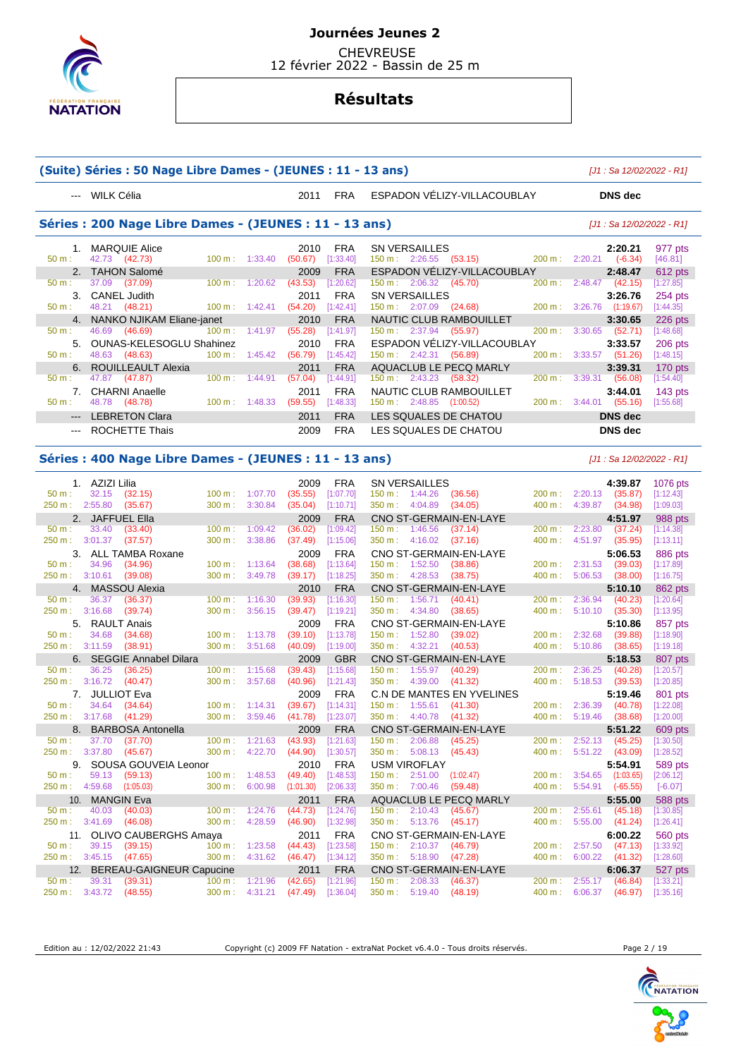# Journées Jeunes 2

CHEVREUSE
12 février 2022 - Bassin de 25 m

## Résultats

### (Suite) Séries : 50 Nage Libre Dames - (JEUNES : 11 - 13 ans)

[J1 : Sa 12/02/2022 - R1]

| Rang | Nom | Année | Nat. | Club | Temps | Points |
|---|---|---|---|---|---|---|
| --- | WILK Célia | 2011 | FRA | ESPADON VÉLIZY-VILLACOUBLAY | DNS dec | |

### Séries : 200 Nage Libre Dames - (JEUNES : 11 - 13 ans)

[J1 : Sa 12/02/2022 - R1]

| Rang | Nom | Année | Nat. | Club | Temps | Points |
|---|---|---|---|---|---|---|
| 1. | MARQUIE Alice | 2010 | FRA | SN VERSAILLES | 2:20.21 | 977 pts |
| | 50 m : 42.73 (42.73) | 100 m : 1:33.40 (50.67) [1:33.40] | | 150 m : 2:26.55 (53.15) | 200 m : 2:20.21 (-6.34) | [46.81] |
| 2. | TAHON Salomé | 2009 | FRA | ESPADON VÉLIZY-VILLACOUBLAY | 2:48.47 | 612 pts |
| | 50 m : 37.09 (37.09) | 100 m : 1:20.62 (43.53) [1:20.62] | | 150 m : 2:06.32 (45.70) | 200 m : 2:48.47 (42.15) | [1:27.85] |
| 3. | CANEL Judith | 2011 | FRA | SN VERSAILLES | 3:26.76 | 254 pts |
| | 50 m : 48.21 (48.21) | 100 m : 1:42.41 (54.20) [1:42.41] | | 150 m : 2:07.09 (24.68) | 200 m : 3:26.76 (1:19.67) | [1:44.35] |
| 4. | NANKO NJIKAM Eliane-janet | 2010 | FRA | NAUTIC CLUB RAMBOUILLET | 3:30.65 | 226 pts |
| | 50 m : 46.69 (46.69) | 100 m : 1:41.97 (55.28) [1:41.97] | | 150 m : 2:37.94 (55.97) | 200 m : 3:30.65 (52.71) | [1:48.68] |
| 5. | OUNAS-KELESOGLU Shahinez | 2010 | FRA | ESPADON VÉLIZY-VILLACOUBLAY | 3:33.57 | 206 pts |
| | 50 m : 48.63 (48.63) | 100 m : 1:45.42 (56.79) [1:45.42] | | 150 m : 2:42.31 (56.89) | 200 m : 3:33.57 (51.26) | [1:48.15] |
| 6. | ROUILLEAULT Alexia | 2011 | FRA | AQUACLUB LE PECQ MARLY | 3:39.31 | 170 pts |
| | 50 m : 47.87 (47.87) | 100 m : 1:44.91 (57.04) [1:44.91] | | 150 m : 2:43.23 (58.32) | 200 m : 3:39.31 (56.08) | [1:54.40] |
| 7. | CHARNI Anaelle | 2011 | FRA | NAUTIC CLUB RAMBOUILLET | 3:44.01 | 143 pts |
| | 50 m : 48.78 (48.78) | 100 m : 1:48.33 (59.55) [1:48.33] | | 150 m : 2:48.85 (1:00.52) | 200 m : 3:44.01 (55.16) | [1:55.68] |
| --- | LEBRETON Clara | 2011 | FRA | LES SQUALES DE CHATOU | DNS dec | |
| --- | ROCHETTE Thais | 2009 | FRA | LES SQUALES DE CHATOU | DNS dec | |

### Séries : 400 Nage Libre Dames - (JEUNES : 11 - 13 ans)

[J1 : Sa 12/02/2022 - R1]

| Rang | Nom | Année | Nat. | Club | Temps | Points |
|---|---|---|---|---|---|---|
| 1. | AZIZI Lilia | 2009 | FRA | SN VERSAILLES | 4:39.87 | 1076 pts |
| | 50 m : 32.15 (32.15) | 100 m : 1:07.70 (35.55) [1:07.70] | | 150 m : 1:44.26 (36.56) | 200 m : 2:20.13 (35.87) | [1:12.43] |
| | 250 m : 2:55.80 (35.67) | 300 m : 3:30.84 (35.04) [1:10.71] | | 350 m : 4:04.89 (34.05) | 400 m : 4:39.87 (34.98) | [1:09.03] |
| 2. | JAFFUEL Ella | 2009 | FRA | CNO ST-GERMAIN-EN-LAYE | 4:51.97 | 988 pts |
| | 50 m : 33.40 (33.40) | 100 m : 1:09.42 (36.02) [1:09.42] | | 150 m : 1:46.56 (37.14) | 200 m : 2:23.80 (37.24) | [1:14.38] |
| | 250 m : 3:01.37 (37.57) | 300 m : 3:38.86 (37.49) [1:15.06] | | 350 m : 4:16.02 (37.16) | 400 m : 4:51.97 (35.95) | [1:13.11] |
| 3. | ALL TAMBA Roxane | 2009 | FRA | CNO ST-GERMAIN-EN-LAYE | 5:06.53 | 886 pts |
| | 50 m : 34.96 (34.96) | 100 m : 1:13.64 (38.68) [1:13.64] | | 150 m : 1:52.50 (38.86) | 200 m : 2:31.53 (39.03) | [1:17.89] |
| | 250 m : 3:10.61 (39.08) | 300 m : 3:49.78 (39.17) [1:18.25] | | 350 m : 4:28.53 (38.75) | 400 m : 5:06.53 (38.00) | [1:16.75] |
| 4. | MASSOU Alexia | 2010 | FRA | CNO ST-GERMAIN-EN-LAYE | 5:10.10 | 862 pts |
| | 50 m : 36.37 (36.37) | 100 m : 1:16.30 (39.93) [1:16.30] | | 150 m : 1:56.71 (40.41) | 200 m : 2:36.94 (40.23) | [1:20.64] |
| | 250 m : 3:16.68 (39.74) | 300 m : 3:56.15 (39.47) [1:19.21] | | 350 m : 4:34.80 (38.65) | 400 m : 5:10.10 (35.30) | [1:13.95] |
| 5. | RAULT Anais | 2009 | FRA | CNO ST-GERMAIN-EN-LAYE | 5:10.86 | 857 pts |
| | 50 m : 34.68 (34.68) | 100 m : 1:13.78 (39.10) [1:13.78] | | 150 m : 1:52.80 (39.02) | 200 m : 2:32.68 (39.88) | [1:18.90] |
| | 250 m : 3:11.59 (38.91) | 300 m : 3:51.68 (40.09) [1:19.00] | | 350 m : 4:32.21 (40.53) | 400 m : 5:10.86 (38.65) | [1:19.18] |
| 6. | SEGGIE Annabel Dilara | 2009 | GBR | CNO ST-GERMAIN-EN-LAYE | 5:18.53 | 807 pts |
| | 50 m : 36.25 (36.25) | 100 m : 1:15.68 (39.43) [1:15.68] | | 150 m : 1:55.97 (40.29) | 200 m : 2:36.25 (40.28) | [1:20.57] |
| | 250 m : 3:16.72 (40.47) | 300 m : 3:57.68 (40.96) [1:21.43] | | 350 m : 4:39.00 (41.32) | 400 m : 5:18.53 (39.53) | [1:20.85] |
| 7. | JULLIOT Eva | 2009 | FRA | C.N DE MANTES EN YVELINES | 5:19.46 | 801 pts |
| | 50 m : 34.64 (34.64) | 100 m : 1:14.31 (39.67) [1:14.31] | | 150 m : 1:55.61 (41.30) | 200 m : 2:36.39 (40.78) | [1:22.08] |
| | 250 m : 3:17.68 (41.29) | 300 m : 3:59.46 (41.78) [1:23.07] | | 350 m : 4:40.78 (41.32) | 400 m : 5:19.46 (38.68) | [1:20.00] |
| 8. | BARBOSA Antonella | 2009 | FRA | CNO ST-GERMAIN-EN-LAYE | 5:51.22 | 609 pts |
| | 50 m : 37.70 (37.70) | 100 m : 1:21.63 (43.93) [1:21.63] | | 150 m : 2:06.88 (45.25) | 200 m : 2:52.13 (45.25) | [1:30.50] |
| | 250 m : 3:37.80 (45.67) | 300 m : 4:22.70 (44.90) [1:30.57] | | 350 m : 5:08.13 (45.43) | 400 m : 5:51.22 (43.09) | [1:28.52] |
| 9. | SOUSA GOUVEIA Leonor | 2010 | FRA | USM VIROFLAY | 5:54.91 | 589 pts |
| | 50 m : 59.13 (59.13) | 100 m : 1:48.53 (49.40) [1:48.53] | | 150 m : 2:51.00 (1:02.47) | 200 m : 3:54.65 (1:03.65) | [2:06.12] |
| | 250 m : 4:59.68 (1:05.03) | 300 m : 6:00.98 (1:01.30) [2:06.33] | | 350 m : 7:00.46 (59.48) | 400 m : 5:54.91 (-65.55) | [-6.07] |
| 10. | MANGIN Eva | 2011 | FRA | AQUACLUB LE PECQ MARLY | 5:55.00 | 588 pts |
| | 50 m : 40.03 (40.03) | 100 m : 1:24.76 (44.73) [1:24.76] | | 150 m : 2:10.43 (45.67) | 200 m : 2:55.61 (45.18) | [1:30.85] |
| | 250 m : 3:41.69 (46.08) | 300 m : 4:28.59 (46.90) [1:32.98] | | 350 m : 5:13.76 (45.17) | 400 m : 5:55.00 (41.24) | [1:26.41] |
| 11. | OLIVO CAUBERGHS Amaya | 2011 | FRA | CNO ST-GERMAIN-EN-LAYE | 6:00.22 | 560 pts |
| | 50 m : 39.15 (39.15) | 100 m : 1:23.58 (44.43) [1:23.58] | | 150 m : 2:10.37 (46.79) | 200 m : 2:57.50 (47.13) | [1:33.92] |
| | 250 m : 3:45.15 (47.65) | 300 m : 4:31.62 (46.47) [1:34.12] | | 350 m : 5:18.90 (47.28) | 400 m : 6:00.22 (41.32) | [1:28.60] |
| 12. | BEREAU-GAIGNEUR Capucine | 2011 | FRA | CNO ST-GERMAIN-EN-LAYE | 6:06.37 | 527 pts |
| | 50 m : 39.31 (39.31) | 100 m : 1:21.96 (42.65) [1:21.96] | | 150 m : 2:08.33 (46.37) | 200 m : 2:55.17 (46.84) | [1:33.21] |
| | 250 m : 3:43.72 (48.55) | 300 m : 4:31.21 (47.49) [1:36.04] | | 350 m : 5:19.40 (48.19) | 400 m : 6:06.37 (46.97) | [1:35.16] |

Edition au : 12/02/2022 21:43 Copyright (c) 2009 FF Natation - extraNat Pocket v6.4.0 - Tous droits réservés.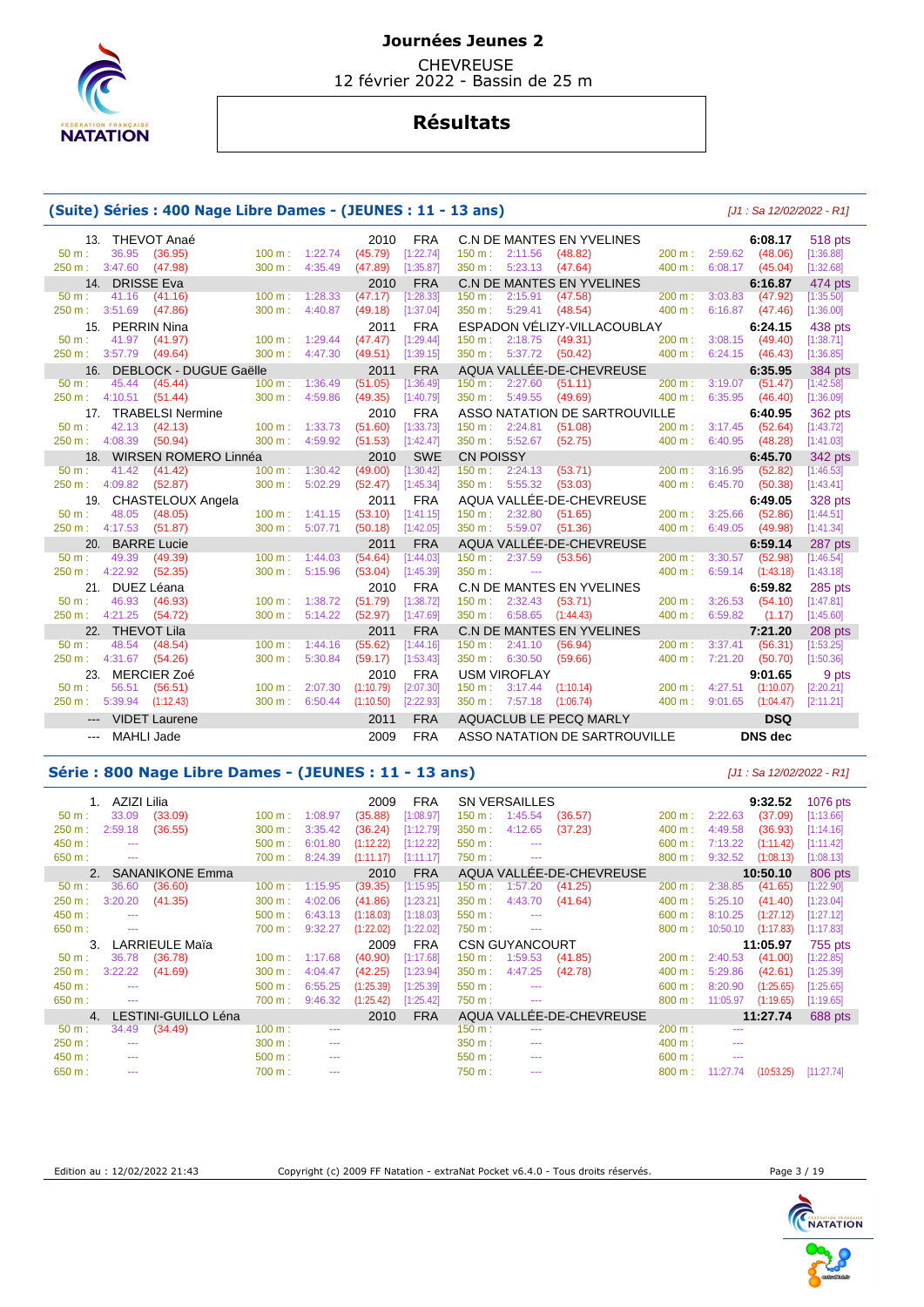# Journées Jeunes 2

CHEVREUSE
12 février 2022 - Bassin de 25 m

## Résultats

### (Suite) Séries : 400 Nage Libre Dames - (JEUNES : 11 - 13 ans)

[J1 : Sa 12/02/2022 - R1]

13. THEVOT Anaé — 2010 — FRA — C.N DE MANTES EN YVELINES — 6:08.17 — 518 pts
50 m : 36.95 (36.95) | 100 m : 1:22.74 (45.79) [1:22.74] | 150 m : 2:11.56 (48.82) | 200 m : 2:59.62 (48.06) [1:36.88]
250 m : 3:47.60 (47.98) | 300 m : 4:35.49 (47.89) [1:35.87] | 350 m : 5:23.13 (47.64) | 400 m : 6:08.17 (45.04) [1:32.68]

14. DRISSE Eva — 2010 — FRA — C.N DE MANTES EN YVELINES — 6:16.87 — 474 pts
50 m : 41.16 (41.16) | 100 m : 1:28.33 (47.17) [1:28.33] | 150 m : 2:15.91 (47.58) | 200 m : 3:03.83 (47.92) [1:35.50]
250 m : 3:51.69 (47.86) | 300 m : 4:40.87 (49.18) [1:37.04] | 350 m : 5:29.41 (48.54) | 400 m : 6:16.87 (47.46) [1:36.00]

15. PERRIN Nina — 2011 — FRA — ESPADON VÉLIZY-VILLACOUBLAY — 6:24.15 — 438 pts
50 m : 41.97 (41.97) | 100 m : 1:29.44 (47.47) [1:29.44] | 150 m : 2:18.75 (49.31) | 200 m : 3:08.15 (49.40) [1:38.71]
250 m : 3:57.79 (49.64) | 300 m : 4:47.30 (49.51) [1:39.15] | 350 m : 5:37.72 (50.42) | 400 m : 6:24.15 (46.43) [1:36.85]

16. DEBLOCK - DUGUE Gaëlle — 2011 — FRA — AQUA VALLÉE-DE-CHEVREUSE — 6:35.95 — 384 pts
50 m : 45.44 (45.44) | 100 m : 1:36.49 (51.05) [1:36.49] | 150 m : 2:27.60 (51.11) | 200 m : 3:19.07 (51.47) [1:42.58]
250 m : 4:10.51 (51.44) | 300 m : 4:59.86 (49.35) [1:40.79] | 350 m : 5:49.55 (49.69) | 400 m : 6:35.95 (46.40) [1:36.09]

17. TRABELSI Nermine — 2010 — FRA — ASSO NATATION DE SARTROUVILLE — 6:40.95 — 362 pts
50 m : 42.13 (42.13) | 100 m : 1:33.73 (51.60) [1:33.73] | 150 m : 2:24.81 (51.08) | 200 m : 3:17.45 (52.64) [1:43.72]
250 m : 4:08.39 (50.94) | 300 m : 4:59.92 (51.53) [1:42.47] | 350 m : 5:52.67 (52.75) | 400 m : 6:40.95 (48.28) [1:41.03]

18. WIRSEN ROMERO Linnéa — 2010 — SWE — CN POISSY — 6:45.70 — 342 pts
50 m : 41.42 (41.42) | 100 m : 1:30.42 (49.00) [1:30.42] | 150 m : 2:24.13 (53.71) | 200 m : 3:16.95 (52.82) [1:46.53]
250 m : 4:09.82 (52.87) | 300 m : 5:02.29 (52.47) [1:45.34] | 350 m : 5:55.32 (53.03) | 400 m : 6:45.70 (50.38) [1:43.41]

19. CHASTELOUX Angela — 2011 — FRA — AQUA VALLÉE-DE-CHEVREUSE — 6:49.05 — 328 pts
50 m : 48.05 (48.05) | 100 m : 1:41.15 (53.10) [1:41.15] | 150 m : 2:32.80 (51.65) | 200 m : 3:25.66 (52.86) [1:44.51]
250 m : 4:17.53 (51.87) | 300 m : 5:07.71 (50.18) [1:42.05] | 350 m : 5:59.07 (51.36) | 400 m : 6:49.05 (49.98) [1:41.34]

20. BARRE Lucie — 2011 — FRA — AQUA VALLÉE-DE-CHEVREUSE — 6:59.14 — 287 pts
50 m : 49.39 (49.39) | 100 m : 1:44.03 (54.64) [1:44.03] | 150 m : 2:37.59 (53.56) | 200 m : 3:30.57 (52.98) [1:46.54]
250 m : 4:22.92 (52.35) | 300 m : 5:15.96 (53.04) [1:45.39] | 350 m : --- | 400 m : 6:59.14 (1:43.18) [1:43.18]

21. DUEZ Léana — 2010 — FRA — C.N DE MANTES EN YVELINES — 6:59.82 — 285 pts
50 m : 46.93 (46.93) | 100 m : 1:38.72 (51.79) [1:38.72] | 150 m : 2:32.43 (53.71) | 200 m : 3:26.53 (54.10) [1:47.81]
250 m : 4:21.25 (54.72) | 300 m : 5:14.22 (52.97) [1:47.69] | 350 m : 6:58.65 (1:44.43) | 400 m : 6:59.82 (1.17) [1:45.60]

22. THEVOT Lila — 2011 — FRA — C.N DE MANTES EN YVELINES — 7:21.20 — 208 pts
50 m : 48.54 (48.54) | 100 m : 1:44.16 (55.62) [1:44.16] | 150 m : 2:41.10 (56.94) | 200 m : 3:37.41 (56.31) [1:53.25]
250 m : 4:31.67 (54.26) | 300 m : 5:30.84 (59.17) [1:53.43] | 350 m : 6:30.50 (59.66) | 400 m : 7:21.20 (50.70) [1:50.36]

23. MERCIER Zoé — 2010 — FRA — USM VIROFLAY — 9:01.65 — 9 pts
50 m : 56.51 (56.51) | 100 m : 2:07.30 (1:10.79) [2:07.30] | 150 m : 3:17.44 (1:10.14) | 200 m : 4:27.51 (1:10.07) [2:20.21]
250 m : 5:39.94 (1:12.43) | 300 m : 6:50.44 (1:10.50) [2:22.93] | 350 m : 7:57.18 (1:06.74) | 400 m : 9:01.65 (1:04.47) [2:11.21]

--- VIDET Laurene — 2011 — FRA — AQUACLUB LE PECQ MARLY — DSQ

--- MAHLI Jade — 2009 — FRA — ASSO NATATION DE SARTROUVILLE — DNS dec

### Série : 800 Nage Libre Dames - (JEUNES : 11 - 13 ans)

[J1 : Sa 12/02/2022 - R1]

1. AZIZI Lilia — 2009 — FRA — SN VERSAILLES — 9:32.52 — 1076 pts
50 m : 33.09 (33.09) | 100 m : 1:08.97 (35.88) [1:08.97] | 150 m : 1:45.54 (36.57) | 200 m : 2:22.63 (37.09) [1:13.66]
250 m : 2:59.18 (36.55) | 300 m : 3:35.42 (36.24) [1:12.79] | 350 m : 4:12.65 (37.23) | 400 m : 4:49.58 (36.93) [1:14.16]
450 m : --- | 500 m : 6:01.80 (1:12.22) [1:12.22] | 550 m : --- | 600 m : 7:13.22 (1:11.42) [1:11.42]
650 m : --- | 700 m : 8:24.39 (1:11.17) [1:11.17] | 750 m : --- | 800 m : 9:32.52 (1:08.13) [1:08.13]

2. SANANIKONE Emma — 2010 — FRA — AQUA VALLÉE-DE-CHEVREUSE — 10:50.10 — 806 pts
50 m : 36.60 (36.60) | 100 m : 1:15.95 (39.35) [1:15.95] | 150 m : 1:57.20 (41.25) | 200 m : 2:38.85 (41.65) [1:22.90]
250 m : 3:20.20 (41.35) | 300 m : 4:02.06 (41.86) [1:23.21] | 350 m : 4:43.70 (41.64) | 400 m : 5:25.10 (41.40) [1:23.04]
450 m : --- | 500 m : 6:43.13 (1:18.03) [1:18.03] | 550 m : --- | 600 m : 8:10.25 (1:27.12) [1:27.12]
650 m : --- | 700 m : 9:32.27 (1:22.02) [1:22.02] | 750 m : --- | 800 m : 10:50.10 (1:17.83) [1:17.83]

3. LARRIEULE Maïa — 2009 — FRA — CSN GUYANCOURT — 11:05.97 — 755 pts
50 m : 36.78 (36.78) | 100 m : 1:17.68 (40.90) [1:17.68] | 150 m : 1:59.53 (41.85) | 200 m : 2:40.53 (41.00) [1:22.85]
250 m : 3:22.22 (41.69) | 300 m : 4:04.47 (42.25) [1:23.94] | 350 m : 4:47.25 (42.78) | 400 m : 5:29.86 (42.61) [1:25.39]
450 m : --- | 500 m : 6:55.25 (1:25.39) [1:25.39] | 550 m : --- | 600 m : 8:20.90 (1:25.65) [1:25.65]
650 m : --- | 700 m : 9:46.32 (1:25.42) [1:25.42] | 750 m : --- | 800 m : 11:05.97 (1:19.65) [1:19.65]

4. LESTINI-GUILLO Léna — 2010 — FRA — AQUA VALLÉE-DE-CHEVREUSE — 11:27.74 — 688 pts
50 m : 34.49 (34.49) | 100 m : --- | 150 m : --- | 200 m : ---
250 m : --- | 300 m : --- | 350 m : --- | 400 m : ---
450 m : --- | 500 m : --- | 550 m : --- | 600 m : ---
650 m : --- | 700 m : --- | 750 m : --- | 800 m : 11:27.74 (10:53.25) [11:27.74]

Edition au : 12/02/2022 21:43 — Copyright (c) 2009 FF Natation - extraNat Pocket v6.4.0 - Tous droits réservés.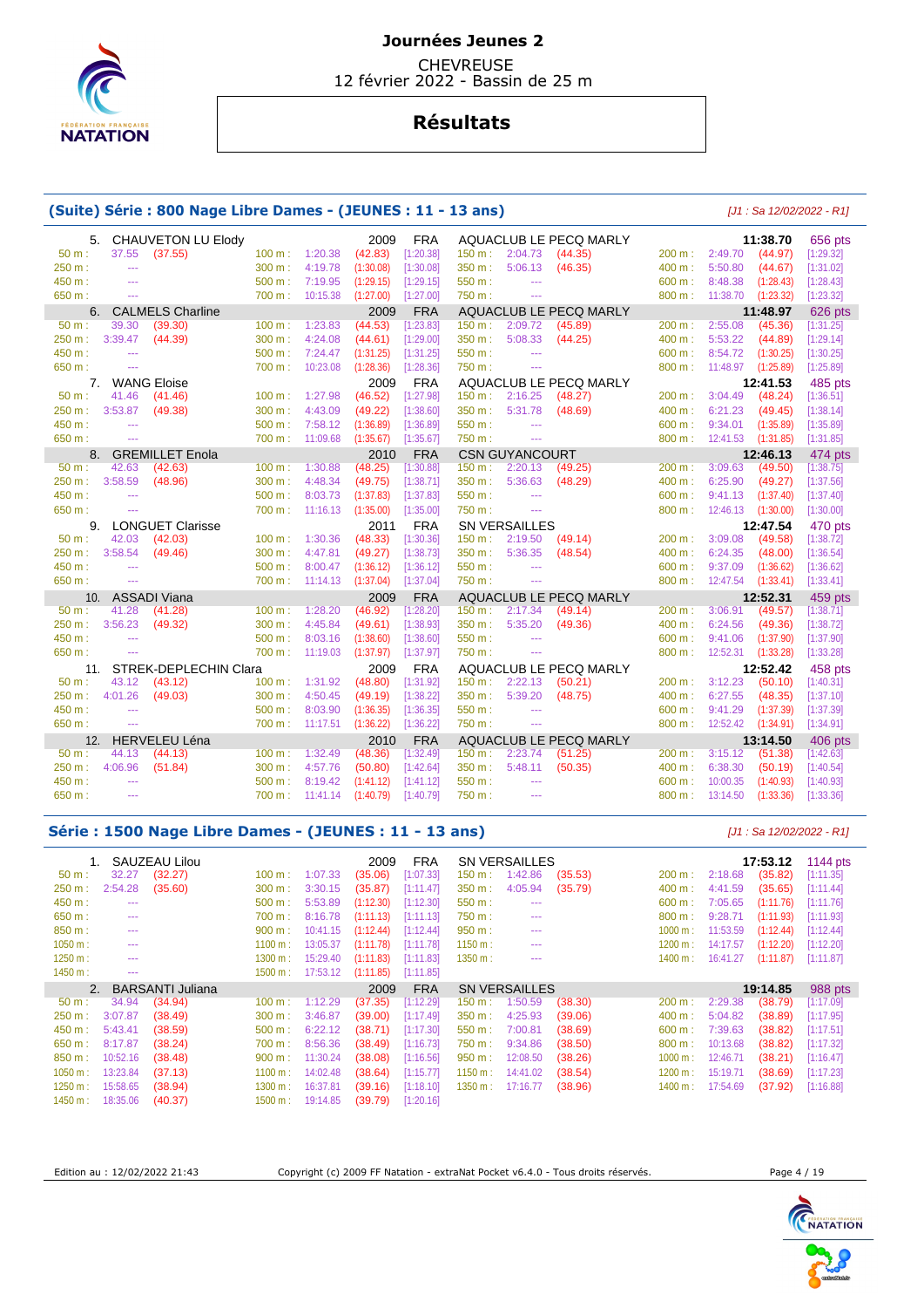# Journées Jeunes 2

CHEVREUSE
12 février 2022 - Bassin de 25 m

## Résultats

### (Suite) Série : 800 Nage Libre Dames - (JEUNES : 11 - 13 ans)

*[J1 : Sa 12/02/2022 - R1]*

5. CHAUVETON LU Elody — 2009 — FRA — AQUACLUB LE PECQ MARLY — **11:38.70** — 656 pts

| | | | | | | | | | | | | | |
|---|---|---|---|---|---|---|---|---|---|---|---|---|---|
| 50 m : | 37.55 (37.55) | 100 m : | 1:20.38 | (42.83) | [1:20.38] | 150 m : | 2:04.73 | (44.35) | 200 m : | 2:49.70 | (44.97) | [1:29.32] |
| 250 m : | --- | 300 m : | 4:19.78 | (1:30.08) | [1:30.08] | 350 m : | 5:06.13 | (46.35) | 400 m : | 5:50.80 | (44.67) | [1:31.02] |
| 450 m : | --- | 500 m : | 7:19.95 | (1:29.15) | [1:29.15] | 550 m : | --- | | 600 m : | 8:48.38 | (1:28.43) | [1:28.43] |
| 650 m : | --- | 700 m : | 10:15.38 | (1:27.00) | [1:27.00] | 750 m : | --- | | 800 m : | 11:38.70 | (1:23.32) | [1:23.32] |

6. CALMELS Charline — 2009 — FRA — AQUACLUB LE PECQ MARLY — **11:48.97** — 626 pts

| | | | | | | | | | | | | |
|---|---|---|---|---|---|---|---|---|---|---|---|---|
| 50 m : | 39.30 (39.30) | 100 m : | 1:23.83 | (44.53) | [1:23.83] | 150 m : | 2:09.72 | (45.89) | 200 m : | 2:55.08 | (45.36) | [1:31.25] |
| 250 m : | 3:39.47 (44.39) | 300 m : | 4:24.08 | (44.61) | [1:29.00] | 350 m : | 5:08.33 | (44.25) | 400 m : | 5:53.22 | (44.89) | [1:29.14] |
| 450 m : | --- | 500 m : | 7:24.47 | (1:31.25) | [1:31.25] | 550 m : | --- | | 600 m : | 8:54.72 | (1:30.25) | [1:30.25] |
| 650 m : | --- | 700 m : | 10:23.08 | (1:28.36) | [1:28.36] | 750 m : | --- | | 800 m : | 11:48.97 | (1:25.89) | [1:25.89] |

7. WANG Eloise — 2009 — FRA — AQUACLUB LE PECQ MARLY — **12:41.53** — 485 pts

| | | | | | | | | | | | | |
|---|---|---|---|---|---|---|---|---|---|---|---|---|
| 50 m : | 41.46 (41.46) | 100 m : | 1:27.98 | (46.52) | [1:27.98] | 150 m : | 2:16.25 | (48.27) | 200 m : | 3:04.49 | (48.24) | [1:36.51] |
| 250 m : | 3:53.87 (49.38) | 300 m : | 4:43.09 | (49.22) | [1:38.60] | 350 m : | 5:31.78 | (48.69) | 400 m : | 6:21.23 | (49.45) | [1:38.14] |
| 450 m : | --- | 500 m : | 7:58.12 | (1:36.89) | [1:36.89] | 550 m : | --- | | 600 m : | 9:34.01 | (1:35.89) | [1:35.89] |
| 650 m : | --- | 700 m : | 11:09.68 | (1:35.67) | [1:35.67] | 750 m : | --- | | 800 m : | 12:41.53 | (1:31.85) | [1:31.85] |

8. GREMILLET Enola — 2010 — FRA — CSN GUYANCOURT — **12:46.13** — 474 pts

| | | | | | | | | | | | | |
|---|---|---|---|---|---|---|---|---|---|---|---|---|
| 50 m : | 42.63 (42.63) | 100 m : | 1:30.88 | (48.25) | [1:30.88] | 150 m : | 2:20.13 | (49.25) | 200 m : | 3:09.63 | (49.50) | [1:38.75] |
| 250 m : | 3:58.59 (48.96) | 300 m : | 4:48.34 | (49.75) | [1:38.71] | 350 m : | 5:36.63 | (48.29) | 400 m : | 6:25.90 | (49.27) | [1:37.56] |
| 450 m : | --- | 500 m : | 8:03.73 | (1:37.83) | [1:37.83] | 550 m : | --- | | 600 m : | 9:41.13 | (1:37.40) | [1:37.40] |
| 650 m : | --- | 700 m : | 11:16.13 | (1:35.00) | [1:35.00] | 750 m : | --- | | 800 m : | 12:46.13 | (1:30.00) | [1:30.00] |

9. LONGUET Clarisse — 2011 — FRA — SN VERSAILLES — **12:47.54** — 470 pts

| | | | | | | | | | | | | |
|---|---|---|---|---|---|---|---|---|---|---|---|---|
| 50 m : | 42.03 (42.03) | 100 m : | 1:30.36 | (48.33) | [1:30.36] | 150 m : | 2:19.50 | (49.14) | 200 m : | 3:09.08 | (49.58) | [1:38.72] |
| 250 m : | 3:58.54 (49.46) | 300 m : | 4:47.81 | (49.27) | [1:38.73] | 350 m : | 5:36.35 | (48.54) | 400 m : | 6:24.35 | (48.00) | [1:36.54] |
| 450 m : | --- | 500 m : | 8:00.47 | (1:36.12) | [1:36.12] | 550 m : | --- | | 600 m : | 9:37.09 | (1:36.62) | [1:36.62] |
| 650 m : | --- | 700 m : | 11:14.13 | (1:37.04) | [1:37.04] | 750 m : | --- | | 800 m : | 12:47.54 | (1:33.41) | [1:33.41] |

10. ASSADI Viana — 2009 — FRA — AQUACLUB LE PECQ MARLY — **12:52.31** — 459 pts

| | | | | | | | | | | | | |
|---|---|---|---|---|---|---|---|---|---|---|---|---|
| 50 m : | 41.28 (41.28) | 100 m : | 1:28.20 | (46.92) | [1:28.20] | 150 m : | 2:17.34 | (49.14) | 200 m : | 3:06.91 | (49.57) | [1:38.71] |
| 250 m : | 3:56.23 (49.32) | 300 m : | 4:45.84 | (49.61) | [1:38.93] | 350 m : | 5:35.20 | (49.36) | 400 m : | 6:24.56 | (49.36) | [1:38.72] |
| 450 m : | --- | 500 m : | 8:03.16 | (1:38.60) | [1:38.60] | 550 m : | --- | | 600 m : | 9:41.06 | (1:37.90) | [1:37.90] |
| 650 m : | --- | 700 m : | 11:19.03 | (1:37.97) | [1:37.97] | 750 m : | --- | | 800 m : | 12:52.31 | (1:33.28) | [1:33.28] |

11. STREK-DEPLECHIN Clara — 2009 — FRA — AQUACLUB LE PECQ MARLY — **12:52.42** — 458 pts

| | | | | | | | | | | | | |
|---|---|---|---|---|---|---|---|---|---|---|---|---|
| 50 m : | 43.12 (43.12) | 100 m : | 1:31.92 | (48.80) | [1:31.92] | 150 m : | 2:22.13 | (50.21) | 200 m : | 3:12.23 | (50.10) | [1:40.31] |
| 250 m : | 4:01.26 (49.03) | 300 m : | 4:50.45 | (49.19) | [1:38.22] | 350 m : | 5:39.20 | (48.75) | 400 m : | 6:27.55 | (48.35) | [1:37.10] |
| 450 m : | --- | 500 m : | 8:03.90 | (1:36.35) | [1:36.35] | 550 m : | --- | | 600 m : | 9:41.29 | (1:37.39) | [1:37.39] |
| 650 m : | --- | 700 m : | 11:17.51 | (1:36.22) | [1:36.22] | 750 m : | --- | | 800 m : | 12:52.42 | (1:34.91) | [1:34.91] |

12. HERVELEU Léna — 2010 — FRA — AQUACLUB LE PECQ MARLY — **13:14.50** — 406 pts

| | | | | | | | | | | | | |
|---|---|---|---|---|---|---|---|---|---|---|---|---|
| 50 m : | 44.13 (44.13) | 100 m : | 1:32.49 | (48.36) | [1:32.49] | 150 m : | 2:23.74 | (51.25) | 200 m : | 3:15.12 | (51.38) | [1:42.63] |
| 250 m : | 4:06.96 (51.84) | 300 m : | 4:57.76 | (50.80) | [1:42.64] | 350 m : | 5:48.11 | (50.35) | 400 m : | 6:38.30 | (50.19) | [1:40.54] |
| 450 m : | --- | 500 m : | 8:19.42 | (1:41.12) | [1:41.12] | 550 m : | --- | | 600 m : | 10:00.35 | (1:40.93) | [1:40.93] |
| 650 m : | --- | 700 m : | 11:41.14 | (1:40.79) | [1:40.79] | 750 m : | --- | | 800 m : | 13:14.50 | (1:33.36) | [1:33.36] |

### Série : 1500 Nage Libre Dames - (JEUNES : 11 - 13 ans)

*[J1 : Sa 12/02/2022 - R1]*

1. SAUZEAU Lilou — 2009 — FRA — SN VERSAILLES — **17:53.12** — 1144 pts

| | | | | | | | | | | | | |
|---|---|---|---|---|---|---|---|---|---|---|---|---|
| 50 m : | 32.27 (32.27) | 100 m : | 1:07.33 | (35.06) | [1:07.33] | 150 m : | 1:42.86 | (35.53) | 200 m : | 2:18.68 | (35.82) | [1:11.35] |
| 250 m : | 2:54.28 (35.60) | 300 m : | 3:30.15 | (35.87) | [1:11.47] | 350 m : | 4:05.94 | (35.79) | 400 m : | 4:41.59 | (35.65) | [1:11.44] |
| 450 m : | --- | 500 m : | 5:53.89 | (1:12.30) | [1:12.30] | 550 m : | --- | | 600 m : | 7:05.65 | (1:11.76) | [1:11.76] |
| 650 m : | --- | 700 m : | 8:16.78 | (1:11.13) | [1:11.13] | 750 m : | --- | | 800 m : | 9:28.71 | (1:11.93) | [1:11.93] |
| 850 m : | --- | 900 m : | 10:41.15 | (1:12.44) | [1:12.44] | 950 m : | --- | | 1000 m : | 11:53.59 | (1:12.44) | [1:12.44] |
| 1050 m : | --- | 1100 m : | 13:05.37 | (1:11.78) | [1:11.78] | 1150 m : | --- | | 1200 m : | 14:17.57 | (1:12.20) | [1:12.20] |
| 1250 m : | --- | 1300 m : | 15:29.40 | (1:11.83) | [1:11.83] | 1350 m : | --- | | 1400 m : | 16:41.27 | (1:11.87) | [1:11.87] |
| 1450 m : | --- | 1500 m : | 17:53.12 | (1:11.85) | [1:11.85] | | | | | | | |

2. BARSANTI Juliana — 2009 — FRA — SN VERSAILLES — **19:14.85** — 988 pts

| | | | | | | | | | | | | |
|---|---|---|---|---|---|---|---|---|---|---|---|---|
| 50 m : | 34.94 (34.94) | 100 m : | 1:12.29 | (37.35) | [1:12.29] | 150 m : | 1:50.59 | (38.30) | 200 m : | 2:29.38 | (38.79) | [1:17.09] |
| 250 m : | 3:07.87 (38.49) | 300 m : | 3:46.87 | (39.00) | [1:17.49] | 350 m : | 4:25.93 | (39.06) | 400 m : | 5:04.82 | (38.89) | [1:17.95] |
| 450 m : | 5:43.41 (38.59) | 500 m : | 6:22.12 | (38.71) | [1:17.30] | 550 m : | 7:00.81 | (38.69) | 600 m : | 7:39.63 | (38.82) | [1:17.51] |
| 650 m : | 8:17.87 (38.24) | 700 m : | 8:56.36 | (38.49) | [1:16.73] | 750 m : | 9:34.86 | (38.50) | 800 m : | 10:13.68 | (38.82) | [1:17.32] |
| 850 m : | 10:52.16 (38.48) | 900 m : | 11:30.24 | (38.08) | [1:16.56] | 950 m : | 12:08.50 | (38.26) | 1000 m : | 12:46.71 | (38.21) | [1:16.47] |
| 1050 m : | 13:23.84 (37.13) | 1100 m : | 14:02.48 | (38.64) | [1:15.77] | 1150 m : | 14:41.02 | (38.54) | 1200 m : | 15:19.71 | (38.69) | [1:17.23] |
| 1250 m : | 15:58.65 (38.94) | 1300 m : | 16:37.81 | (39.16) | [1:18.10] | 1350 m : | 17:16.77 | (38.96) | 1400 m : | 17:54.69 | (37.92) | [1:16.88] |
| 1450 m : | 18:35.06 (40.37) | 1500 m : | 19:14.85 | (39.79) | [1:20.16] | | | | | | | |

Edition au : 12/02/2022 21:43 — Copyright (c) 2009 FF Natation - extraNat Pocket v6.4.0 - Tous droits réservés.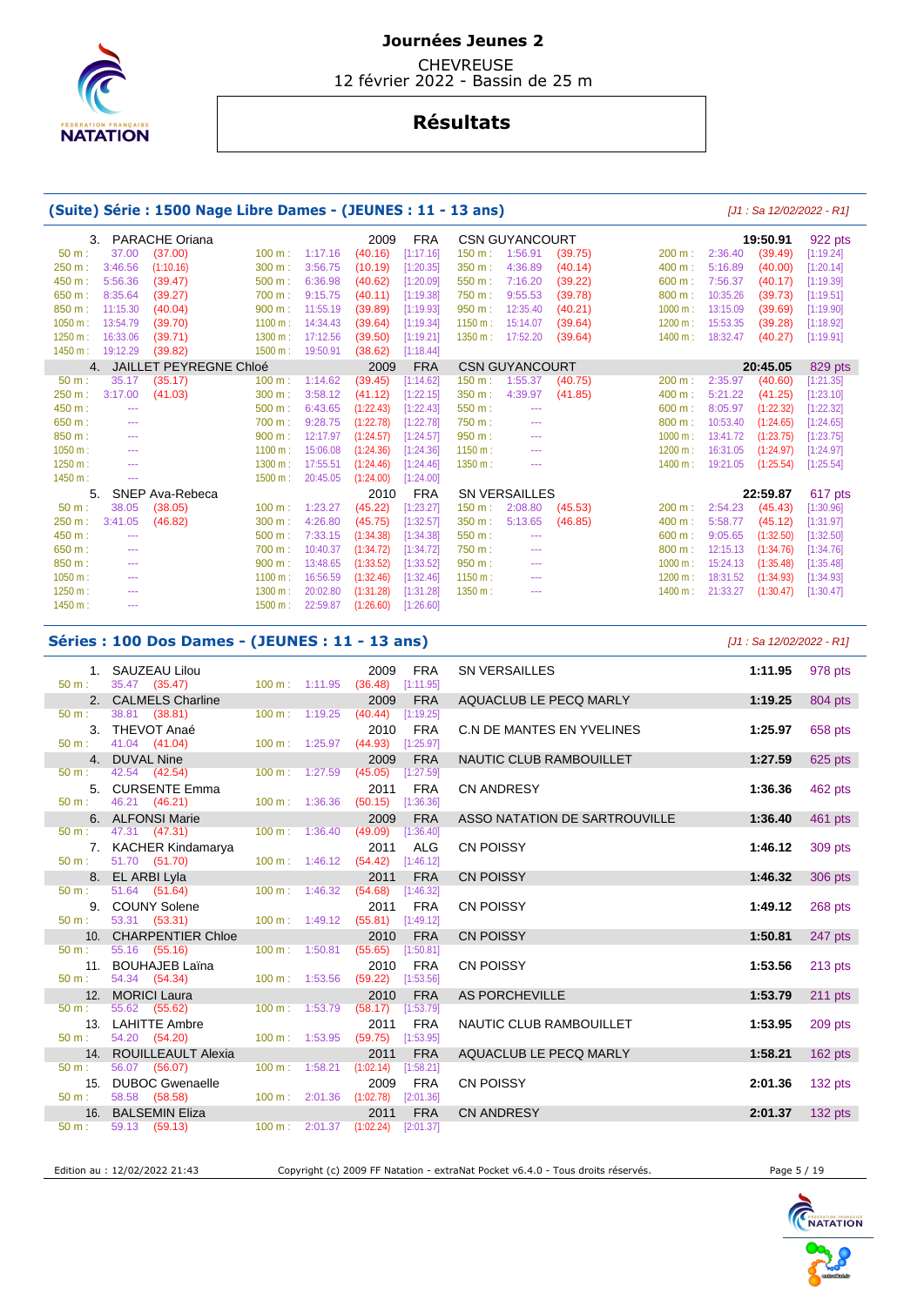# Journées Jeunes 2

CHEVREUSE
12 février 2022 - Bassin de 25 m

## Résultats

### (Suite) Série : 1500 Nage Libre Dames - (JEUNES : 11 - 13 ans)

*[J1 : Sa 12/02/2022 - R1]*

**3. PARACHE Oriana** — 2009 — FRA — CSN GUYANCOURT — **19:50.91** — 922 pts

| Dist. | Temps | Partiel | Dist. | Temps | Partiel | Cumul | Dist. | Temps | Partiel | Dist. | Temps | Partiel | Cumul |
|---|---|---|---|---|---|---|---|---|---|---|---|---|---|
| 50 m : | 37.00 | (37.00) | 100 m : | 1:17.16 | (40.16) | [1:17.16] | 150 m : | 1:56.91 | (39.75) | 200 m : | 2:36.40 | (39.49) | [1:19.24] |
| 250 m : | 3:46.56 | (1:10.16) | 300 m : | 3:56.75 | (10.19) | [1:20.35] | 350 m : | 4:36.89 | (40.14) | 400 m : | 5:16.89 | (40.00) | [1:20.14] |
| 450 m : | 5:56.36 | (39.47) | 500 m : | 6:36.98 | (40.62) | [1:20.09] | 550 m : | 7:16.20 | (39.22) | 600 m : | 7:56.37 | (40.17) | [1:19.39] |
| 650 m : | 8:35.64 | (39.27) | 700 m : | 9:15.75 | (40.11) | [1:19.38] | 750 m : | 9:55.53 | (39.78) | 800 m : | 10:35.26 | (39.73) | [1:19.51] |
| 850 m : | 11:15.30 | (40.04) | 900 m : | 11:55.19 | (39.89) | [1:19.93] | 950 m : | 12:35.40 | (40.21) | 1000 m : | 13:15.09 | (39.69) | [1:19.90] |
| 1050 m : | 13:54.79 | (39.70) | 1100 m : | 14:34.43 | (39.64) | [1:19.34] | 1150 m : | 15:14.07 | (39.64) | 1200 m : | 15:53.35 | (39.28) | [1:18.92] |
| 1250 m : | 16:33.06 | (39.71) | 1300 m : | 17:12.56 | (39.50) | [1:19.21] | 1350 m : | 17:52.20 | (39.64) | 1400 m : | 18:32.47 | (40.27) | [1:19.91] |
| 1450 m : | 19:12.29 | (39.82) | 1500 m : | 19:50.91 | (38.62) | [1:18.44] | | | | | | | |

**4. JAILLET PEYREGNE Chloé** — 2009 — FRA — CSN GUYANCOURT — **20:45.05** — 829 pts

| Dist. | Temps | Partiel | Dist. | Temps | Partiel | Cumul | Dist. | Temps | Partiel | Dist. | Temps | Partiel | Cumul |
|---|---|---|---|---|---|---|---|---|---|---|---|---|---|
| 50 m : | 35.17 | (35.17) | 100 m : | 1:14.62 | (39.45) | [1:14.62] | 150 m : | 1:55.37 | (40.75) | 200 m : | 2:35.97 | (40.60) | [1:21.35] |
| 250 m : | 3:17.00 | (41.03) | 300 m : | 3:58.12 | (41.12) | [1:22.15] | 350 m : | 4:39.97 | (41.85) | 400 m : | 5:21.22 | (41.25) | [1:23.10] |
| 450 m : | --- | | 500 m : | 6:43.65 | (1:22.43) | [1:22.43] | 550 m : | --- | | 600 m : | 8:05.97 | (1:22.32) | [1:22.32] |
| 650 m : | --- | | 700 m : | 9:28.75 | (1:22.78) | [1:22.78] | 750 m : | --- | | 800 m : | 10:53.40 | (1:24.65) | [1:24.65] |
| 850 m : | --- | | 900 m : | 12:17.97 | (1:24.57) | [1:24.57] | 950 m : | --- | | 1000 m : | 13:41.72 | (1:23.75) | [1:23.75] |
| 1050 m : | --- | | 1100 m : | 15:06.08 | (1:24.36) | [1:24.36] | 1150 m : | --- | | 1200 m : | 16:31.05 | (1:24.97) | [1:24.97] |
| 1250 m : | --- | | 1300 m : | 17:55.51 | (1:24.46) | [1:24.46] | 1350 m : | --- | | 1400 m : | 19:21.05 | (1:25.54) | [1:25.54] |
| 1450 m : | --- | | 1500 m : | 20:45.05 | (1:24.00) | [1:24.00] | | | | | | | |

**5. SNEP Ava-Rebeca** — 2010 — FRA — SN VERSAILLES — **22:59.87** — 617 pts

| Dist. | Temps | Partiel | Dist. | Temps | Partiel | Cumul | Dist. | Temps | Partiel | Dist. | Temps | Partiel | Cumul |
|---|---|---|---|---|---|---|---|---|---|---|---|---|---|
| 50 m : | 38.05 | (38.05) | 100 m : | 1:23.27 | (45.22) | [1:23.27] | 150 m : | 2:08.80 | (45.53) | 200 m : | 2:54.23 | (45.43) | [1:30.96] |
| 250 m : | 3:41.05 | (46.82) | 300 m : | 4:26.80 | (45.75) | [1:32.57] | 350 m : | 5:13.65 | (46.85) | 400 m : | 5:58.77 | (45.12) | [1:31.97] |
| 450 m : | --- | | 500 m : | 7:33.15 | (1:34.38) | [1:34.38] | 550 m : | --- | | 600 m : | 9:05.65 | (1:32.50) | [1:32.50] |
| 650 m : | --- | | 700 m : | 10:40.37 | (1:34.72) | [1:34.72] | 750 m : | --- | | 800 m : | 12:15.13 | (1:34.76) | [1:34.76] |
| 850 m : | --- | | 900 m : | 13:48.65 | (1:33.52) | [1:33.52] | 950 m : | --- | | 1000 m : | 15:24.13 | (1:35.48) | [1:35.48] |
| 1050 m : | --- | | 1100 m : | 16:56.59 | (1:32.46) | [1:32.46] | 1150 m : | --- | | 1200 m : | 18:31.52 | (1:34.93) | [1:34.93] |
| 1250 m : | --- | | 1300 m : | 20:02.80 | (1:31.28) | [1:31.28] | 1350 m : | --- | | 1400 m : | 21:33.27 | (1:30.47) | [1:30.47] |
| 1450 m : | --- | | 1500 m : | 22:59.87 | (1:26.60) | [1:26.60] | | | | | | | |

### Séries : 100 Dos Dames - (JEUNES : 11 - 13 ans)

*[J1 : Sa 12/02/2022 - R1]*

| Rang | Nom | Année | Nat. | Club | Temps | Points | 50 m | Partiel | 100 m | Partiel | Cumul |
|---|---|---|---|---|---|---|---|---|---|---|---|
| 1. | SAUZEAU Lilou | 2009 | FRA | SN VERSAILLES | **1:11.95** | 978 pts | 35.47 | (35.47) | 1:11.95 | (36.48) | [1:11.95] |
| 2. | CALMELS Charline | 2009 | FRA | AQUACLUB LE PECQ MARLY | **1:19.25** | 804 pts | 38.81 | (38.81) | 1:19.25 | (40.44) | [1:19.25] |
| 3. | THEVOT Anaé | 2010 | FRA | C.N DE MANTES EN YVELINES | **1:25.97** | 658 pts | 41.04 | (41.04) | 1:25.97 | (44.93) | [1:25.97] |
| 4. | DUVAL Nine | 2009 | FRA | NAUTIC CLUB RAMBOUILLET | **1:27.59** | 625 pts | 42.54 | (42.54) | 1:27.59 | (45.05) | [1:27.59] |
| 5. | CURSENTE Emma | 2011 | FRA | CN ANDRESY | **1:36.36** | 462 pts | 46.21 | (46.21) | 1:36.36 | (50.15) | [1:36.36] |
| 6. | ALFONSI Marie | 2009 | FRA | ASSO NATATION DE SARTROUVILLE | **1:36.40** | 461 pts | 47.31 | (47.31) | 1:36.40 | (49.09) | [1:36.40] |
| 7. | KACHER Kindamarya | 2011 | ALG | CN POISSY | **1:46.12** | 309 pts | 51.70 | (51.70) | 1:46.12 | (54.42) | [1:46.12] |
| 8. | EL ARBI Lyla | 2011 | FRA | CN POISSY | **1:46.32** | 306 pts | 51.64 | (51.64) | 1:46.32 | (54.68) | [1:46.32] |
| 9. | COUNY Solene | 2011 | FRA | CN POISSY | **1:49.12** | 268 pts | 53.31 | (53.31) | 1:49.12 | (55.81) | [1:49.12] |
| 10. | CHARPENTIER Chloe | 2010 | FRA | CN POISSY | **1:50.81** | 247 pts | 55.16 | (55.16) | 1:50.81 | (55.65) | [1:50.81] |
| 11. | BOUHAJEB Laïna | 2010 | FRA | CN POISSY | **1:53.56** | 213 pts | 54.34 | (54.34) | 1:53.56 | (59.22) | [1:53.56] |
| 12. | MORICI Laura | 2010 | FRA | AS PORCHEVILLE | **1:53.79** | 211 pts | 55.62 | (55.62) | 1:53.79 | (58.17) | [1:53.79] |
| 13. | LAHITTE Ambre | 2011 | FRA | NAUTIC CLUB RAMBOUILLET | **1:53.95** | 209 pts | 54.20 | (54.20) | 1:53.95 | (59.75) | [1:53.95] |
| 14. | ROUILLEAULT Alexia | 2011 | FRA | AQUACLUB LE PECQ MARLY | **1:58.21** | 162 pts | 56.07 | (56.07) | 1:58.21 | (1:02.14) | [1:58.21] |
| 15. | DUBOC Gwenaelle | 2009 | FRA | CN POISSY | **2:01.36** | 132 pts | 58.58 | (58.58) | 2:01.36 | (1:02.78) | [2:01.36] |
| 16. | BALSEMIN Eliza | 2011 | FRA | CN ANDRESY | **2:01.37** | 132 pts | 59.13 | (59.13) | 2:01.37 | (1:02.24) | [2:01.37] |

Edition au : 12/02/2022 21:43 — Copyright (c) 2009 FF Natation - extraNat Pocket v6.4.0 - Tous droits réservés.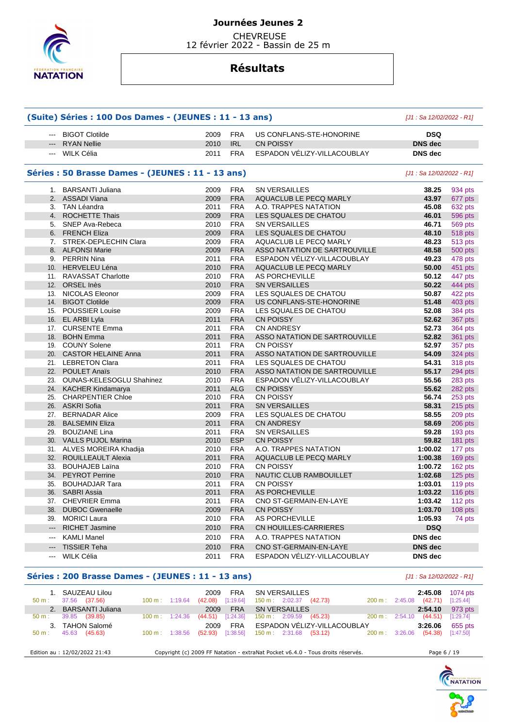# Journées Jeunes 2

CHEVREUSE
12 février 2022 - Bassin de 25 m

## Résultats

### (Suite) Séries : 100 Dos Dames - (JEUNES : 11 - 13 ans)

*[J1 : Sa 12/02/2022 - R1]*

| Rang | Nom | Année | Nation | Club | Temps | Points |
|---|---|---|---|---|---|---|
| --- | BIGOT Clotilde | 2009 | FRA | US CONFLANS-STE-HONORINE | **DSQ** | |
| --- | RYAN Nellie | 2010 | IRL | CN POISSY | **DNS dec** | |
| --- | WILK Célia | 2011 | FRA | ESPADON VÉLIZY-VILLACOUBLAY | **DNS dec** | |

### Séries : 50 Brasse Dames - (JEUNES : 11 - 13 ans)

*[J1 : Sa 12/02/2022 - R1]*

| Rang | Nom | Année | Nation | Club | Temps | Points |
|---|---|---|---|---|---|---|
| 1. | BARSANTI Juliana | 2009 | FRA | SN VERSAILLES | **38.25** | 934 pts |
| 2. | ASSADI Viana | 2009 | FRA | AQUACLUB LE PECQ MARLY | **43.97** | 677 pts |
| 3. | TAN Léandra | 2011 | FRA | A.O. TRAPPES NATATION | **45.08** | 632 pts |
| 4. | ROCHETTE Thais | 2009 | FRA | LES SQUALES DE CHATOU | **46.01** | 596 pts |
| 5. | SNEP Ava-Rebeca | 2010 | FRA | SN VERSAILLES | **46.71** | 569 pts |
| 6. | FRENCH Eliza | 2009 | FRA | LES SQUALES DE CHATOU | **48.10** | 518 pts |
| 7. | STREK-DEPLECHIN Clara | 2009 | FRA | AQUACLUB LE PECQ MARLY | **48.23** | 513 pts |
| 8. | ALFONSI Marie | 2009 | FRA | ASSO NATATION DE SARTROUVILLE | **48.58** | 500 pts |
| 9. | PERRIN Nina | 2011 | FRA | ESPADON VÉLIZY-VILLACOUBLAY | **49.23** | 478 pts |
| 10. | HERVELEU Léna | 2010 | FRA | AQUACLUB LE PECQ MARLY | **50.00** | 451 pts |
| 11. | RAVASSAT Charlotte | 2010 | FRA | AS PORCHEVILLE | **50.12** | 447 pts |
| 12. | ORSEL Inès | 2010 | FRA | SN VERSAILLES | **50.22** | 444 pts |
| 13. | NICOLAS Eleonor | 2009 | FRA | LES SQUALES DE CHATOU | **50.87** | 422 pts |
| 14. | BIGOT Clotilde | 2009 | FRA | US CONFLANS-STE-HONORINE | **51.48** | 403 pts |
| 15. | POUSSIER Louise | 2009 | FRA | LES SQUALES DE CHATOU | **52.08** | 384 pts |
| 16. | EL ARBI Lyla | 2011 | FRA | CN POISSY | **52.62** | 367 pts |
| 17. | CURSENTE Emma | 2011 | FRA | CN ANDRESY | **52.73** | 364 pts |
| 18. | BOHN Emma | 2011 | FRA | ASSO NATATION DE SARTROUVILLE | **52.82** | 361 pts |
| 19. | COUNY Solene | 2011 | FRA | CN POISSY | **52.97** | 357 pts |
| 20. | CASTOR HELAINE Anna | 2011 | FRA | ASSO NATATION DE SARTROUVILLE | **54.09** | 324 pts |
| 21. | LEBRETON Clara | 2011 | FRA | LES SQUALES DE CHATOU | **54.31** | 318 pts |
| 22. | POULET Anaïs | 2010 | FRA | ASSO NATATION DE SARTROUVILLE | **55.17** | 294 pts |
| 23. | OUNAS-KELESOGLU Shahinez | 2010 | FRA | ESPADON VÉLIZY-VILLACOUBLAY | **55.56** | 283 pts |
| 24. | KACHER Kindamarya | 2011 | ALG | CN POISSY | **55.62** | 282 pts |
| 25. | CHARPENTIER Chloe | 2010 | FRA | CN POISSY | **56.74** | 253 pts |
| 26. | ASKRI Sofia | 2011 | FRA | SN VERSAILLES | **58.31** | 215 pts |
| 27. | BERNADAR Alice | 2009 | FRA | LES SQUALES DE CHATOU | **58.55** | 209 pts |
| 28. | BALSEMIN Eliza | 2011 | FRA | CN ANDRESY | **58.69** | 206 pts |
| 29. | BOUZIANE Lina | 2011 | FRA | SN VERSAILLES | **59.28** | 193 pts |
| 30. | VALLS PUJOL Marina | 2010 | ESP | CN POISSY | **59.82** | 181 pts |
| 31. | ALVES MOREIRA Khadija | 2010 | FRA | A.O. TRAPPES NATATION | **1:00.02** | 177 pts |
| 32. | ROUILLEAULT Alexia | 2011 | FRA | AQUACLUB LE PECQ MARLY | **1:00.38** | 169 pts |
| 33. | BOUHAJEB Laïna | 2010 | FRA | CN POISSY | **1:00.72** | 162 pts |
| 34. | PEYROT Perrine | 2010 | FRA | NAUTIC CLUB RAMBOUILLET | **1:02.68** | 125 pts |
| 35. | BOUHADJAR Tara | 2011 | FRA | CN POISSY | **1:03.01** | 119 pts |
| 36. | SABRI Assia | 2011 | FRA | AS PORCHEVILLE | **1:03.22** | 116 pts |
| 37. | CHEVRIER Emma | 2011 | FRA | CNO ST-GERMAIN-EN-LAYE | **1:03.42** | 112 pts |
| 38. | DUBOC Gwenaelle | 2009 | FRA | CN POISSY | **1:03.70** | 108 pts |
| 39. | MORICI Laura | 2010 | FRA | AS PORCHEVILLE | **1:05.93** | 74 pts |
| --- | RICHET Jasmine | 2010 | FRA | CN HOUILLES-CARRIERES | **DSQ** | |
| --- | KAMLI Manel | 2010 | FRA | A.O. TRAPPES NATATION | **DNS dec** | |
| --- | TISSIER Teha | 2010 | FRA | CNO ST-GERMAIN-EN-LAYE | **DNS dec** | |
| --- | WILK Célia | 2011 | FRA | ESPADON VÉLIZY-VILLACOUBLAY | **DNS dec** | |

### Séries : 200 Brasse Dames - (JEUNES : 11 - 13 ans)

*[J1 : Sa 12/02/2022 - R1]*

| Rang | Nom | Année | Nation | Club | Temps | Points |
|---|---|---|---|---|---|---|
| 1. | SAUZEAU Lilou | 2009 | FRA | SN VERSAILLES | **2:45.08** | 1074 pts |
| | 50 m : 37.56 (37.56) | 100 m : 1:19.64 (42.08) [1:19.64] | | 150 m : 2:02.37 (42.73) | 200 m : 2:45.08 (42.71) | [1:25.44] |
| 2. | BARSANTI Juliana | 2009 | FRA | SN VERSAILLES | **2:54.10** | 973 pts |
| | 50 m : 39.85 (39.85) | 100 m : 1:24.36 (44.51) [1:24.36] | | 150 m : 2:09.59 (45.23) | 200 m : 2:54.10 (44.51) | [1:29.74] |
| 3. | TAHON Salomé | 2009 | FRA | ESPADON VÉLIZY-VILLACOUBLAY | **3:26.06** | 655 pts |
| | 50 m : 45.63 (45.63) | 100 m : 1:38.56 (52.93) [1:38.56] | | 150 m : 2:31.68 (53.12) | 200 m : 3:26.06 (54.38) | [1:47.50] |

Edition au : 12/02/2022 21:43 — Copyright (c) 2009 FF Natation - extraNat Pocket v6.4.0 - Tous droits réservés.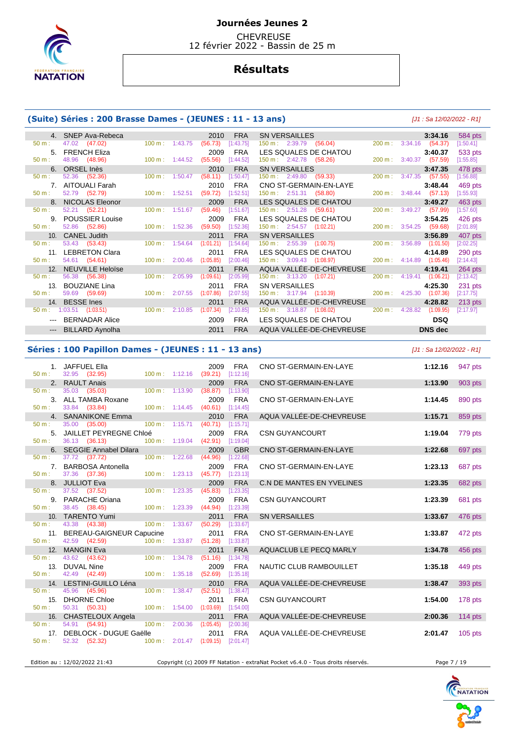# Journées Jeunes 2

CHEVREUSE
12 février 2022 - Bassin de 25 m

## Résultats

### (Suite) Séries : 200 Brasse Dames - (JEUNES : 11 - 13 ans)

[J1 : Sa 12/02/2022 - R1]

| Rg | Nom | Année | Nat | Club | Temps | Points |
|---|---|---|---|---|---|---|
| 4. | SNEP Ava-Rebeca | 2010 | FRA | SN VERSAILLES | 3:34.16 | 584 pts |
| | 50 m : 47.02 (47.02) | 100 m : 1:43.75 (56.73) [1:43.75] | | 150 m : 2:39.79 (56.04) | 200 m : 3:34.16 (54.37) | [1:50.41] |
| 5. | FRENCH Eliza | 2009 | FRA | LES SQUALES DE CHATOU | 3:40.37 | 533 pts |
| | 50 m : 48.96 (48.96) | 100 m : 1:44.52 (55.56) [1:44.52] | | 150 m : 2:42.78 (58.26) | 200 m : 3:40.37 (57.59) | [1:55.85] |
| 6. | ORSEL Inès | 2010 | FRA | SN VERSAILLES | 3:47.35 | 478 pts |
| | 50 m : 52.36 (52.36) | 100 m : 1:50.47 (58.11) [1:50.47] | | 150 m : 2:49.80 (59.33) | 200 m : 3:47.35 (57.55) | [1:56.88] |
| 7. | AITOUALI Farah | 2010 | FRA | CNO ST-GERMAIN-EN-LAYE | 3:48.44 | 469 pts |
| | 50 m : 52.79 (52.79) | 100 m : 1:52.51 (59.72) [1:52.51] | | 150 m : 2:51.31 (58.80) | 200 m : 3:48.44 (57.13) | [1:55.93] |
| 8. | NICOLAS Eleonor | 2009 | FRA | LES SQUALES DE CHATOU | 3:49.27 | 463 pts |
| | 50 m : 52.21 (52.21) | 100 m : 1:51.67 (59.46) [1:51.67] | | 150 m : 2:51.28 (59.61) | 200 m : 3:49.27 (57.99) | [1:57.60] |
| 9. | POUSSIER Louise | 2009 | FRA | LES SQUALES DE CHATOU | 3:54.25 | 426 pts |
| | 50 m : 52.86 (52.86) | 100 m : 1:52.36 (59.50) [1:52.36] | | 150 m : 2:54.57 (1:02.21) | 200 m : 3:54.25 (59.68) | [2:01.89] |
| 10. | CANEL Judith | 2011 | FRA | SN VERSAILLES | 3:56.89 | 407 pts |
| | 50 m : 53.43 (53.43) | 100 m : 1:54.64 (1:01.21) [1:54.64] | | 150 m : 2:55.39 (1:00.75) | 200 m : 3:56.89 (1:01.50) | [2:02.25] |
| 11. | LEBRETON Clara | 2011 | FRA | LES SQUALES DE CHATOU | 4:14.89 | 290 pts |
| | 50 m : 54.61 (54.61) | 100 m : 2:00.46 (1:05.85) [2:00.46] | | 150 m : 3:09.43 (1:08.97) | 200 m : 4:14.89 (1:05.46) | [2:14.43] |
| 12. | NEUVILLE Heloïse | 2011 | FRA | AQUA VALLÉE-DE-CHEVREUSE | 4:19.41 | 264 pts |
| | 50 m : 56.38 (56.38) | 100 m : 2:05.99 (1:09.61) [2:05.99] | | 150 m : 3:13.20 (1:07.21) | 200 m : 4:19.41 (1:06.21) | [2:13.42] |
| 13. | BOUZIANE Lina | 2011 | FRA | SN VERSAILLES | 4:25.30 | 231 pts |
| | 50 m : 59.69 (59.69) | 100 m : 2:07.55 (1:07.86) [2:07.55] | | 150 m : 3:17.94 (1:10.39) | 200 m : 4:25.30 (1:07.36) | [2:17.75] |
| 14. | BESSE Ines | 2011 | FRA | AQUA VALLÉE-DE-CHEVREUSE | 4:28.82 | 213 pts |
| | 50 m : 1:03.51 (1:03.51) | 100 m : 2:10.85 (1:07.34) [2:10.85] | | 150 m : 3:18.87 (1:08.02) | 200 m : 4:28.82 (1:09.95) | [2:17.97] |
| --- | BERNADAR Alice | 2009 | FRA | LES SQUALES DE CHATOU | DSQ | |
| --- | BILLARD Aynolha | 2011 | FRA | AQUA VALLÉE-DE-CHEVREUSE | DNS dec | |

### Séries : 100 Papillon Dames - (JEUNES : 11 - 13 ans)

[J1 : Sa 12/02/2022 - R1]

| Rg | Nom | Année | Nat | Club | Temps | Points |
|---|---|---|---|---|---|---|
| 1. | JAFFUEL Ella | 2009 | FRA | CNO ST-GERMAIN-EN-LAYE | 1:12.16 | 947 pts |
| | 50 m : 32.95 (32.95) | 100 m : 1:12.16 (39.21) [1:12.16] | | | | |
| 2. | RAULT Anais | 2009 | FRA | CNO ST-GERMAIN-EN-LAYE | 1:13.90 | 903 pts |
| | 50 m : 35.03 (35.03) | 100 m : 1:13.90 (38.87) [1:13.90] | | | | |
| 3. | ALL TAMBA Roxane | 2009 | FRA | CNO ST-GERMAIN-EN-LAYE | 1:14.45 | 890 pts |
| | 50 m : 33.84 (33.84) | 100 m : 1:14.45 (40.61) [1:14.45] | | | | |
| 4. | SANANIKONE Emma | 2010 | FRA | AQUA VALLÉE-DE-CHEVREUSE | 1:15.71 | 859 pts |
| | 50 m : 35.00 (35.00) | 100 m : 1:15.71 (40.71) [1:15.71] | | | | |
| 5. | JAILLET PEYREGNE Chloé | 2009 | FRA | CSN GUYANCOURT | 1:19.04 | 779 pts |
| | 50 m : 36.13 (36.13) | 100 m : 1:19.04 (42.91) [1:19.04] | | | | |
| 6. | SEGGIE Annabel Dilara | 2009 | GBR | CNO ST-GERMAIN-EN-LAYE | 1:22.68 | 697 pts |
| | 50 m : 37.72 (37.72) | 100 m : 1:22.68 (44.96) [1:22.68] | | | | |
| 7. | BARBOSA Antonella | 2009 | FRA | CNO ST-GERMAIN-EN-LAYE | 1:23.13 | 687 pts |
| | 50 m : 37.36 (37.36) | 100 m : 1:23.13 (45.77) [1:23.13] | | | | |
| 8. | JULLIOT Eva | 2009 | FRA | C.N DE MANTES EN YVELINES | 1:23.35 | 682 pts |
| | 50 m : 37.52 (37.52) | 100 m : 1:23.35 (45.83) [1:23.35] | | | | |
| 9. | PARACHE Oriana | 2009 | FRA | CSN GUYANCOURT | 1:23.39 | 681 pts |
| | 50 m : 38.45 (38.45) | 100 m : 1:23.39 (44.94) [1:23.39] | | | | |
| 10. | TARENTO Yumi | 2011 | FRA | SN VERSAILLES | 1:33.67 | 476 pts |
| | 50 m : 43.38 (43.38) | 100 m : 1:33.67 (50.29) [1:33.67] | | | | |
| 11. | BEREAU-GAIGNEUR Capucine | 2011 | FRA | CNO ST-GERMAIN-EN-LAYE | 1:33.87 | 472 pts |
| | 50 m : 42.59 (42.59) | 100 m : 1:33.87 (51.28) [1:33.87] | | | | |
| 12. | MANGIN Eva | 2011 | FRA | AQUACLUB LE PECQ MARLY | 1:34.78 | 456 pts |
| | 50 m : 43.62 (43.62) | 100 m : 1:34.78 (51.16) [1:34.78] | | | | |
| 13. | DUVAL Nine | 2009 | FRA | NAUTIC CLUB RAMBOUILLET | 1:35.18 | 449 pts |
| | 50 m : 42.49 (42.49) | 100 m : 1:35.18 (52.69) [1:35.18] | | | | |
| 14. | LESTINI-GUILLO Léna | 2010 | FRA | AQUA VALLÉE-DE-CHEVREUSE | 1:38.47 | 393 pts |
| | 50 m : 45.96 (45.96) | 100 m : 1:38.47 (52.51) [1:38.47] | | | | |
| 15. | DHORNE Chloe | 2011 | FRA | CSN GUYANCOURT | 1:54.00 | 178 pts |
| | 50 m : 50.31 (50.31) | 100 m : 1:54.00 (1:03.69) [1:54.00] | | | | |
| 16. | CHASTELOUX Angela | 2011 | FRA | AQUA VALLÉE-DE-CHEVREUSE | 2:00.36 | 114 pts |
| | 50 m : 54.91 (54.91) | 100 m : 2:00.36 (1:05.45) [2:00.36] | | | | |
| 17. | DEBLOCK - DUGUE Gaëlle | 2011 | FRA | AQUA VALLÉE-DE-CHEVREUSE | 2:01.47 | 105 pts |
| | 50 m : 52.32 (52.32) | 100 m : 2:01.47 (1:09.15) [2:01.47] | | | | |

Edition au : 12/02/2022 21:43 — Copyright (c) 2009 FF Natation - extraNat Pocket v6.4.0 - Tous droits réservés.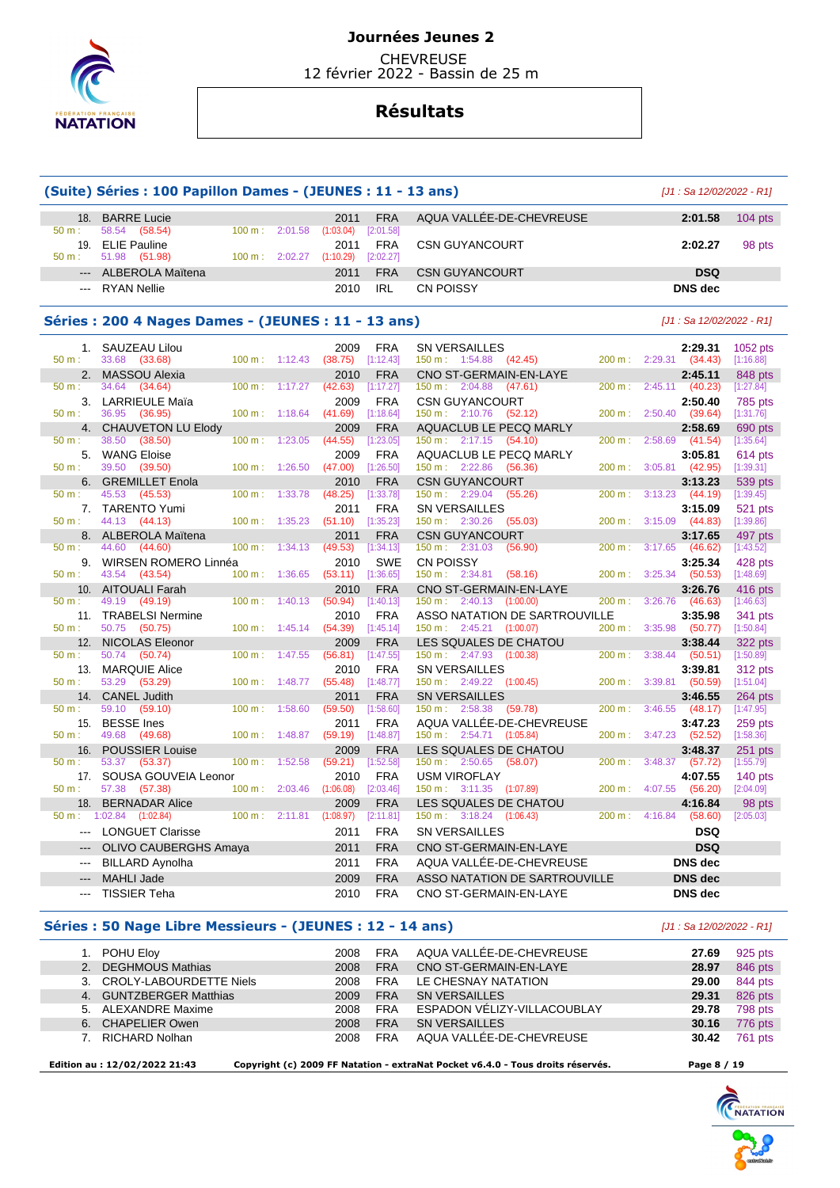# Journées Jeunes 2

CHEVREUSE
12 février 2022 - Bassin de 25 m

## Résultats

### (Suite) Séries : 100 Papillon Dames - (JEUNES : 11 - 13 ans)

*[J1 : Sa 12/02/2022 - R1]*

| Rang | Nom | Année | Nat | Club | Temps | Points |
|---|---|---|---|---|---|---|
| 18. | BARRE Lucie | 2011 | FRA | AQUA VALLÉE-DE-CHEVREUSE | 2:01.58 | 104 pts |
| | 50 m : 58.54 (58.54) — 100 m : 2:01.58 (1:03.04) [2:01.58] | | | | | |
| 19. | ELIE Pauline | 2011 | FRA | CSN GUYANCOURT | 2:02.27 | 98 pts |
| | 50 m : 51.98 (51.98) — 100 m : 2:02.27 (1:10.29) [2:02.27] | | | | | |
| --- | ALBEROLA Maïtena | 2011 | FRA | CSN GUYANCOURT | DSQ | |
| --- | RYAN Nellie | 2010 | IRL | CN POISSY | DNS dec | |

### Séries : 200 4 Nages Dames - (JEUNES : 11 - 13 ans)

*[J1 : Sa 12/02/2022 - R1]*

| Rang | Nom | Année | Nat | Club | Temps | Points |
|---|---|---|---|---|---|---|
| 1. | SAUZEAU Lilou | 2009 | FRA | SN VERSAILLES | 2:29.31 | 1052 pts |
| | 50 m : 33.68 (33.68) — 100 m : 1:12.43 (38.75) [1:12.43] — 150 m : 1:54.88 (42.45) — 200 m : 2:29.31 (34.43) [1:16.88] | | | | | |
| 2. | MASSOU Alexia | 2010 | FRA | CNO ST-GERMAIN-EN-LAYE | 2:45.11 | 848 pts |
| | 50 m : 34.64 (34.64) — 100 m : 1:17.27 (42.63) [1:17.27] — 150 m : 2:04.88 (47.61) — 200 m : 2:45.11 (40.23) [1:27.84] | | | | | |
| 3. | LARRIEULE Maïa | 2009 | FRA | CSN GUYANCOURT | 2:50.40 | 785 pts |
| | 50 m : 36.95 (36.95) — 100 m : 1:18.64 (41.69) [1:18.64] — 150 m : 2:10.76 (52.12) — 200 m : 2:50.40 (39.64) [1:31.76] | | | | | |
| 4. | CHAUVETON LU Elody | 2009 | FRA | AQUACLUB LE PECQ MARLY | 2:58.69 | 690 pts |
| | 50 m : 38.50 (38.50) — 100 m : 1:23.05 (44.55) [1:23.05] — 150 m : 2:17.15 (54.10) — 200 m : 2:58.69 (41.54) [1:35.64] | | | | | |
| 5. | WANG Eloise | 2009 | FRA | AQUACLUB LE PECQ MARLY | 3:05.81 | 614 pts |
| | 50 m : 39.50 (39.50) — 100 m : 1:26.50 (47.00) [1:26.50] — 150 m : 2:22.86 (56.36) — 200 m : 3:05.81 (42.95) [1:39.31] | | | | | |
| 6. | GREMILLET Enola | 2010 | FRA | CSN GUYANCOURT | 3:13.23 | 539 pts |
| | 50 m : 45.53 (45.53) — 100 m : 1:33.78 (48.25) [1:33.78] — 150 m : 2:29.04 (55.26) — 200 m : 3:13.23 (44.19) [1:39.45] | | | | | |
| 7. | TARENTO Yumi | 2011 | FRA | SN VERSAILLES | 3:15.09 | 521 pts |
| | 50 m : 44.13 (44.13) — 100 m : 1:35.23 (51.10) [1:35.23] — 150 m : 2:30.26 (55.03) — 200 m : 3:15.09 (44.83) [1:39.86] | | | | | |
| 8. | ALBEROLA Maïtena | 2011 | FRA | CSN GUYANCOURT | 3:17.65 | 497 pts |
| | 50 m : 44.60 (44.60) — 100 m : 1:34.13 (49.53) [1:34.13] — 150 m : 2:31.03 (56.90) — 200 m : 3:17.65 (46.62) [1:43.52] | | | | | |
| 9. | WIRSEN ROMERO Linnéa | 2010 | SWE | CN POISSY | 3:25.34 | 428 pts |
| | 50 m : 43.54 (43.54) — 100 m : 1:36.65 (53.11) [1:36.65] — 150 m : 2:34.81 (58.16) — 200 m : 3:25.34 (50.53) [1:48.69] | | | | | |
| 10. | AITOUALI Farah | 2010 | FRA | CNO ST-GERMAIN-EN-LAYE | 3:26.76 | 416 pts |
| | 50 m : 49.19 (49.19) — 100 m : 1:40.13 (50.94) [1:40.13] — 150 m : 2:40.13 (1:00.00) — 200 m : 3:26.76 (46.63) [1:46.63] | | | | | |
| 11. | TRABELSI Nermine | 2010 | FRA | ASSO NATATION DE SARTROUVILLE | 3:35.98 | 341 pts |
| | 50 m : 50.75 (50.75) — 100 m : 1:45.14 (54.39) [1:45.14] — 150 m : 2:45.21 (1:00.07) — 200 m : 3:35.98 (50.77) [1:50.84] | | | | | |
| 12. | NICOLAS Eleonor | 2009 | FRA | LES SQUALES DE CHATOU | 3:38.44 | 322 pts |
| | 50 m : 50.74 (50.74) — 100 m : 1:47.55 (56.81) [1:47.55] — 150 m : 2:47.93 (1:00.38) — 200 m : 3:38.44 (50.51) [1:50.89] | | | | | |
| 13. | MARQUIE Alice | 2010 | FRA | SN VERSAILLES | 3:39.81 | 312 pts |
| | 50 m : 53.29 (53.29) — 100 m : 1:48.77 (55.48) [1:48.77] — 150 m : 2:49.22 (1:00.45) — 200 m : 3:39.81 (50.59) [1:51.04] | | | | | |
| 14. | CANEL Judith | 2011 | FRA | SN VERSAILLES | 3:46.55 | 264 pts |
| | 50 m : 59.10 (59.10) — 100 m : 1:58.60 (59.50) [1:58.60] — 150 m : 2:58.38 (59.78) — 200 m : 3:46.55 (48.17) [1:47.95] | | | | | |
| 15. | BESSE Ines | 2011 | FRA | AQUA VALLÉE-DE-CHEVREUSE | 3:47.23 | 259 pts |
| | 50 m : 49.68 (49.68) — 100 m : 1:48.87 (59.19) [1:48.87] — 150 m : 2:54.71 (1:05.84) — 200 m : 3:47.23 (52.52) [1:58.36] | | | | | |
| 16. | POUSSIER Louise | 2009 | FRA | LES SQUALES DE CHATOU | 3:48.37 | 251 pts |
| | 50 m : 53.37 (53.37) — 100 m : 1:52.58 (59.21) [1:52.58] — 150 m : 2:50.65 (58.07) — 200 m : 3:48.37 (57.72) [1:55.79] | | | | | |
| 17. | SOUSA GOUVEIA Leonor | 2010 | FRA | USM VIROFLAY | 4:07.55 | 140 pts |
| | 50 m : 57.38 (57.38) — 100 m : 2:03.46 (1:06.08) [2:03.46] — 150 m : 3:11.35 (1:07.89) — 200 m : 4:07.55 (56.20) [2:04.09] | | | | | |
| 18. | BERNADAR Alice | 2009 | FRA | LES SQUALES DE CHATOU | 4:16.84 | 98 pts |
| | 50 m : 1:02.84 (1:02.84) — 100 m : 2:11.81 (1:08.97) [2:11.81] — 150 m : 3:18.24 (1:06.43) — 200 m : 4:16.84 (58.60) [2:05.03] | | | | | |
| --- | LONGUET Clarisse | 2011 | FRA | SN VERSAILLES | DSQ | |
| --- | OLIVO CAUBERGHS Amaya | 2011 | FRA | CNO ST-GERMAIN-EN-LAYE | DSQ | |
| --- | BILLARD Aynolha | 2011 | FRA | AQUA VALLÉE-DE-CHEVREUSE | DNS dec | |
| --- | MAHLI Jade | 2009 | FRA | ASSO NATATION DE SARTROUVILLE | DNS dec | |
| --- | TISSIER Teha | 2010 | FRA | CNO ST-GERMAIN-EN-LAYE | DNS dec | |

### Séries : 50 Nage Libre Messieurs - (JEUNES : 12 - 14 ans)

*[J1 : Sa 12/02/2022 - R1]*

| Rang | Nom | Année | Nat | Club | Temps | Points |
|---|---|---|---|---|---|---|
| 1. | POHU Eloy | 2008 | FRA | AQUA VALLÉE-DE-CHEVREUSE | 27.69 | 925 pts |
| 2. | DEGHMOUS Mathias | 2008 | FRA | CNO ST-GERMAIN-EN-LAYE | 28.97 | 846 pts |
| 3. | CROLY-LABOURDETTE Niels | 2008 | FRA | LE CHESNAY NATATION | 29.00 | 844 pts |
| 4. | GUNTZBERGER Matthias | 2009 | FRA | SN VERSAILLES | 29.31 | 826 pts |
| 5. | ALEXANDRE Maxime | 2008 | FRA | ESPADON VÉLIZY-VILLACOUBLAY | 29.78 | 798 pts |
| 6. | CHAPELIER Owen | 2008 | FRA | SN VERSAILLES | 30.16 | 776 pts |
| 7. | RICHARD Nolhan | 2008 | FRA | AQUA VALLÉE-DE-CHEVREUSE | 30.42 | 761 pts |

Edition au : 12/02/2022 21:43 — Copyright (c) 2009 FF Natation - extraNat Pocket v6.4.0 - Tous droits réservés.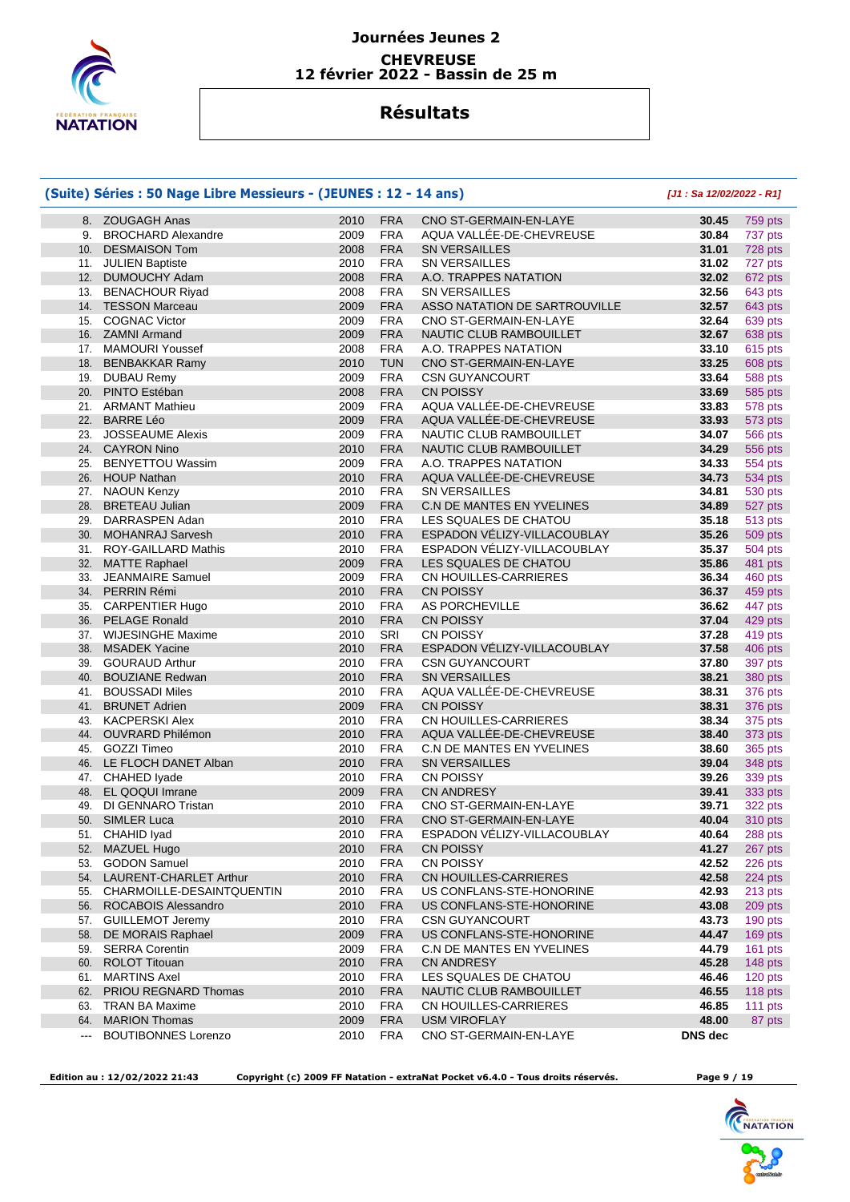# Journées Jeunes 2

**CHEVREUSE**
**12 février 2022 - Bassin de 25 m**

## Résultats

### (Suite) Séries : 50 Nage Libre Messieurs - (JEUNES : 12 - 14 ans)

*[J1 : Sa 12/02/2022 - R1]*

| Rang | Nom | Année | Nat. | Club | Temps | Points |
|---|---|---|---|---|---|---|
| 8. | ZOUGAGH Anas | 2010 | FRA | CNO ST-GERMAIN-EN-LAYE | 30.45 | 759 pts |
| 9. | BROCHARD Alexandre | 2009 | FRA | AQUA VALLÉE-DE-CHEVREUSE | 30.84 | 737 pts |
| 10. | DESMAISON Tom | 2008 | FRA | SN VERSAILLES | 31.01 | 728 pts |
| 11. | JULIEN Baptiste | 2010 | FRA | SN VERSAILLES | 31.02 | 727 pts |
| 12. | DUMOUCHY Adam | 2008 | FRA | A.O. TRAPPES NATATION | 32.02 | 672 pts |
| 13. | BENACHOUR Riyad | 2008 | FRA | SN VERSAILLES | 32.56 | 643 pts |
| 14. | TESSON Marceau | 2009 | FRA | ASSO NATATION DE SARTROUVILLE | 32.57 | 643 pts |
| 15. | COGNAC Victor | 2009 | FRA | CNO ST-GERMAIN-EN-LAYE | 32.64 | 639 pts |
| 16. | ZAMNI Armand | 2009 | FRA | NAUTIC CLUB RAMBOUILLET | 32.67 | 638 pts |
| 17. | MAMOURI Youssef | 2008 | FRA | A.O. TRAPPES NATATION | 33.10 | 615 pts |
| 18. | BENBAKKAR Ramy | 2010 | TUN | CNO ST-GERMAIN-EN-LAYE | 33.25 | 608 pts |
| 19. | DUBAU Remy | 2009 | FRA | CSN GUYANCOURT | 33.64 | 588 pts |
| 20. | PINTO Estéban | 2008 | FRA | CN POISSY | 33.69 | 585 pts |
| 21. | ARMANT Mathieu | 2009 | FRA | AQUA VALLÉE-DE-CHEVREUSE | 33.83 | 578 pts |
| 22. | BARRE Léo | 2009 | FRA | AQUA VALLÉE-DE-CHEVREUSE | 33.93 | 573 pts |
| 23. | JOSSEAUME Alexis | 2009 | FRA | NAUTIC CLUB RAMBOUILLET | 34.07 | 566 pts |
| 24. | CAYRON Nino | 2010 | FRA | NAUTIC CLUB RAMBOUILLET | 34.29 | 556 pts |
| 25. | BENYETTOU Wassim | 2009 | FRA | A.O. TRAPPES NATATION | 34.33 | 554 pts |
| 26. | HOUP Nathan | 2010 | FRA | AQUA VALLÉE-DE-CHEVREUSE | 34.73 | 534 pts |
| 27. | NAOUN Kenzy | 2010 | FRA | SN VERSAILLES | 34.81 | 530 pts |
| 28. | BRETEAU Julian | 2009 | FRA | C.N DE MANTES EN YVELINES | 34.89 | 527 pts |
| 29. | DARRASPEN Adan | 2010 | FRA | LES SQUALES DE CHATOU | 35.18 | 513 pts |
| 30. | MOHANRAJ Sarvesh | 2010 | FRA | ESPADON VÉLIZY-VILLACOUBLAY | 35.26 | 509 pts |
| 31. | ROY-GAILLARD Mathis | 2010 | FRA | ESPADON VÉLIZY-VILLACOUBLAY | 35.37 | 504 pts |
| 32. | MATTE Raphael | 2009 | FRA | LES SQUALES DE CHATOU | 35.86 | 481 pts |
| 33. | JEANMAIRE Samuel | 2009 | FRA | CN HOUILLES-CARRIERES | 36.34 | 460 pts |
| 34. | PERRIN Rémi | 2010 | FRA | CN POISSY | 36.37 | 459 pts |
| 35. | CARPENTIER Hugo | 2010 | FRA | AS PORCHEVILLE | 36.62 | 447 pts |
| 36. | PELAGE Ronald | 2010 | FRA | CN POISSY | 37.04 | 429 pts |
| 37. | WIJESINGHE Maxime | 2010 | SRI | CN POISSY | 37.28 | 419 pts |
| 38. | MSADEK Yacine | 2010 | FRA | ESPADON VÉLIZY-VILLACOUBLAY | 37.58 | 406 pts |
| 39. | GOURAUD Arthur | 2010 | FRA | CSN GUYANCOURT | 37.80 | 397 pts |
| 40. | BOUZIANE Redwan | 2010 | FRA | SN VERSAILLES | 38.21 | 380 pts |
| 41. | BOUSSADI Miles | 2010 | FRA | AQUA VALLÉE-DE-CHEVREUSE | 38.31 | 376 pts |
| 41. | BRUNET Adrien | 2009 | FRA | CN POISSY | 38.31 | 376 pts |
| 43. | KACPERSKI Alex | 2010 | FRA | CN HOUILLES-CARRIERES | 38.34 | 375 pts |
| 44. | OUVRARD Philémon | 2010 | FRA | AQUA VALLÉE-DE-CHEVREUSE | 38.40 | 373 pts |
| 45. | GOZZI Timeo | 2010 | FRA | C.N DE MANTES EN YVELINES | 38.60 | 365 pts |
| 46. | LE FLOCH DANET Alban | 2010 | FRA | SN VERSAILLES | 39.04 | 348 pts |
| 47. | CHAHED Iyade | 2010 | FRA | CN POISSY | 39.26 | 339 pts |
| 48. | EL QOQUI Imrane | 2009 | FRA | CN ANDRESY | 39.41 | 333 pts |
| 49. | DI GENNARO Tristan | 2010 | FRA | CNO ST-GERMAIN-EN-LAYE | 39.71 | 322 pts |
| 50. | SIMLER Luca | 2010 | FRA | CNO ST-GERMAIN-EN-LAYE | 40.04 | 310 pts |
| 51. | CHAHID Iyad | 2010 | FRA | ESPADON VÉLIZY-VILLACOUBLAY | 40.64 | 288 pts |
| 52. | MAZUEL Hugo | 2010 | FRA | CN POISSY | 41.27 | 267 pts |
| 53. | GODON Samuel | 2010 | FRA | CN POISSY | 42.52 | 226 pts |
| 54. | LAURENT-CHARLET Arthur | 2010 | FRA | CN HOUILLES-CARRIERES | 42.58 | 224 pts |
| 55. | CHARMOILLE-DESAINTQUENTIN | 2010 | FRA | US CONFLANS-STE-HONORINE | 42.93 | 213 pts |
| 56. | ROCABOIS Alessandro | 2010 | FRA | US CONFLANS-STE-HONORINE | 43.08 | 209 pts |
| 57. | GUILLEMOT Jeremy | 2010 | FRA | CSN GUYANCOURT | 43.73 | 190 pts |
| 58. | DE MORAIS Raphael | 2009 | FRA | US CONFLANS-STE-HONORINE | 44.47 | 169 pts |
| 59. | SERRA Corentin | 2009 | FRA | C.N DE MANTES EN YVELINES | 44.79 | 161 pts |
| 60. | ROLOT Titouan | 2010 | FRA | CN ANDRESY | 45.28 | 148 pts |
| 61. | MARTINS Axel | 2010 | FRA | LES SQUALES DE CHATOU | 46.46 | 120 pts |
| 62. | PRIOU REGNARD Thomas | 2010 | FRA | NAUTIC CLUB RAMBOUILLET | 46.55 | 118 pts |
| 63. | TRAN BA Maxime | 2010 | FRA | CN HOUILLES-CARRIERES | 46.85 | 111 pts |
| 64. | MARION Thomas | 2009 | FRA | USM VIROFLAY | 48.00 | 87 pts |
| --- | BOUTIBONNES Lorenzo | 2010 | FRA | CNO ST-GERMAIN-EN-LAYE | DNS dec | |

**Edition au : 12/02/2022 21:43** **Copyright (c) 2009 FF Natation - extraNat Pocket v6.4.0 - Tous droits réservés.**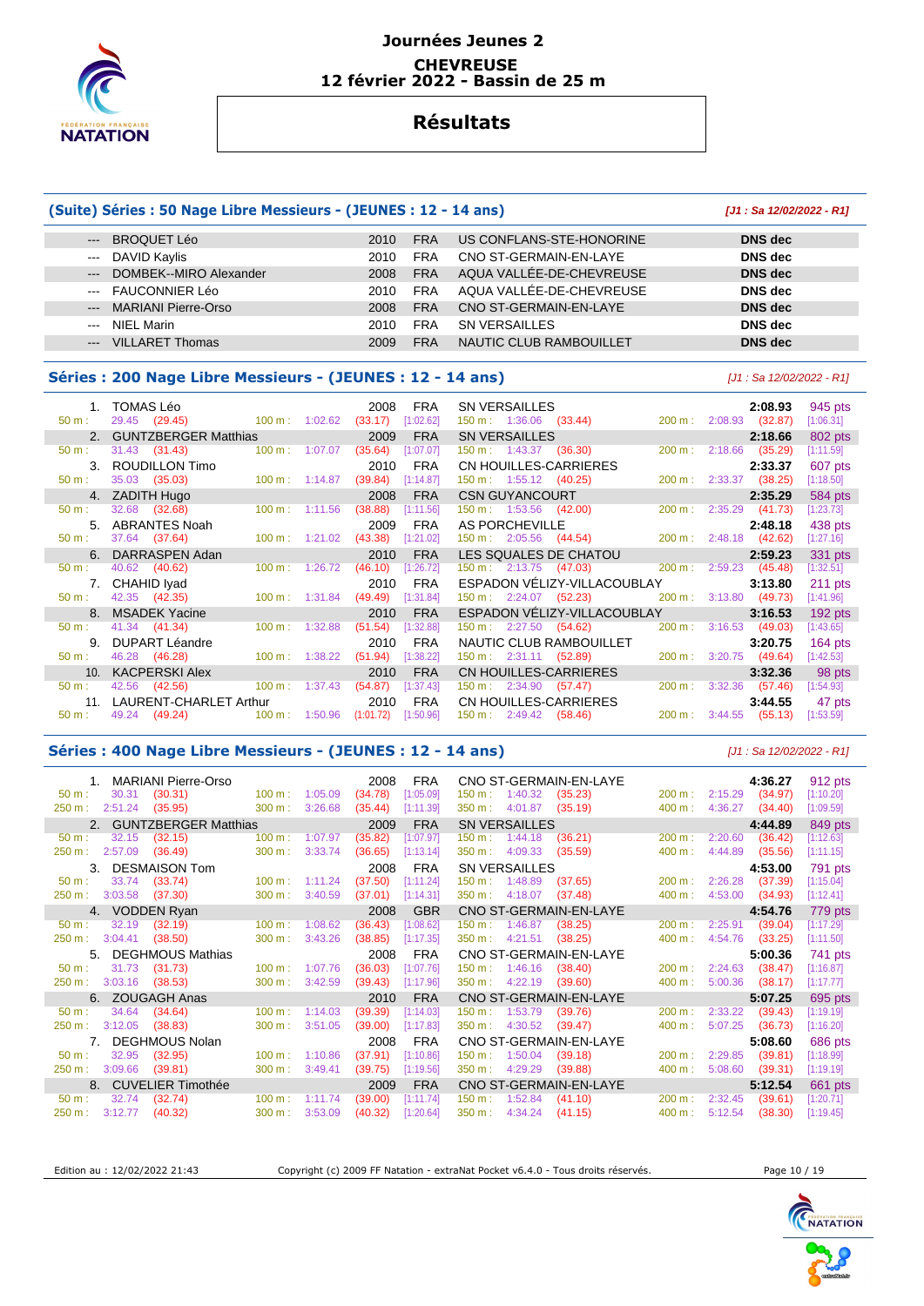# Journées Jeunes 2

**CHEVREUSE**
**12 février 2022 - Bassin de 25 m**

## Résultats

### (Suite) Séries : 50 Nage Libre Messieurs - (JEUNES : 12 - 14 ans)

*[J1 : Sa 12/02/2022 - R1]*

| Rang | Nom | Année | Nat. | Club | Temps |
|---|---|---|---|---|---|
| --- | BROQUET Léo | 2010 | FRA | US CONFLANS-STE-HONORINE | DNS dec |
| --- | DAVID Kaylis | 2010 | FRA | CNO ST-GERMAIN-EN-LAYE | DNS dec |
| --- | DOMBEK--MIRO Alexander | 2008 | FRA | AQUA VALLÉE-DE-CHEVREUSE | DNS dec |
| --- | FAUCONNIER Léo | 2010 | FRA | AQUA VALLÉE-DE-CHEVREUSE | DNS dec |
| --- | MARIANI Pierre-Orso | 2008 | FRA | CNO ST-GERMAIN-EN-LAYE | DNS dec |
| --- | NIEL Marin | 2010 | FRA | SN VERSAILLES | DNS dec |
| --- | VILLARET Thomas | 2009 | FRA | NAUTIC CLUB RAMBOUILLET | DNS dec |

### Séries : 200 Nage Libre Messieurs - (JEUNES : 12 - 14 ans)

*[J1 : Sa 12/02/2022 - R1]*

| Rang | Nom | Année | Nat. | Club | Temps | Points |
|---|---|---|---|---|---|---|
| 1. | TOMAS Léo | 2008 | FRA | SN VERSAILLES | 2:08.93 | 945 pts |
| | 50 m : 29.45 (29.45) | 100 m : 1:02.62 (33.17) [1:02.62] | | 150 m : 1:36.06 (33.44) | 200 m : 2:08.93 (32.87) [1:06.31] | |
| 2. | GUNTZBERGER Matthias | 2009 | FRA | SN VERSAILLES | 2:18.66 | 802 pts |
| | 50 m : 31.43 (31.43) | 100 m : 1:07.07 (35.64) [1:07.07] | | 150 m : 1:43.37 (36.30) | 200 m : 2:18.66 (35.29) [1:11.59] | |
| 3. | ROUDILLON Timo | 2010 | FRA | CN HOUILLES-CARRIERES | 2:33.37 | 607 pts |
| | 50 m : 35.03 (35.03) | 100 m : 1:14.87 (39.84) [1:14.87] | | 150 m : 1:55.12 (40.25) | 200 m : 2:33.37 (38.25) [1:18.50] | |
| 4. | ZADITH Hugo | 2008 | FRA | CSN GUYANCOURT | 2:35.29 | 584 pts |
| | 50 m : 32.68 (32.68) | 100 m : 1:11.56 (38.88) [1:11.56] | | 150 m : 1:53.56 (42.00) | 200 m : 2:35.29 (41.73) [1:23.73] | |
| 5. | ABRANTES Noah | 2009 | FRA | AS PORCHEVILLE | 2:48.18 | 438 pts |
| | 50 m : 37.64 (37.64) | 100 m : 1:21.02 (43.38) [1:21.02] | | 150 m : 2:05.56 (44.54) | 200 m : 2:48.18 (42.62) [1:27.16] | |
| 6. | DARRASPEN Adan | 2010 | FRA | LES SQUALES DE CHATOU | 2:59.23 | 331 pts |
| | 50 m : 40.62 (40.62) | 100 m : 1:26.72 (46.10) [1:26.72] | | 150 m : 2:13.75 (47.03) | 200 m : 2:59.23 (45.48) [1:32.51] | |
| 7. | CHAHID Iyad | 2010 | FRA | ESPADON VÉLIZY-VILLACOUBLAY | 3:13.80 | 211 pts |
| | 50 m : 42.35 (42.35) | 100 m : 1:31.84 (49.49) [1:31.84] | | 150 m : 2:24.07 (52.23) | 200 m : 3:13.80 (49.73) [1:41.96] | |
| 8. | MSADEK Yacine | 2010 | FRA | ESPADON VÉLIZY-VILLACOUBLAY | 3:16.53 | 192 pts |
| | 50 m : 41.34 (41.34) | 100 m : 1:32.88 (51.54) [1:32.88] | | 150 m : 2:27.50 (54.62) | 200 m : 3:16.53 (49.03) [1:43.65] | |
| 9. | DUPART Léandre | 2010 | FRA | NAUTIC CLUB RAMBOUILLET | 3:20.75 | 164 pts |
| | 50 m : 46.28 (46.28) | 100 m : 1:38.22 (51.94) [1:38.22] | | 150 m : 2:31.11 (52.89) | 200 m : 3:20.75 (49.64) [1:42.53] | |
| 10. | KACPERSKI Alex | 2010 | FRA | CN HOUILLES-CARRIERES | 3:32.36 | 98 pts |
| | 50 m : 42.56 (42.56) | 100 m : 1:37.43 (54.87) [1:37.43] | | 150 m : 2:34.90 (57.47) | 200 m : 3:32.36 (57.46) [1:54.93] | |
| 11. | LAURENT-CHARLET Arthur | 2010 | FRA | CN HOUILLES-CARRIERES | 3:44.55 | 47 pts |
| | 50 m : 49.24 (49.24) | 100 m : 1:50.96 (1:01.72) [1:50.96] | | 150 m : 2:49.42 (58.46) | 200 m : 3:44.55 (55.13) [1:53.59] | |

### Séries : 400 Nage Libre Messieurs - (JEUNES : 12 - 14 ans)

*[J1 : Sa 12/02/2022 - R1]*

| Rang | Nom | Année | Nat. | Club | Temps | Points |
|---|---|---|---|---|---|---|
| 1. | MARIANI Pierre-Orso | 2008 | FRA | CNO ST-GERMAIN-EN-LAYE | 4:36.27 | 912 pts |
| | 50 m : 30.31 (30.31) | 100 m : 1:05.09 (34.78) [1:05.09] | | 150 m : 1:40.32 (35.23) | 200 m : 2:15.29 (34.97) [1:10.20] | |
| | 250 m : 2:51.24 (35.95) | 300 m : 3:26.68 (35.44) [1:11.39] | | 350 m : 4:01.87 (35.19) | 400 m : 4:36.27 (34.40) [1:09.59] | |
| 2. | GUNTZBERGER Matthias | 2009 | FRA | SN VERSAILLES | 4:44.89 | 849 pts |
| | 50 m : 32.15 (32.15) | 100 m : 1:07.97 (35.82) [1:07.97] | | 150 m : 1:44.18 (36.21) | 200 m : 2:20.60 (36.42) [1:12.63] | |
| | 250 m : 2:57.09 (36.49) | 300 m : 3:33.74 (36.65) [1:13.14] | | 350 m : 4:09.33 (35.59) | 400 m : 4:44.89 (35.56) [1:11.15] | |
| 3. | DESMAISON Tom | 2008 | FRA | SN VERSAILLES | 4:53.00 | 791 pts |
| | 50 m : 33.74 (33.74) | 100 m : 1:11.24 (37.50) [1:11.24] | | 150 m : 1:48.89 (37.65) | 200 m : 2:26.28 (37.39) [1:15.04] | |
| | 250 m : 3:03.58 (37.30) | 300 m : 3:40.59 (37.01) [1:14.31] | | 350 m : 4:18.07 (37.48) | 400 m : 4:53.00 (34.93) [1:12.41] | |
| 4. | VODDEN Ryan | 2008 | GBR | CNO ST-GERMAIN-EN-LAYE | 4:54.76 | 779 pts |
| | 50 m : 32.19 (32.19) | 100 m : 1:08.62 (36.43) [1:08.62] | | 150 m : 1:46.87 (38.25) | 200 m : 2:25.91 (39.04) [1:17.29] | |
| | 250 m : 3:04.41 (38.50) | 300 m : 3:43.26 (38.85) [1:17.35] | | 350 m : 4:21.51 (38.25) | 400 m : 4:54.76 (33.25) [1:11.50] | |
| 5. | DEGHMOUS Mathias | 2008 | FRA | CNO ST-GERMAIN-EN-LAYE | 5:00.36 | 741 pts |
| | 50 m : 31.73 (31.73) | 100 m : 1:07.76 (36.03) [1:07.76] | | 150 m : 1:46.16 (38.40) | 200 m : 2:24.63 (38.47) [1:16.87] | |
| | 250 m : 3:03.16 (38.53) | 300 m : 3:42.59 (39.43) [1:17.96] | | 350 m : 4:22.19 (39.60) | 400 m : 5:00.36 (38.17) [1:17.77] | |
| 6. | ZOUGAGH Anas | 2010 | FRA | CNO ST-GERMAIN-EN-LAYE | 5:07.25 | 695 pts |
| | 50 m : 34.64 (34.64) | 100 m : 1:14.03 (39.39) [1:14.03] | | 150 m : 1:53.79 (39.76) | 200 m : 2:33.22 (39.43) [1:19.19] | |
| | 250 m : 3:12.05 (38.83) | 300 m : 3:51.05 (39.00) [1:17.83] | | 350 m : 4:30.52 (39.47) | 400 m : 5:07.25 (36.73) [1:16.20] | |
| 7. | DEGHMOUS Nolan | 2008 | FRA | CNO ST-GERMAIN-EN-LAYE | 5:08.60 | 686 pts |
| | 50 m : 32.95 (32.95) | 100 m : 1:10.86 (37.91) [1:10.86] | | 150 m : 1:50.04 (39.18) | 200 m : 2:29.85 (39.81) [1:18.99] | |
| | 250 m : 3:09.66 (39.81) | 300 m : 3:49.41 (39.75) [1:19.56] | | 350 m : 4:29.29 (39.88) | 400 m : 5:08.60 (39.31) [1:19.19] | |
| 8. | CUVELIER Timothée | 2009 | FRA | CNO ST-GERMAIN-EN-LAYE | 5:12.54 | 661 pts |
| | 50 m : 32.74 (32.74) | 100 m : 1:11.74 (39.00) [1:11.74] | | 150 m : 1:52.84 (41.10) | 200 m : 2:32.45 (39.61) [1:20.71] | |
| | 250 m : 3:12.77 (40.32) | 300 m : 3:53.09 (40.32) [1:20.64] | | 350 m : 4:34.24 (41.15) | 400 m : 5:12.54 (38.30) [1:19.45] | |

Edition au : 12/02/2022 21:43 — Copyright (c) 2009 FF Natation - extraNat Pocket v6.4.0 - Tous droits réservés.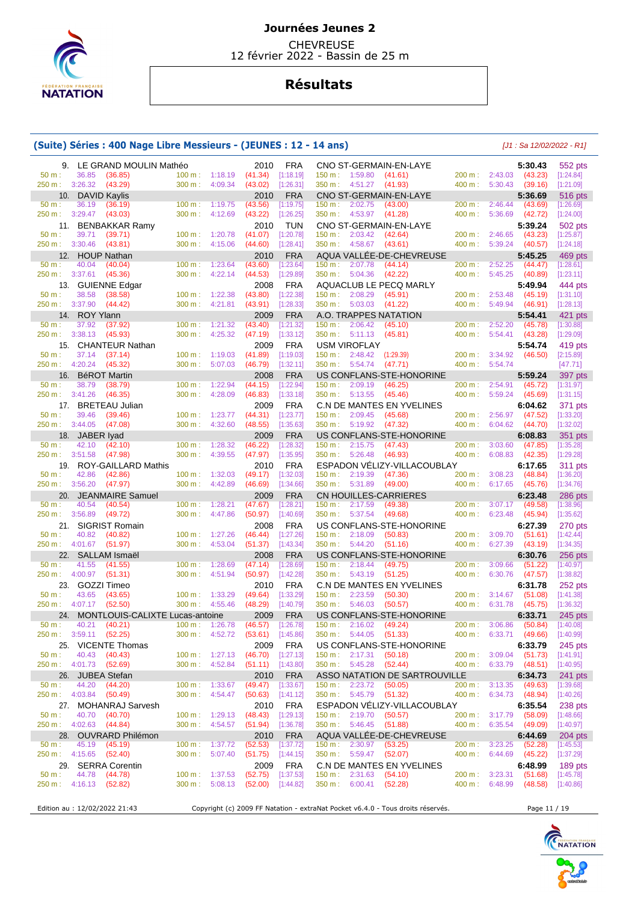# Journées Jeunes 2

CHEVREUSE
12 février 2022 - Bassin de 25 m

## Résultats

### (Suite) Séries : 400 Nage Libre Messieurs - (JEUNES : 12 - 14 ans)

*[J1 : Sa 12/02/2022 - R1]*

| Rang | Nom | Année | Nat. | Club | Temps | Points |
|---|---|---|---|---|---|---|
| 9. | LE GRAND MOULIN Mathéo | 2010 | FRA | CNO ST-GERMAIN-EN-LAYE | 5:30.43 | 552 pts |
| | 50 m : 36.85 (36.85) — 100 m : 1:18.19 (41.34) [1:18.19] — 150 m : 1:59.80 (41.61) — 200 m : 2:43.03 (43.23) [1:24.84] — 250 m : 3:26.32 (43.29) — 300 m : 4:09.34 (43.02) [1:26.31] — 350 m : 4:51.27 (41.93) — 400 m : 5:30.43 (39.16) [1:21.09] | | | | | |
| 10. | DAVID Kaylis | 2010 | FRA | CNO ST-GERMAIN-EN-LAYE | 5:36.69 | 516 pts |
| | 50 m : 36.19 (36.19) — 100 m : 1:19.75 (43.56) [1:19.75] — 150 m : 2:02.75 (43.00) — 200 m : 2:46.44 (43.69) [1:26.69] — 250 m : 3:29.47 (43.03) — 300 m : 4:12.69 (43.22) [1:26.25] — 350 m : 4:53.97 (41.28) — 400 m : 5:36.69 (42.72) [1:24.00] | | | | | |
| 11. | BENBAKKAR Ramy | 2010 | TUN | CNO ST-GERMAIN-EN-LAYE | 5:39.24 | 502 pts |
| | 50 m : 39.71 (39.71) — 100 m : 1:20.78 (41.07) [1:20.78] — 150 m : 2:03.42 (42.64) — 200 m : 2:46.65 (43.23) [1:25.87] — 250 m : 3:30.46 (43.81) — 300 m : 4:15.06 (44.60) [1:28.41] — 350 m : 4:58.67 (43.61) — 400 m : 5:39.24 (40.57) [1:24.18] | | | | | |
| 12. | HOUP Nathan | 2010 | FRA | AQUA VALLÉE-DE-CHEVREUSE | 5:45.25 | 469 pts |
| | 50 m : 40.04 (40.04) — 100 m : 1:23.64 (43.60) [1:23.64] — 150 m : 2:07.78 (44.14) — 200 m : 2:52.25 (44.47) [1:28.61] — 250 m : 3:37.61 (45.36) — 300 m : 4:22.14 (44.53) [1:29.89] — 350 m : 5:04.36 (42.22) — 400 m : 5:45.25 (40.89) [1:23.11] | | | | | |
| 13. | GUIENNE Edgar | 2008 | FRA | AQUACLUB LE PECQ MARLY | 5:49.94 | 444 pts |
| | 50 m : 38.58 (38.58) — 100 m : 1:22.38 (43.80) [1:22.38] — 150 m : 2:08.29 (45.91) — 200 m : 2:53.48 (45.19) [1:31.10] — 250 m : 3:37.90 (44.42) — 300 m : 4:21.81 (43.91) [1:28.33] — 350 m : 5:03.03 (41.22) — 400 m : 5:49.94 (46.91) [1:28.13] | | | | | |
| 14. | ROY Ylann | 2009 | FRA | A.O. TRAPPES NATATION | 5:54.41 | 421 pts |
| | 50 m : 37.92 (37.92) — 100 m : 1:21.32 (43.40) [1:21.32] — 150 m : 2:06.42 (45.10) — 200 m : 2:52.20 (45.78) [1:30.88] — 250 m : 3:38.13 (45.93) — 300 m : 4:25.32 (47.19) [1:33.12] — 350 m : 5:11.13 (45.81) — 400 m : 5:54.41 (43.28) [1:29.09] | | | | | |
| 15. | CHANTEUR Nathan | 2009 | FRA | USM VIROFLAY | 5:54.74 | 419 pts |
| | 50 m : 37.14 (37.14) — 100 m : 1:19.03 (41.89) [1:19.03] — 150 m : 2:48.42 (1:29.39) — 200 m : 3:34.92 (46.50) [2:15.89] — 250 m : 4:20.24 (45.32) — 300 m : 5:07.03 (46.79) [1:32.11] — 350 m : 5:54.74 (47.71) — 400 m : 5:54.74 [47.71] | | | | | |
| 16. | BéROT Martin | 2008 | FRA | US CONFLANS-STE-HONORINE | 5:59.24 | 397 pts |
| | 50 m : 38.79 (38.79) — 100 m : 1:22.94 (44.15) [1:22.94] — 150 m : 2:09.19 (46.25) — 200 m : 2:54.91 (45.72) [1:31.97] — 250 m : 3:41.26 (46.35) — 300 m : 4:28.09 (46.83) [1:33.18] — 350 m : 5:13.55 (45.46) — 400 m : 5:59.24 (45.69) [1:31.15] | | | | | |
| 17. | BRETEAU Julian | 2009 | FRA | C.N DE MANTES EN YVELINES | 6:04.62 | 371 pts |
| | 50 m : 39.46 (39.46) — 100 m : 1:23.77 (44.31) [1:23.77] — 150 m : 2:09.45 (45.68) — 200 m : 2:56.97 (47.52) [1:33.20] — 250 m : 3:44.05 (47.08) — 300 m : 4:32.60 (48.55) [1:35.63] — 350 m : 5:19.92 (47.32) — 400 m : 6:04.62 (44.70) [1:32.02] | | | | | |
| 18. | JABER Iyad | 2009 | FRA | US CONFLANS-STE-HONORINE | 6:08.83 | 351 pts |
| | 50 m : 42.10 (42.10) — 100 m : 1:28.32 (46.22) [1:28.32] — 150 m : 2:15.75 (47.43) — 200 m : 3:03.60 (47.85) [1:35.28] — 250 m : 3:51.58 (47.98) — 300 m : 4:39.55 (47.97) [1:35.95] — 350 m : 5:26.48 (46.93) — 400 m : 6:08.83 (42.35) [1:29.28] | | | | | |
| 19. | ROY-GAILLARD Mathis | 2010 | FRA | ESPADON VÉLIZY-VILLACOUBLAY | 6:17.65 | 311 pts |
| | 50 m : 42.86 (42.86) — 100 m : 1:32.03 (49.17) [1:32.03] — 150 m : 2:19.39 (47.36) — 200 m : 3:08.23 (48.84) [1:36.20] — 250 m : 3:56.20 (47.97) — 300 m : 4:42.89 (46.69) [1:34.66] — 350 m : 5:31.89 (49.00) — 400 m : 6:17.65 (45.76) [1:34.76] | | | | | |
| 20. | JEANMAIRE Samuel | 2009 | FRA | CN HOUILLES-CARRIERES | 6:23.48 | 286 pts |
| | 50 m : 40.54 (40.54) — 100 m : 1:28.21 (47.67) [1:28.21] — 150 m : 2:17.59 (49.38) — 200 m : 3:07.17 (49.58) [1:38.96] — 250 m : 3:56.89 (49.72) — 300 m : 4:47.86 (50.97) [1:40.69] — 350 m : 5:37.54 (49.68) — 400 m : 6:23.48 (45.94) [1:35.62] | | | | | |
| 21. | SIGRIST Romain | 2008 | FRA | US CONFLANS-STE-HONORINE | 6:27.39 | 270 pts |
| | 50 m : 40.82 (40.82) — 100 m : 1:27.26 (46.44) [1:27.26] — 150 m : 2:18.09 (50.83) — 200 m : 3:09.70 (51.61) [1:42.44] — 250 m : 4:01.67 (51.97) — 300 m : 4:53.04 (51.37) [1:43.34] — 350 m : 5:44.20 (51.16) — 400 m : 6:27.39 (43.19) [1:34.35] | | | | | |
| 22. | SALLAM Ismaël | 2008 | FRA | US CONFLANS-STE-HONORINE | 6:30.76 | 256 pts |
| | 50 m : 41.55 (41.55) — 100 m : 1:28.69 (47.14) [1:28.69] — 150 m : 2:18.44 (49.75) — 200 m : 3:09.66 (51.22) [1:40.97] — 250 m : 4:00.97 (51.31) — 300 m : 4:51.94 (50.97) [1:42.28] — 350 m : 5:43.19 (51.25) — 400 m : 6:30.76 (47.57) [1:38.82] | | | | | |
| 23. | GOZZI Timeo | 2010 | FRA | C.N DE MANTES EN YVELINES | 6:31.78 | 252 pts |
| | 50 m : 43.65 (43.65) — 100 m : 1:33.29 (49.64) [1:33.29] — 150 m : 2:23.59 (50.30) — 200 m : 3:14.67 (51.08) [1:41.38] — 250 m : 4:07.17 (52.50) — 300 m : 4:55.46 (48.29) [1:40.79] — 350 m : 5:46.03 (50.57) — 400 m : 6:31.78 (45.75) [1:36.32] | | | | | |
| 24. | MONTLOUIS-CALIXTE Lucas-antoine | 2009 | FRA | US CONFLANS-STE-HONORINE | 6:33.71 | 245 pts |
| | 50 m : 40.21 (40.21) — 100 m : 1:26.78 (46.57) [1:26.78] — 150 m : 2:16.02 (49.24) — 200 m : 3:06.86 (50.84) [1:40.08] — 250 m : 3:59.11 (52.25) — 300 m : 4:52.72 (53.61) [1:45.86] — 350 m : 5:44.05 (51.33) — 400 m : 6:33.71 (49.66) [1:40.99] | | | | | |
| 25. | VICENTE Thomas | 2009 | FRA | US CONFLANS-STE-HONORINE | 6:33.79 | 245 pts |
| | 50 m : 40.43 (40.43) — 100 m : 1:27.13 (46.70) [1:27.13] — 150 m : 2:17.31 (50.18) — 200 m : 3:09.04 (51.73) [1:41.91] — 250 m : 4:01.73 (52.69) — 300 m : 4:52.84 (51.11) [1:43.80] — 350 m : 5:45.28 (52.44) — 400 m : 6:33.79 (48.51) [1:40.95] | | | | | |
| 26. | JUBEA Stefan | 2010 | FRA | ASSO NATATION DE SARTROUVILLE | 6:34.73 | 241 pts |
| | 50 m : 44.20 (44.20) — 100 m : 1:33.67 (49.47) [1:33.67] — 150 m : 2:23.72 (50.05) — 200 m : 3:13.35 (49.63) [1:39.68] — 250 m : 4:03.84 (50.49) — 300 m : 4:54.47 (50.63) [1:41.12] — 350 m : 5:45.79 (51.32) — 400 m : 6:34.73 (48.94) [1:40.26] | | | | | |
| 27. | MOHANRAJ Sarvesh | 2010 | FRA | ESPADON VÉLIZY-VILLACOUBLAY | 6:35.54 | 238 pts |
| | 50 m : 40.70 (40.70) — 100 m : 1:29.13 (48.43) [1:29.13] — 150 m : 2:19.70 (50.57) — 200 m : 3:17.79 (58.09) [1:48.66] — 250 m : 4:02.63 (44.84) — 300 m : 4:54.57 (51.94) [1:36.78] — 350 m : 5:46.45 (51.88) — 400 m : 6:35.54 (49.09) [1:40.97] | | | | | |
| 28. | OUVRARD Philémon | 2010 | FRA | AQUA VALLÉE-DE-CHEVREUSE | 6:44.69 | 204 pts |
| | 50 m : 45.19 (45.19) — 100 m : 1:37.72 (52.53) [1:37.72] — 150 m : 2:30.97 (53.25) — 200 m : 3:23.25 (52.28) [1:45.53] — 250 m : 4:15.65 (52.40) — 300 m : 5:07.40 (51.75) [1:44.15] — 350 m : 5:59.47 (52.07) — 400 m : 6:44.69 (45.22) [1:37.29] | | | | | |
| 29. | SERRA Corentin | 2009 | FRA | C.N DE MANTES EN YVELINES | 6:48.99 | 189 pts |
| | 50 m : 44.78 (44.78) — 100 m : 1:37.53 (52.75) [1:37.53] — 150 m : 2:31.63 (54.10) — 200 m : 3:23.31 (51.68) [1:45.78] — 250 m : 4:16.13 (52.82) — 300 m : 5:08.13 (52.00) [1:44.82] — 350 m : 6:00.41 (52.28) — 400 m : 6:48.99 (48.58) [1:40.86] | | | | | |

Edition au : 12/02/2022 21:43 — Copyright (c) 2009 FF Natation - extraNat Pocket v6.4.0 - Tous droits réservés.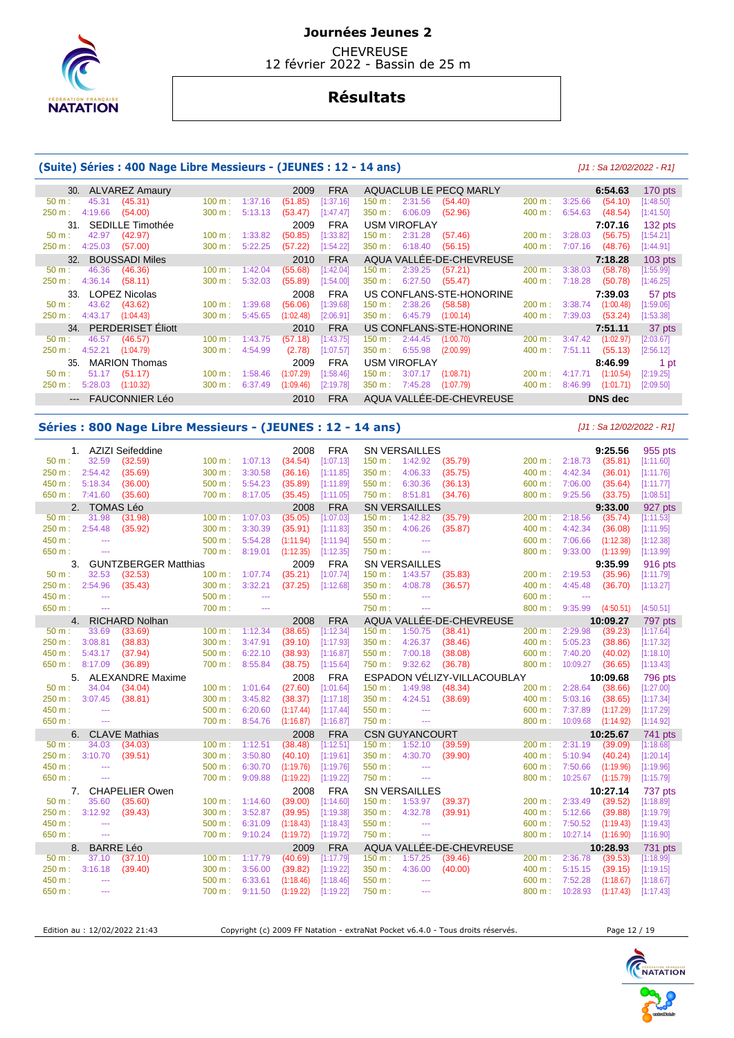# Journées Jeunes 2

CHEVREUSE
12 février 2022 - Bassin de 25 m

## Résultats

### (Suite) Séries : 400 Nage Libre Messieurs - (JEUNES : 12 - 14 ans)

*[J1 : Sa 12/02/2022 - R1]*

| | | | | | | | | | | |
|---|---|---|---|---|---|---|---|---|---|---|
| 30. | ALVAREZ Amaury | | | 2009 | FRA | AQUACLUB LE PECQ MARLY | | | 6:54.63 | 170 pts |
| 50 m : 45.31 (45.31) | | 100 m : 1:37.16 (51.85) [1:37.16] | | | | 150 m : 2:31.56 (54.40) | | 200 m : 3:25.66 (54.10) [1:48.50] | | |
| 250 m : 4:19.66 (54.00) | | 300 m : 5:13.13 (53.47) [1:47.47] | | | | 350 m : 6:06.09 (52.96) | | 400 m : 6:54.63 (48.54) [1:41.50] | | |
| 31. | SEDILLE Timothée | | | 2009 | FRA | USM VIROFLAY | | | 7:07.16 | 132 pts |
| 50 m : 42.97 (42.97) | | 100 m : 1:33.82 (50.85) [1:33.82] | | | | 150 m : 2:31.28 (57.46) | | 200 m : 3:28.03 (56.75) [1:54.21] | | |
| 250 m : 4:25.03 (57.00) | | 300 m : 5:22.25 (57.22) [1:54.22] | | | | 350 m : 6:18.40 (56.15) | | 400 m : 7:07.16 (48.76) [1:44.91] | | |
| 32. | BOUSSADI Miles | | | 2010 | FRA | AQUA VALLÉE-DE-CHEVREUSE | | | 7:18.28 | 103 pts |
| 50 m : 46.36 (46.36) | | 100 m : 1:42.04 (55.68) [1:42.04] | | | | 150 m : 2:39.25 (57.21) | | 200 m : 3:38.03 (58.78) [1:55.99] | | |
| 250 m : 4:36.14 (58.11) | | 300 m : 5:32.03 (55.89) [1:54.00] | | | | 350 m : 6:27.50 (55.47) | | 400 m : 7:18.28 (50.78) [1:46.25] | | |
| 33. | LOPEZ Nicolas | | | 2008 | FRA | US CONFLANS-STE-HONORINE | | | 7:39.03 | 57 pts |
| 50 m : 43.62 (43.62) | | 100 m : 1:39.68 (56.06) [1:39.68] | | | | 150 m : 2:38.26 (58.58) | | 200 m : 3:38.74 (1:00.48) [1:59.06] | | |
| 250 m : 4:43.17 (1:04.43) | | 300 m : 5:45.65 (1:02.48) [2:06.91] | | | | 350 m : 6:45.79 (1:00.14) | | 400 m : 7:39.03 (53.24) [1:53.38] | | |
| 34. | PERDERISET Éliott | | | 2010 | FRA | US CONFLANS-STE-HONORINE | | | 7:51.11 | 37 pts |
| 50 m : 46.57 (46.57) | | 100 m : 1:43.75 (57.18) [1:43.75] | | | | 150 m : 2:44.45 (1:00.70) | | 200 m : 3:47.42 (1:02.97) [2:03.67] | | |
| 250 m : 4:52.21 (1:04.79) | | 300 m : 4:54.99 (2.78) [1:07.57] | | | | 350 m : 6:55.98 (2:00.99) | | 400 m : 7:51.11 (55.13) [2:56.12] | | |
| 35. | MARION Thomas | | | 2009 | FRA | USM VIROFLAY | | | 8:46.99 | 1 pt |
| 50 m : 51.17 (51.17) | | 100 m : 1:58.46 (1:07.29) [1:58.46] | | | | 150 m : 3:07.17 (1:08.71) | | 200 m : 4:17.71 (1:10.54) [2:19.25] | | |
| 250 m : 5:28.03 (1:10.32) | | 300 m : 6:37.49 (1:09.46) [2:19.78] | | | | 350 m : 7:45.28 (1:07.79) | | 400 m : 8:46.99 (1:01.71) [2:09.50] | | |
| --- | FAUCONNIER Léo | | | 2010 | FRA | AQUA VALLÉE-DE-CHEVREUSE | | | DNS dec | |

### Séries : 800 Nage Libre Messieurs - (JEUNES : 12 - 14 ans)

*[J1 : Sa 12/02/2022 - R1]*

| | | | | | | |
|---|---|---|---|---|---|---|
| 1. | AZIZI Seifeddine | 2008 | FRA | SN VERSAILLES | 9:25.56 | 955 pts |
| 50 m : 32.59 (32.59) | 100 m : 1:07.13 (34.54) [1:07.13] | | | 150 m : 1:42.92 (35.79) | 200 m : 2:18.73 (35.81) [1:11.60] | |
| 250 m : 2:54.42 (35.69) | 300 m : 3:30.58 (36.16) [1:11.85] | | | 350 m : 4:06.33 (35.75) | 400 m : 4:42.34 (36.01) [1:11.76] | |
| 450 m : 5:18.34 (36.00) | 500 m : 5:54.23 (35.89) [1:11.89] | | | 550 m : 6:30.36 (36.13) | 600 m : 7:06.00 (35.64) [1:11.77] | |
| 650 m : 7:41.60 (35.60) | 700 m : 8:17.05 (35.45) [1:11.05] | | | 750 m : 8:51.81 (34.76) | 800 m : 9:25.56 (33.75) [1:08.51] | |
| 2. | TOMAS Léo | 2008 | FRA | SN VERSAILLES | 9:33.00 | 927 pts |
| 50 m : 31.98 (31.98) | 100 m : 1:07.03 (35.05) [1:07.03] | | | 150 m : 1:42.82 (35.79) | 200 m : 2:18.56 (35.74) [1:11.53] | |
| 250 m : 2:54.48 (35.92) | 300 m : 3:30.39 (35.91) [1:11.83] | | | 350 m : 4:06.26 (35.87) | 400 m : 4:42.34 (36.08) [1:11.95] | |
| 450 m : --- | 500 m : 5:54.28 (1:11.94) [1:11.94] | | | 550 m : --- | 600 m : 7:06.66 (1:12.38) [1:12.38] | |
| 650 m : --- | 700 m : 8:19.01 (1:12.35) [1:12.35] | | | 750 m : --- | 800 m : 9:33.00 (1:13.99) [1:13.99] | |
| 3. | GUNTZBERGER Matthias | 2009 | FRA | SN VERSAILLES | 9:35.99 | 916 pts |
| 50 m : 32.53 (32.53) | 100 m : 1:07.74 (35.21) [1:07.74] | | | 150 m : 1:43.57 (35.83) | 200 m : 2:19.53 (35.96) [1:11.79] | |
| 250 m : 2:54.96 (35.43) | 300 m : 3:32.21 (37.25) [1:12.68] | | | 350 m : 4:08.78 (36.57) | 400 m : 4:45.48 (36.70) [1:13.27] | |
| 450 m : --- | 500 m : --- | | | 550 m : --- | 600 m : --- | |
| 650 m : --- | 700 m : --- | | | 750 m : --- | 800 m : 9:35.99 (4:50.51) [4:50.51] | |
| 4. | RICHARD Nolhan | 2008 | FRA | AQUA VALLÉE-DE-CHEVREUSE | 10:09.27 | 797 pts |
| 50 m : 33.69 (33.69) | 100 m : 1:12.34 (38.65) [1:12.34] | | | 150 m : 1:50.75 (38.41) | 200 m : 2:29.98 (39.23) [1:17.64] | |
| 250 m : 3:08.81 (38.83) | 300 m : 3:47.91 (39.10) [1:17.93] | | | 350 m : 4:26.37 (38.46) | 400 m : 5:05.23 (38.86) [1:17.32] | |
| 450 m : 5:43.17 (37.94) | 500 m : 6:22.10 (38.93) [1:16.87] | | | 550 m : 7:00.18 (38.08) | 600 m : 7:40.20 (40.02) [1:18.10] | |
| 650 m : 8:17.09 (36.89) | 700 m : 8:55.84 (38.75) [1:15.64] | | | 750 m : 9:32.62 (36.78) | 800 m : 10:09.27 (36.65) [1:13.43] | |
| 5. | ALEXANDRE Maxime | 2008 | FRA | ESPADON VÉLIZY-VILLACOUBLAY | 10:09.68 | 796 pts |
| 50 m : 34.04 (34.04) | 100 m : 1:01.64 (27.60) [1:01.64] | | | 150 m : 1:49.98 (48.34) | 200 m : 2:28.64 (38.66) [1:27.00] | |
| 250 m : 3:07.45 (38.81) | 300 m : 3:45.82 (38.37) [1:17.18] | | | 350 m : 4:24.51 (38.69) | 400 m : 5:03.16 (38.65) [1:17.34] | |
| 450 m : --- | 500 m : 6:20.60 (1:17.44) [1:17.44] | | | 550 m : --- | 600 m : 7:37.89 (1:17.29) [1:17.29] | |
| 650 m : --- | 700 m : 8:54.76 (1:16.87) [1:16.87] | | | 750 m : --- | 800 m : 10:09.68 (1:14.92) [1:14.92] | |
| 6. | CLAVE Mathias | 2008 | FRA | CSN GUYANCOURT | 10:25.67 | 741 pts |
| 50 m : 34.03 (34.03) | 100 m : 1:12.51 (38.48) [1:12.51] | | | 150 m : 1:52.10 (39.59) | 200 m : 2:31.19 (39.09) [1:18.68] | |
| 250 m : 3:10.70 (39.51) | 300 m : 3:50.80 (40.10) [1:19.61] | | | 350 m : 4:30.70 (39.90) | 400 m : 5:10.94 (40.24) [1:20.14] | |
| 450 m : --- | 500 m : 6:30.70 (1:19.76) [1:19.76] | | | 550 m : --- | 600 m : 7:50.66 (1:19.96) [1:19.96] | |
| 650 m : --- | 700 m : 9:09.88 (1:19.22) [1:19.22] | | | 750 m : --- | 800 m : 10:25.67 (1:15.79) [1:15.79] | |
| 7. | CHAPELIER Owen | 2008 | FRA | SN VERSAILLES | 10:27.14 | 737 pts |
| 50 m : 35.60 (35.60) | 100 m : 1:14.60 (39.00) [1:14.60] | | | 150 m : 1:53.97 (39.37) | 200 m : 2:33.49 (39.52) [1:18.89] | |
| 250 m : 3:12.92 (39.43) | 300 m : 3:52.87 (39.95) [1:19.38] | | | 350 m : 4:32.78 (39.91) | 400 m : 5:12.66 (39.88) [1:19.79] | |
| 450 m : --- | 500 m : 6:31.09 (1:18.43) [1:18.43] | | | 550 m : --- | 600 m : 7:50.52 (1:19.43) [1:19.43] | |
| 650 m : --- | 700 m : 9:10.24 (1:19.72) [1:19.72] | | | 750 m : --- | 800 m : 10:27.14 (1:16.90) [1:16.90] | |
| 8. | BARRE Léo | 2009 | FRA | AQUA VALLÉE-DE-CHEVREUSE | 10:28.93 | 731 pts |
| 50 m : 37.10 (37.10) | 100 m : 1:17.79 (40.69) [1:17.79] | | | 150 m : 1:57.25 (39.46) | 200 m : 2:36.78 (39.53) [1:18.99] | |
| 250 m : 3:16.18 (39.40) | 300 m : 3:56.00 (39.82) [1:19.22] | | | 350 m : 4:36.00 (40.00) | 400 m : 5:15.15 (39.15) [1:19.15] | |
| 450 m : --- | 500 m : 6:33.61 (1:18.46) [1:18.46] | | | 550 m : --- | 600 m : 7:52.28 (1:18.67) [1:18.67] | |
| 650 m : --- | 700 m : 9:11.50 (1:19.22) [1:19.22] | | | 750 m : --- | 800 m : 10:28.93 (1:17.43) [1:17.43] | |

Edition au : 12/02/2022 21:43 — Copyright (c) 2009 FF Natation - extraNat Pocket v6.4.0 - Tous droits réservés.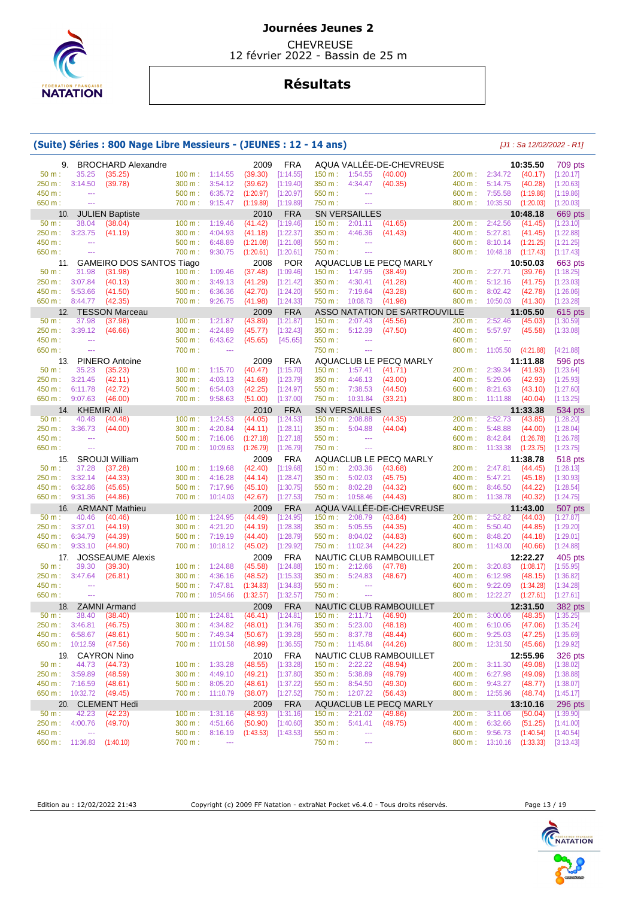# Journées Jeunes 2

CHEVREUSE
12 février 2022 - Bassin de 25 m

## Résultats

### (Suite) Séries : 800 Nage Libre Messieurs - (JEUNES : 12 - 14 ans)

*[J1 : Sa 12/02/2022 - R1]*

**9. BROCHARD Alexandre** — 2009 FRA — AQUA VALLÉE-DE-CHEVREUSE — **10:35.50** — 709 pts

| | | | | | | | | | | | | | | |
|---|---|---|---|---|---|---|---|---|---|---|---|---|---|---|
| 50 m : | 35.25 | (35.25) | 100 m : | 1:14.55 | (39.30) | [1:14.55] | 150 m : | 1:54.55 | (40.00) | | 200 m : | 2:34.72 | (40.17) | [1:20.17] |
| 250 m : | 3:14.50 | (39.78) | 300 m : | 3:54.12 | (39.62) | [1:19.40] | 350 m : | 4:34.47 | (40.35) | | 400 m : | 5:14.75 | (40.28) | [1:20.63] |
| 450 m : | --- | | 500 m : | 6:35.72 | (1:20.97) | [1:20.97] | 550 m : | --- | | | 600 m : | 7:55.58 | (1:19.86) | [1:19.86] |
| 650 m : | --- | | 700 m : | 9:15.47 | (1:19.89) | [1:19.89] | 750 m : | --- | | | 800 m : | 10:35.50 | (1:20.03) | [1:20.03] |

**10. JULIEN Baptiste** — 2010 FRA — SN VERSAILLES — **10:48.18** — 669 pts

| | | | | | | | | | | | | | | |
|---|---|---|---|---|---|---|---|---|---|---|---|---|---|---|
| 50 m : | 38.04 | (38.04) | 100 m : | 1:19.46 | (41.42) | [1:19.46] | 150 m : | 2:01.11 | (41.65) | | 200 m : | 2:42.56 | (41.45) | [1:23.10] |
| 250 m : | 3:23.75 | (41.19) | 300 m : | 4:04.93 | (41.18) | [1:22.37] | 350 m : | 4:46.36 | (41.43) | | 400 m : | 5:27.81 | (41.45) | [1:22.88] |
| 450 m : | --- | | 500 m : | 6:48.89 | (1:21.08) | [1:21.08] | 550 m : | --- | | | 600 m : | 8:10.14 | (1:21.25) | [1:21.25] |
| 650 m : | --- | | 700 m : | 9:30.75 | (1:20.61) | [1:20.61] | 750 m : | --- | | | 800 m : | 10:48.18 | (1:17.43) | [1:17.43] |

**11. GAMEIRO DOS SANTOS Tiago** — 2008 POR — AQUACLUB LE PECQ MARLY — **10:50.03** — 663 pts

| | | | | | | | | | | | | | | |
|---|---|---|---|---|---|---|---|---|---|---|---|---|---|---|
| 50 m : | 31.98 | (31.98) | 100 m : | 1:09.46 | (37.48) | [1:09.46] | 150 m : | 1:47.95 | (38.49) | | 200 m : | 2:27.71 | (39.76) | [1:18.25] |
| 250 m : | 3:07.84 | (40.13) | 300 m : | 3:49.13 | (41.29) | [1:21.42] | 350 m : | 4:30.41 | (41.28) | | 400 m : | 5:12.16 | (41.75) | [1:23.03] |
| 450 m : | 5:53.66 | (41.50) | 500 m : | 6:36.36 | (42.70) | [1:24.20] | 550 m : | 7:19.64 | (43.28) | | 600 m : | 8:02.42 | (42.78) | [1:26.06] |
| 650 m : | 8:44.77 | (42.35) | 700 m : | 9:26.75 | (41.98) | [1:24.33] | 750 m : | 10:08.73 | (41.98) | | 800 m : | 10:50.03 | (41.30) | [1:23.28] |

**12. TESSON Marceau** — 2009 FRA — ASSO NATATION DE SARTROUVILLE — **11:05.50** — 615 pts

| | | | | | | | | | | | | | | |
|---|---|---|---|---|---|---|---|---|---|---|---|---|---|---|
| 50 m : | 37.98 | (37.98) | 100 m : | 1:21.87 | (43.89) | [1:21.87] | 150 m : | 2:07.43 | (45.56) | | 200 m : | 2:52.46 | (45.03) | [1:30.59] |
| 250 m : | 3:39.12 | (46.66) | 300 m : | 4:24.89 | (45.77) | [1:32.43] | 350 m : | 5:12.39 | (47.50) | | 400 m : | 5:57.97 | (45.58) | [1:33.08] |
| 450 m : | --- | | 500 m : | 6:43.62 | (45.65) | [45.65] | 550 m : | --- | | | 600 m : | --- | | |
| 650 m : | --- | | 700 m : | --- | | | 750 m : | --- | | | 800 m : | 11:05.50 | (4:21.88) | [4:21.88] |

**13. PINERO Antoine** — 2009 FRA — AQUACLUB LE PECQ MARLY — **11:11.88** — 596 pts

| | | | | | | | | | | | | | | |
|---|---|---|---|---|---|---|---|---|---|---|---|---|---|---|
| 50 m : | 35.23 | (35.23) | 100 m : | 1:15.70 | (40.47) | [1:15.70] | 150 m : | 1:57.41 | (41.71) | | 200 m : | 2:39.34 | (41.93) | [1:23.64] |
| 250 m : | 3:21.45 | (42.11) | 300 m : | 4:03.13 | (41.68) | [1:23.79] | 350 m : | 4:46.13 | (43.00) | | 400 m : | 5:29.06 | (42.93) | [1:25.93] |
| 450 m : | 6:11.78 | (42.72) | 500 m : | 6:54.03 | (42.25) | [1:24.97] | 550 m : | 7:38.53 | (44.50) | | 600 m : | 8:21.63 | (43.10) | [1:27.60] |
| 650 m : | 9:07.63 | (46.00) | 700 m : | 9:58.63 | (51.00) | [1:37.00] | 750 m : | 10:31.84 | (33.21) | | 800 m : | 11:11.88 | (40.04) | [1:13.25] |

**14. KHEMIR Ali** — 2010 FRA — SN VERSAILLES — **11:33.38** — 534 pts

| | | | | | | | | | | | | | | |
|---|---|---|---|---|---|---|---|---|---|---|---|---|---|---|
| 50 m : | 40.48 | (40.48) | 100 m : | 1:24.53 | (44.05) | [1:24.53] | 150 m : | 2:08.88 | (44.35) | | 200 m : | 2:52.73 | (43.85) | [1:28.20] |
| 250 m : | 3:36.73 | (44.00) | 300 m : | 4:20.84 | (44.11) | [1:28.11] | 350 m : | 5:04.88 | (44.04) | | 400 m : | 5:48.88 | (44.00) | [1:28.04] |
| 450 m : | --- | | 500 m : | 7:16.06 | (1:27.18) | [1:27.18] | 550 m : | --- | | | 600 m : | 8:42.84 | (1:26.78) | [1:26.78] |
| 650 m : | --- | | 700 m : | 10:09.63 | (1:26.79) | [1:26.79] | 750 m : | --- | | | 800 m : | 11:33.38 | (1:23.75) | [1:23.75] |

**15. SROUJI William** — 2009 FRA — AQUACLUB LE PECQ MARLY — **11:38.78** — 518 pts

| | | | | | | | | | | | | | | |
|---|---|---|---|---|---|---|---|---|---|---|---|---|---|---|
| 50 m : | 37.28 | (37.28) | 100 m : | 1:19.68 | (42.40) | [1:19.68] | 150 m : | 2:03.36 | (43.68) | | 200 m : | 2:47.81 | (44.45) | [1:28.13] |
| 250 m : | 3:32.14 | (44.33) | 300 m : | 4:16.28 | (44.14) | [1:28.47] | 350 m : | 5:02.03 | (45.75) | | 400 m : | 5:47.21 | (45.18) | [1:30.93] |
| 450 m : | 6:32.86 | (45.65) | 500 m : | 7:17.96 | (45.10) | [1:30.75] | 550 m : | 8:02.28 | (44.32) | | 600 m : | 8:46.50 | (44.22) | [1:28.54] |
| 650 m : | 9:31.36 | (44.86) | 700 m : | 10:14.03 | (42.67) | [1:27.53] | 750 m : | 10:58.46 | (44.43) | | 800 m : | 11:38.78 | (40.32) | [1:24.75] |

**16. ARMANT Mathieu** — 2009 FRA — AQUA VALLÉE-DE-CHEVREUSE — **11:43.00** — 507 pts

| | | | | | | | | | | | | | | |
|---|---|---|---|---|---|---|---|---|---|---|---|---|---|---|
| 50 m : | 40.46 | (40.46) | 100 m : | 1:24.95 | (44.49) | [1:24.95] | 150 m : | 2:08.79 | (43.84) | | 200 m : | 2:52.82 | (44.03) | [1:27.87] |
| 250 m : | 3:37.01 | (44.19) | 300 m : | 4:21.20 | (44.19) | [1:28.38] | 350 m : | 5:05.55 | (44.35) | | 400 m : | 5:50.40 | (44.85) | [1:29.20] |
| 450 m : | 6:34.79 | (44.39) | 500 m : | 7:19.19 | (44.40) | [1:28.79] | 550 m : | 8:04.02 | (44.83) | | 600 m : | 8:48.20 | (44.18) | [1:29.01] |
| 650 m : | 9:33.10 | (44.90) | 700 m : | 10:18.12 | (45.02) | [1:29.92] | 750 m : | 11:02.34 | (44.22) | | 800 m : | 11:43.00 | (40.66) | [1:24.88] |

**17. JOSSEAUME Alexis** — 2009 FRA — NAUTIC CLUB RAMBOUILLET — **12:22.27** — 405 pts

| | | | | | | | | | | | | | | |
|---|---|---|---|---|---|---|---|---|---|---|---|---|---|---|
| 50 m : | 39.30 | (39.30) | 100 m : | 1:24.88 | (45.58) | [1:24.88] | 150 m : | 2:12.66 | (47.78) | | 200 m : | 3:20.83 | (1:08.17) | [1:55.95] |
| 250 m : | 3:47.64 | (26.81) | 300 m : | 4:36.16 | (48.52) | [1:15.33] | 350 m : | 5:24.83 | (48.67) | | 400 m : | 6:12.98 | (48.15) | [1:36.82] |
| 450 m : | --- | | 500 m : | 7:47.81 | (1:34.83) | [1:34.83] | 550 m : | --- | | | 600 m : | 9:22.09 | (1:34.28) | [1:34.28] |
| 650 m : | --- | | 700 m : | 10:54.66 | (1:32.57) | [1:32.57] | 750 m : | --- | | | 800 m : | 12:22.27 | (1:27.61) | [1:27.61] |

**18. ZAMNI Armand** — 2009 FRA — NAUTIC CLUB RAMBOUILLET — **12:31.50** — 382 pts

| | | | | | | | | | | | | | | |
|---|---|---|---|---|---|---|---|---|---|---|---|---|---|---|
| 50 m : | 38.40 | (38.40) | 100 m : | 1:24.81 | (46.41) | [1:24.81] | 150 m : | 2:11.71 | (46.90) | | 200 m : | 3:00.06 | (48.35) | [1:35.25] |
| 250 m : | 3:46.81 | (46.75) | 300 m : | 4:34.82 | (48.01) | [1:34.76] | 350 m : | 5:23.00 | (48.18) | | 400 m : | 6:10.06 | (47.06) | [1:35.24] |
| 450 m : | 6:58.67 | (48.61) | 500 m : | 7:49.34 | (50.67) | [1:39.28] | 550 m : | 8:37.78 | (48.44) | | 600 m : | 9:25.03 | (47.25) | [1:35.69] |
| 650 m : | 10:12.59 | (47.56) | 700 m : | 11:01.58 | (48.99) | [1:36.55] | 750 m : | 11:45.84 | (44.26) | | 800 m : | 12:31.50 | (45.66) | [1:29.92] |

**19. CAYRON Nino** — 2010 FRA — NAUTIC CLUB RAMBOUILLET — **12:55.96** — 326 pts

| | | | | | | | | | | | | | | |
|---|---|---|---|---|---|---|---|---|---|---|---|---|---|---|
| 50 m : | 44.73 | (44.73) | 100 m : | 1:33.28 | (48.55) | [1:33.28] | 150 m : | 2:22.22 | (48.94) | | 200 m : | 3:11.30 | (49.08) | [1:38.02] |
| 250 m : | 3:59.89 | (48.59) | 300 m : | 4:49.10 | (49.21) | [1:37.80] | 350 m : | 5:38.89 | (49.79) | | 400 m : | 6:27.98 | (49.09) | [1:38.88] |
| 450 m : | 7:16.59 | (48.61) | 500 m : | 8:05.20 | (48.61) | [1:37.22] | 550 m : | 8:54.50 | (49.30) | | 600 m : | 9:43.27 | (48.77) | [1:38.07] |
| 650 m : | 10:32.72 | (49.45) | 700 m : | 11:10.79 | (38.07) | [1:27.52] | 750 m : | 12:07.22 | (56.43) | | 800 m : | 12:55.96 | (48.74) | [1:45.17] |

**20. CLEMENT Hedi** — 2009 FRA — AQUACLUB LE PECQ MARLY — **13:10.16** — 296 pts

| | | | | | | | | | | | | | | |
|---|---|---|---|---|---|---|---|---|---|---|---|---|---|---|
| 50 m : | 42.23 | (42.23) | 100 m : | 1:31.16 | (48.93) | [1:31.16] | 150 m : | 2:21.02 | (49.86) | | 200 m : | 3:11.06 | (50.04) | [1:39.90] |
| 250 m : | 4:00.76 | (49.70) | 300 m : | 4:51.66 | (50.90) | [1:40.60] | 350 m : | 5:41.41 | (49.75) | | 400 m : | 6:32.66 | (51.25) | [1:41.00] |
| 450 m : | --- | | 500 m : | 8:16.19 | (1:43.53) | [1:43.53] | 550 m : | --- | | | 600 m : | 9:56.73 | (1:40.54) | [1:40.54] |
| 650 m : | 11:36.83 | (1:40.10) | 700 m : | --- | | | 750 m : | --- | | | 800 m : | 13:10.16 | (1:33.33) | [3:13.43] |

Edition au : 12/02/2022 21:43 — Copyright (c) 2009 FF Natation - extraNat Pocket v6.4.0 - Tous droits réservés.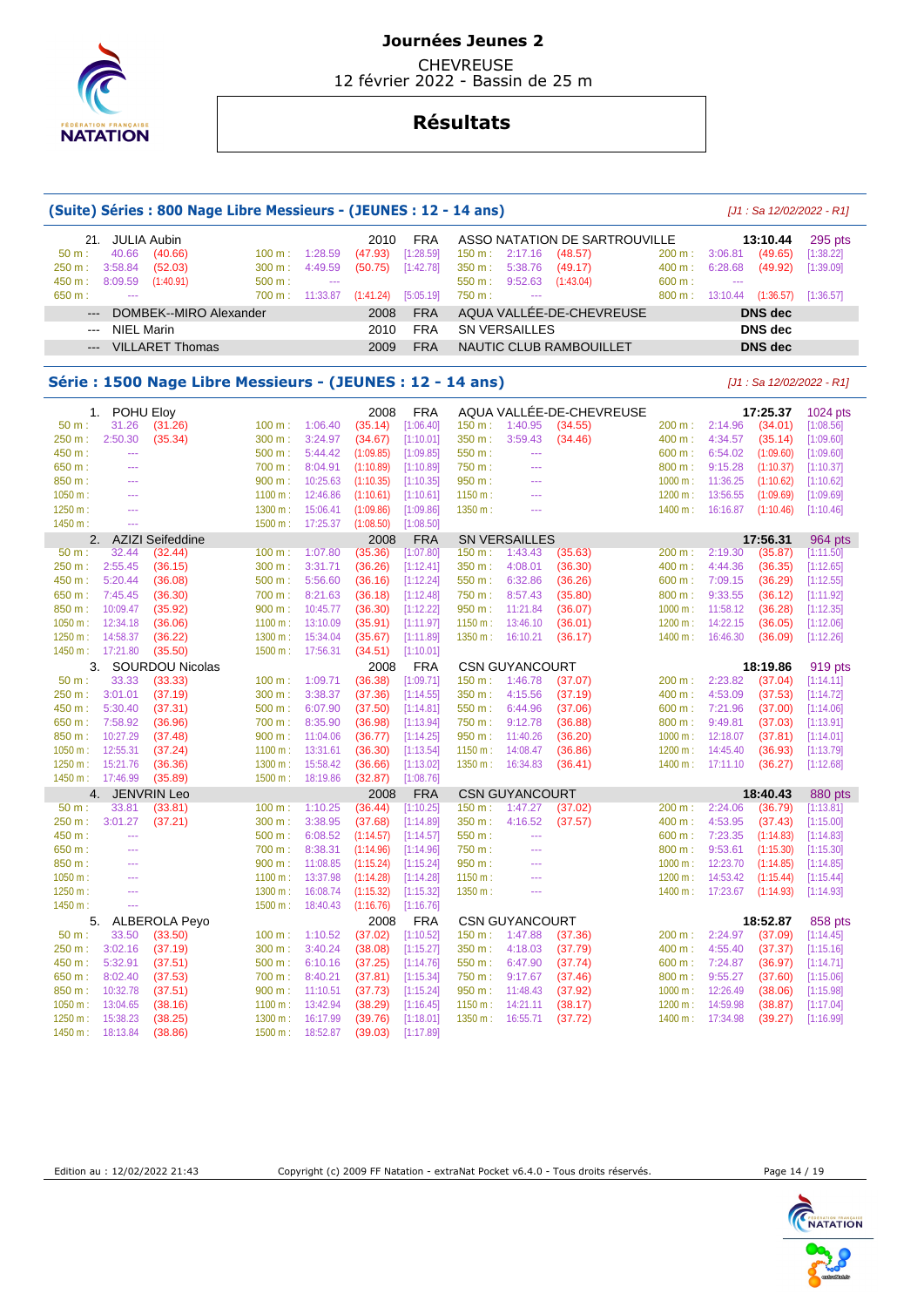# Journées Jeunes 2

CHEVREUSE
12 février 2022 - Bassin de 25 m

## Résultats

### (Suite) Séries : 800 Nage Libre Messieurs - (JEUNES : 12 - 14 ans)

*[J1 : Sa 12/02/2022 - R1]*

21. JULIA Aubin — 2010 — FRA — ASSO NATATION DE SARTROUVILLE — **13:10.44** — 295 pts

| | | | | | | | | | | | | | | |
|---|---|---|---|---|---|---|---|---|---|---|---|---|---|---|
| 50 m : | 40.66 | (40.66) | 100 m : | 1:28.59 | (47.93) | [1:28.59] | 150 m : | 2:17.16 | (48.57) | | 200 m : | 3:06.81 | (49.65) | [1:38.22] |
| 250 m : | 3:58.84 | (52.03) | 300 m : | 4:49.59 | (50.75) | [1:42.78] | 350 m : | 5:38.76 | (49.17) | | 400 m : | 6:28.68 | (49.92) | [1:39.09] |
| 450 m : | 8:09.59 | (1:40.91) | 500 m : | --- | | | 550 m : | 9:52.63 | (1:43.04) | | 600 m : | --- | | |
| 650 m : | --- | | 700 m : | 11:33.87 | (1:41.24) | [5:05.19] | 750 m : | --- | | | 800 m : | 13:10.44 | (1:36.57) | [1:36.57] |

| Rang | Nom | Année | Nat. | Club | Temps |
|---|---|---|---|---|---|
| --- | DOMBEK--MIRO Alexander | 2008 | FRA | AQUA VALLÉE-DE-CHEVREUSE | DNS dec |
| --- | NIEL Marin | 2010 | FRA | SN VERSAILLES | DNS dec |
| --- | VILLARET Thomas | 2009 | FRA | NAUTIC CLUB RAMBOUILLET | DNS dec |

### Série : 1500 Nage Libre Messieurs - (JEUNES : 12 - 14 ans)

*[J1 : Sa 12/02/2022 - R1]*

1. POHU Eloy — 2008 — FRA — AQUA VALLÉE-DE-CHEVREUSE — **17:25.37** — 1024 pts

| | | | | | | | | | | | | | |
|---|---|---|---|---|---|---|---|---|---|---|---|---|---|
| 50 m : | 31.26 | (31.26) | 100 m : | 1:06.40 | (35.14) | [1:06.40] | 150 m : | 1:40.95 | (34.55) | 200 m : | 2:14.96 | (34.01) | [1:08.56] |
| 250 m : | 2:50.30 | (35.34) | 300 m : | 3:24.97 | (34.67) | [1:10.01] | 350 m : | 3:59.43 | (34.46) | 400 m : | 4:34.57 | (35.14) | [1:09.60] |
| 450 m : | --- | | 500 m : | 5:44.42 | (1:09.85) | [1:09.85] | 550 m : | --- | | 600 m : | 6:54.02 | (1:09.60) | [1:09.60] |
| 650 m : | --- | | 700 m : | 8:04.91 | (1:10.89) | [1:10.89] | 750 m : | --- | | 800 m : | 9:15.28 | (1:10.37) | [1:10.37] |
| 850 m : | --- | | 900 m : | 10:25.63 | (1:10.35) | [1:10.35] | 950 m : | --- | | 1000 m : | 11:36.25 | (1:10.62) | [1:10.62] |
| 1050 m : | --- | | 1100 m : | 12:46.86 | (1:10.61) | [1:10.61] | 1150 m : | --- | | 1200 m : | 13:56.55 | (1:09.69) | [1:09.69] |
| 1250 m : | --- | | 1300 m : | 15:06.41 | (1:09.86) | [1:09.86] | 1350 m : | --- | | 1400 m : | 16:16.87 | (1:10.46) | [1:10.46] |
| 1450 m : | --- | | 1500 m : | 17:25.37 | (1:08.50) | [1:08.50] | | | | | | | |

2. AZIZI Seifeddine — 2008 — FRA — SN VERSAILLES — **17:56.31** — 964 pts

| | | | | | | | | | | | | | |
|---|---|---|---|---|---|---|---|---|---|---|---|---|---|
| 50 m : | 32.44 | (32.44) | 100 m : | 1:07.80 | (35.36) | [1:07.80] | 150 m : | 1:43.43 | (35.63) | 200 m : | 2:19.30 | (35.87) | [1:11.50] |
| 250 m : | 2:55.45 | (36.15) | 300 m : | 3:31.71 | (36.26) | [1:12.41] | 350 m : | 4:08.01 | (36.30) | 400 m : | 4:44.36 | (36.35) | [1:12.65] |
| 450 m : | 5:20.44 | (36.08) | 500 m : | 5:56.60 | (36.16) | [1:12.24] | 550 m : | 6:32.86 | (36.26) | 600 m : | 7:09.15 | (36.29) | [1:12.55] |
| 650 m : | 7:45.45 | (36.30) | 700 m : | 8:21.63 | (36.18) | [1:12.48] | 750 m : | 8:57.43 | (35.80) | 800 m : | 9:33.55 | (36.12) | [1:11.92] |
| 850 m : | 10:09.47 | (35.92) | 900 m : | 10:45.77 | (36.30) | [1:12.22] | 950 m : | 11:21.84 | (36.07) | 1000 m : | 11:58.12 | (36.28) | [1:12.35] |
| 1050 m : | 12:34.18 | (36.06) | 1100 m : | 13:10.09 | (35.91) | [1:11.97] | 1150 m : | 13:46.10 | (36.01) | 1200 m : | 14:22.15 | (36.05) | [1:12.06] |
| 1250 m : | 14:58.37 | (36.22) | 1300 m : | 15:34.04 | (35.67) | [1:11.89] | 1350 m : | 16:10.21 | (36.17) | 1400 m : | 16:46.30 | (36.09) | [1:12.26] |
| 1450 m : | 17:21.80 | (35.50) | 1500 m : | 17:56.31 | (34.51) | [1:10.01] | | | | | | | |

3. SOURDOU Nicolas — 2008 — FRA — CSN GUYANCOURT — **18:19.86** — 919 pts

| | | | | | | | | | | | | | |
|---|---|---|---|---|---|---|---|---|---|---|---|---|---|
| 50 m : | 33.33 | (33.33) | 100 m : | 1:09.71 | (36.38) | [1:09.71] | 150 m : | 1:46.78 | (37.07) | 200 m : | 2:23.82 | (37.04) | [1:14.11] |
| 250 m : | 3:01.01 | (37.19) | 300 m : | 3:38.37 | (37.36) | [1:14.55] | 350 m : | 4:15.56 | (37.19) | 400 m : | 4:53.09 | (37.53) | [1:14.72] |
| 450 m : | 5:30.40 | (37.31) | 500 m : | 6:07.90 | (37.50) | [1:14.81] | 550 m : | 6:44.96 | (37.06) | 600 m : | 7:21.96 | (37.00) | [1:14.06] |
| 650 m : | 7:58.92 | (36.96) | 700 m : | 8:35.90 | (36.98) | [1:13.94] | 750 m : | 9:12.78 | (36.88) | 800 m : | 9:49.81 | (37.03) | [1:13.91] |
| 850 m : | 10:27.29 | (37.48) | 900 m : | 11:04.06 | (36.77) | [1:14.25] | 950 m : | 11:40.26 | (36.20) | 1000 m : | 12:18.07 | (37.81) | [1:14.01] |
| 1050 m : | 12:55.31 | (37.24) | 1100 m : | 13:31.61 | (36.30) | [1:13.54] | 1150 m : | 14:08.47 | (36.86) | 1200 m : | 14:45.40 | (36.93) | [1:13.79] |
| 1250 m : | 15:21.76 | (36.36) | 1300 m : | 15:58.42 | (36.66) | [1:13.02] | 1350 m : | 16:34.83 | (36.41) | 1400 m : | 17:11.10 | (36.27) | [1:12.68] |
| 1450 m : | 17:46.99 | (35.89) | 1500 m : | 18:19.86 | (32.87) | [1:08.76] | | | | | | | |

4. JENVRIN Leo — 2008 — FRA — CSN GUYANCOURT — **18:40.43** — 880 pts

| | | | | | | | | | | | | | |
|---|---|---|---|---|---|---|---|---|---|---|---|---|---|
| 50 m : | 33.81 | (33.81) | 100 m : | 1:10.25 | (36.44) | [1:10.25] | 150 m : | 1:47.27 | (37.02) | 200 m : | 2:24.06 | (36.79) | [1:13.81] |
| 250 m : | 3:01.27 | (37.21) | 300 m : | 3:38.95 | (37.68) | [1:14.89] | 350 m : | 4:16.52 | (37.57) | 400 m : | 4:53.95 | (37.43) | [1:15.00] |
| 450 m : | --- | | 500 m : | 6:08.52 | (1:14.57) | [1:14.57] | 550 m : | --- | | 600 m : | 7:23.35 | (1:14.83) | [1:14.83] |
| 650 m : | --- | | 700 m : | 8:38.31 | (1:14.96) | [1:14.96] | 750 m : | --- | | 800 m : | 9:53.61 | (1:15.30) | [1:15.30] |
| 850 m : | --- | | 900 m : | 11:08.85 | (1:15.24) | [1:15.24] | 950 m : | --- | | 1000 m : | 12:23.70 | (1:14.85) | [1:14.85] |
| 1050 m : | --- | | 1100 m : | 13:37.98 | (1:14.28) | [1:14.28] | 1150 m : | --- | | 1200 m : | 14:53.42 | (1:15.44) | [1:15.44] |
| 1250 m : | --- | | 1300 m : | 16:08.74 | (1:15.32) | [1:15.32] | 1350 m : | --- | | 1400 m : | 17:23.67 | (1:14.93) | [1:14.93] |
| 1450 m : | --- | | 1500 m : | 18:40.43 | (1:16.76) | [1:16.76] | | | | | | | |

5. ALBEROLA Peyo — 2008 — FRA — CSN GUYANCOURT — **18:52.87** — 858 pts

| | | | | | | | | | | | | | |
|---|---|---|---|---|---|---|---|---|---|---|---|---|---|
| 50 m : | 33.50 | (33.50) | 100 m : | 1:10.52 | (37.02) | [1:10.52] | 150 m : | 1:47.88 | (37.36) | 200 m : | 2:24.97 | (37.09) | [1:14.45] |
| 250 m : | 3:02.16 | (37.19) | 300 m : | 3:40.24 | (38.08) | [1:15.27] | 350 m : | 4:18.03 | (37.79) | 400 m : | 4:55.40 | (37.37) | [1:15.16] |
| 450 m : | 5:32.91 | (37.51) | 500 m : | 6:10.16 | (37.25) | [1:14.76] | 550 m : | 6:47.90 | (37.74) | 600 m : | 7:24.87 | (36.97) | [1:14.71] |
| 650 m : | 8:02.40 | (37.53) | 700 m : | 8:40.21 | (37.81) | [1:15.34] | 750 m : | 9:17.67 | (37.46) | 800 m : | 9:55.27 | (37.60) | [1:15.06] |
| 850 m : | 10:32.78 | (37.51) | 900 m : | 11:10.51 | (37.73) | [1:15.24] | 950 m : | 11:48.43 | (37.92) | 1000 m : | 12:26.49 | (38.06) | [1:15.98] |
| 1050 m : | 13:04.65 | (38.16) | 1100 m : | 13:42.94 | (38.29) | [1:16.45] | 1150 m : | 14:21.11 | (38.17) | 1200 m : | 14:59.98 | (38.87) | [1:17.04] |
| 1250 m : | 15:38.23 | (38.25) | 1300 m : | 16:17.99 | (39.76) | [1:18.01] | 1350 m : | 16:55.71 | (37.72) | 1400 m : | 17:34.98 | (39.27) | [1:16.99] |
| 1450 m : | 18:13.84 | (38.86) | 1500 m : | 18:52.87 | (39.03) | [1:17.89] | | | | | | | |

Edition au : 12/02/2022 21:43 — Copyright (c) 2009 FF Natation - extraNat Pocket v6.4.0 - Tous droits réservés.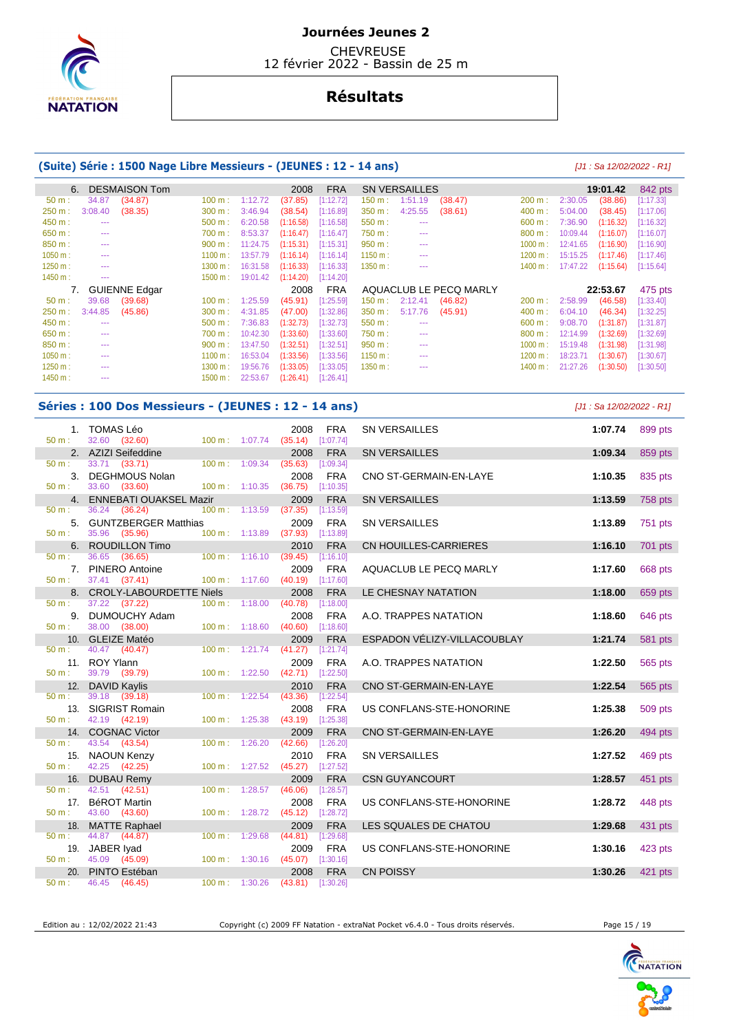# Journées Jeunes 2

CHEVREUSE
12 février 2022 - Bassin de 25 m

## Résultats

### (Suite) Série : 1500 Nage Libre Messieurs - (JEUNES : 12 - 14 ans)

*[J1 : Sa 12/02/2022 - R1]*

6. DESMAISON Tom — 2008 — FRA — SN VERSAILLES — **19:01.42** — 842 pts

| | | | | | | | | | | | |
|---|---|---|---|---|---|---|---|---|---|---|---|
| 50 m : | 34.87 (34.87) | 100 m : | 1:12.72 | (37.85) | [1:12.72] | 150 m : | 1:51.19 (38.47) | 200 m : | 2:30.05 | (38.86) | [1:17.33] |
| 250 m : | 3:08.40 (38.35) | 300 m : | 3:46.94 | (38.54) | [1:16.89] | 350 m : | 4:25.55 (38.61) | 400 m : | 5:04.00 | (38.45) | [1:17.06] |
| 450 m : | --- | 500 m : | 6:20.58 | (1:16.58) | [1:16.58] | 550 m : | --- | 600 m : | 7:36.90 | (1:16.32) | [1:16.32] |
| 650 m : | --- | 700 m : | 8:53.37 | (1:16.47) | [1:16.47] | 750 m : | --- | 800 m : | 10:09.44 | (1:16.07) | [1:16.07] |
| 850 m : | --- | 900 m : | 11:24.75 | (1:15.31) | [1:15.31] | 950 m : | --- | 1000 m : | 12:41.65 | (1:16.90) | [1:16.90] |
| 1050 m : | --- | 1100 m : | 13:57.79 | (1:16.14) | [1:16.14] | 1150 m : | --- | 1200 m : | 15:15.25 | (1:17.46) | [1:17.46] |
| 1250 m : | --- | 1300 m : | 16:31.58 | (1:16.33) | [1:16.33] | 1350 m : | --- | 1400 m : | 17:47.22 | (1:15.64) | [1:15.64] |
| 1450 m : | --- | 1500 m : | 19:01.42 | (1:14.20) | [1:14.20] | | | | | | |

7. GUIENNE Edgar — 2008 — FRA — AQUACLUB LE PECQ MARLY — **22:53.67** — 475 pts

| | | | | | | | | | | | |
|---|---|---|---|---|---|---|---|---|---|---|---|
| 50 m : | 39.68 (39.68) | 100 m : | 1:25.59 | (45.91) | [1:25.59] | 150 m : | 2:12.41 (46.82) | 200 m : | 2:58.99 | (46.58) | [1:33.40] |
| 250 m : | 3:44.85 (45.86) | 300 m : | 4:31.85 | (47.00) | [1:32.86] | 350 m : | 5:17.76 (45.91) | 400 m : | 6:04.10 | (46.34) | [1:32.25] |
| 450 m : | --- | 500 m : | 7:36.83 | (1:32.73) | [1:32.73] | 550 m : | --- | 600 m : | 9:08.70 | (1:31.87) | [1:31.87] |
| 650 m : | --- | 700 m : | 10:42.30 | (1:33.60) | [1:33.60] | 750 m : | --- | 800 m : | 12:14.99 | (1:32.69) | [1:32.69] |
| 850 m : | --- | 900 m : | 13:47.50 | (1:32.51) | [1:32.51] | 950 m : | --- | 1000 m : | 15:19.48 | (1:31.98) | [1:31.98] |
| 1050 m : | --- | 1100 m : | 16:53.04 | (1:33.56) | [1:33.56] | 1150 m : | --- | 1200 m : | 18:23.71 | (1:30.67) | [1:30.67] |
| 1250 m : | --- | 1300 m : | 19:56.76 | (1:33.05) | [1:33.05] | 1350 m : | --- | 1400 m : | 21:27.26 | (1:30.50) | [1:30.50] |
| 1450 m : | --- | 1500 m : | 22:53.67 | (1:26.41) | [1:26.41] | | | | | | |

### Séries : 100 Dos Messieurs - (JEUNES : 12 - 14 ans)

*[J1 : Sa 12/02/2022 - R1]*

| Rang | Nom | Année | Nat. | Club | 50 m | 100 m | Temps | Points |
|---|---|---|---|---|---|---|---|---|
| 1. | TOMAS Léo | 2008 | FRA | SN VERSAILLES | 32.60 (32.60) | 1:07.74 (35.14) [1:07.74] | **1:07.74** | 899 pts |
| 2. | AZIZI Seifeddine | 2008 | FRA | SN VERSAILLES | 33.71 (33.71) | 1:09.34 (35.63) [1:09.34] | **1:09.34** | 859 pts |
| 3. | DEGHMOUS Nolan | 2008 | FRA | CNO ST-GERMAIN-EN-LAYE | 33.60 (33.60) | 1:10.35 (36.75) [1:10.35] | **1:10.35** | 835 pts |
| 4. | ENNEBATI OUAKSEL Mazir | 2009 | FRA | SN VERSAILLES | 36.24 (36.24) | 1:13.59 (37.35) [1:13.59] | **1:13.59** | 758 pts |
| 5. | GUNTZBERGER Matthias | 2009 | FRA | SN VERSAILLES | 35.96 (35.96) | 1:13.89 (37.93) [1:13.89] | **1:13.89** | 751 pts |
| 6. | ROUDILLON Timo | 2010 | FRA | CN HOUILLES-CARRIERES | 36.65 (36.65) | 1:16.10 (39.45) [1:16.10] | **1:16.10** | 701 pts |
| 7. | PINERO Antoine | 2009 | FRA | AQUACLUB LE PECQ MARLY | 37.41 (37.41) | 1:17.60 (40.19) [1:17.60] | **1:17.60** | 668 pts |
| 8. | CROLY-LABOURDETTE Niels | 2008 | FRA | LE CHESNAY NATATION | 37.22 (37.22) | 1:18.00 (40.78) [1:18.00] | **1:18.00** | 659 pts |
| 9. | DUMOUCHY Adam | 2008 | FRA | A.O. TRAPPES NATATION | 38.00 (38.00) | 1:18.60 (40.60) [1:18.60] | **1:18.60** | 646 pts |
| 10. | GLEIZE Matéo | 2009 | FRA | ESPADON VÉLIZY-VILLACOUBLAY | 40.47 (40.47) | 1:21.74 (41.27) [1:21.74] | **1:21.74** | 581 pts |
| 11. | ROY Ylann | 2009 | FRA | A.O. TRAPPES NATATION | 39.79 (39.79) | 1:22.50 (42.71) [1:22.50] | **1:22.50** | 565 pts |
| 12. | DAVID Kaylis | 2010 | FRA | CNO ST-GERMAIN-EN-LAYE | 39.18 (39.18) | 1:22.54 (43.36) [1:22.54] | **1:22.54** | 565 pts |
| 13. | SIGRIST Romain | 2008 | FRA | US CONFLANS-STE-HONORINE | 42.19 (42.19) | 1:25.38 (43.19) [1:25.38] | **1:25.38** | 509 pts |
| 14. | COGNAC Victor | 2009 | FRA | CNO ST-GERMAIN-EN-LAYE | 43.54 (43.54) | 1:26.20 (42.66) [1:26.20] | **1:26.20** | 494 pts |
| 15. | NAOUN Kenzy | 2010 | FRA | SN VERSAILLES | 42.25 (42.25) | 1:27.52 (45.27) [1:27.52] | **1:27.52** | 469 pts |
| 16. | DUBAU Remy | 2009 | FRA | CSN GUYANCOURT | 42.51 (42.51) | 1:28.57 (46.06) [1:28.57] | **1:28.57** | 451 pts |
| 17. | BéROT Martin | 2008 | FRA | US CONFLANS-STE-HONORINE | 43.60 (43.60) | 1:28.72 (45.12) [1:28.72] | **1:28.72** | 448 pts |
| 18. | MATTE Raphael | 2009 | FRA | LES SQUALES DE CHATOU | 44.87 (44.87) | 1:29.68 (44.81) [1:29.68] | **1:29.68** | 431 pts |
| 19. | JABER Iyad | 2009 | FRA | US CONFLANS-STE-HONORINE | 45.09 (45.09) | 1:30.16 (45.07) [1:30.16] | **1:30.16** | 423 pts |
| 20. | PINTO Estéban | 2008 | FRA | CN POISSY | 46.45 (46.45) | 1:30.26 (43.81) [1:30.26] | **1:30.26** | 421 pts |

Edition au : 12/02/2022 21:43 — Copyright (c) 2009 FF Natation - extraNat Pocket v6.4.0 - Tous droits réservés.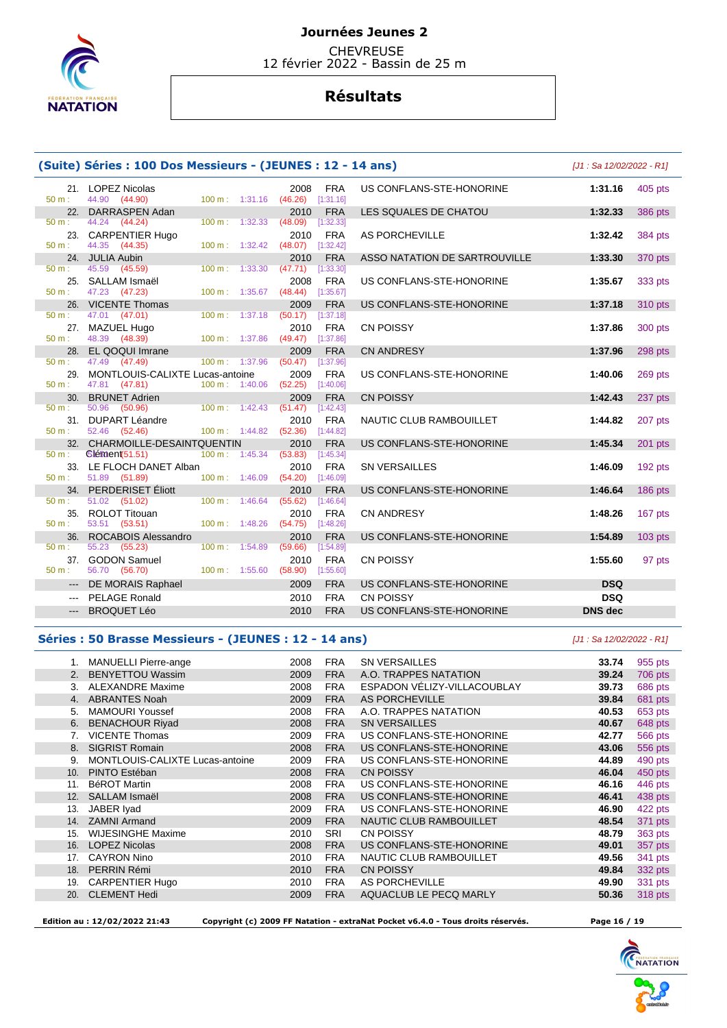# Journées Jeunes 2

CHEVREUSE
12 février 2022 - Bassin de 25 m

## Résultats

### (Suite) Séries : 100 Dos Messieurs - (JEUNES : 12 - 14 ans)

*[J1 : Sa 12/02/2022 - R1]*

| Rang | Nom | Année | Nat. | Club | Temps | Points |
|---|---|---|---|---|---|---|
| 21. | LOPEZ Nicolas | 2008 | FRA | US CONFLANS-STE-HONORINE | 1:31.16 | 405 pts |
| | 50 m : 44.90 (44.90) — 100 m : 1:31.16 (46.26) [1:31.16] | | | | | |
| 22. | DARRASPEN Adan | 2010 | FRA | LES SQUALES DE CHATOU | 1:32.33 | 386 pts |
| | 50 m : 44.24 (44.24) — 100 m : 1:32.33 (48.09) [1:32.33] | | | | | |
| 23. | CARPENTIER Hugo | 2010 | FRA | AS PORCHEVILLE | 1:32.42 | 384 pts |
| | 50 m : 44.35 (44.35) — 100 m : 1:32.42 (48.07) [1:32.42] | | | | | |
| 24. | JULIA Aubin | 2010 | FRA | ASSO NATATION DE SARTROUVILLE | 1:33.30 | 370 pts |
| | 50 m : 45.59 (45.59) — 100 m : 1:33.30 (47.71) [1:33.30] | | | | | |
| 25. | SALLAM Ismaël | 2008 | FRA | US CONFLANS-STE-HONORINE | 1:35.67 | 333 pts |
| | 50 m : 47.23 (47.23) — 100 m : 1:35.67 (48.44) [1:35.67] | | | | | |
| 26. | VICENTE Thomas | 2009 | FRA | US CONFLANS-STE-HONORINE | 1:37.18 | 310 pts |
| | 50 m : 47.01 (47.01) — 100 m : 1:37.18 (50.17) [1:37.18] | | | | | |
| 27. | MAZUEL Hugo | 2010 | FRA | CN POISSY | 1:37.86 | 300 pts |
| | 50 m : 48.39 (48.39) — 100 m : 1:37.86 (49.47) [1:37.86] | | | | | |
| 28. | EL QOQUI Imrane | 2009 | FRA | CN ANDRESY | 1:37.96 | 298 pts |
| | 50 m : 47.49 (47.49) — 100 m : 1:37.96 (50.47) [1:37.96] | | | | | |
| 29. | MONTLOUIS-CALIXTE Lucas-antoine | 2009 | FRA | US CONFLANS-STE-HONORINE | 1:40.06 | 269 pts |
| | 50 m : 47.81 (47.81) — 100 m : 1:40.06 (52.25) [1:40.06] | | | | | |
| 30. | BRUNET Adrien | 2009 | FRA | CN POISSY | 1:42.43 | 237 pts |
| | 50 m : 50.96 (50.96) — 100 m : 1:42.43 (51.47) [1:42.43] | | | | | |
| 31. | DUPART Léandre | 2010 | FRA | NAUTIC CLUB RAMBOUILLET | 1:44.82 | 207 pts |
| | 50 m : 52.46 (52.46) — 100 m : 1:44.82 (52.36) [1:44.82] | | | | | |
| 32. | CHARMOILLE-DESAINTQUENTIN Clément | 2010 | FRA | US CONFLANS-STE-HONORINE | 1:45.34 | 201 pts |
| | 50 m : 51.51 (51.51) — 100 m : 1:45.34 (53.83) [1:45.34] | | | | | |
| 33. | LE FLOCH DANET Alban | 2010 | FRA | SN VERSAILLES | 1:46.09 | 192 pts |
| | 50 m : 51.89 (51.89) — 100 m : 1:46.09 (54.20) [1:46.09] | | | | | |
| 34. | PERDERISET Éliott | 2010 | FRA | US CONFLANS-STE-HONORINE | 1:46.64 | 186 pts |
| | 50 m : 51.02 (51.02) — 100 m : 1:46.64 (55.62) [1:46.64] | | | | | |
| 35. | ROLOT Titouan | 2010 | FRA | CN ANDRESY | 1:48.26 | 167 pts |
| | 50 m : 53.51 (53.51) — 100 m : 1:48.26 (54.75) [1:48.26] | | | | | |
| 36. | ROCABOIS Alessandro | 2010 | FRA | US CONFLANS-STE-HONORINE | 1:54.89 | 103 pts |
| | 50 m : 55.23 (55.23) — 100 m : 1:54.89 (59.66) [1:54.89] | | | | | |
| 37. | GODON Samuel | 2010 | FRA | CN POISSY | 1:55.60 | 97 pts |
| | 50 m : 56.70 (56.70) — 100 m : 1:55.60 (58.90) [1:55.60] | | | | | |
| --- | DE MORAIS Raphael | 2009 | FRA | US CONFLANS-STE-HONORINE | DSQ | |
| --- | PELAGE Ronald | 2010 | FRA | CN POISSY | DSQ | |
| --- | BROQUET Léo | 2010 | FRA | US CONFLANS-STE-HONORINE | DNS dec | |

### Séries : 50 Brasse Messieurs - (JEUNES : 12 - 14 ans)

*[J1 : Sa 12/02/2022 - R1]*

| Rang | Nom | Année | Nat. | Club | Temps | Points |
|---|---|---|---|---|---|---|
| 1. | MANUELLI Pierre-ange | 2008 | FRA | SN VERSAILLES | 33.74 | 955 pts |
| 2. | BENYETTOU Wassim | 2009 | FRA | A.O. TRAPPES NATATION | 39.24 | 706 pts |
| 3. | ALEXANDRE Maxime | 2008 | FRA | ESPADON VÉLIZY-VILLACOUBLAY | 39.73 | 686 pts |
| 4. | ABRANTES Noah | 2009 | FRA | AS PORCHEVILLE | 39.84 | 681 pts |
| 5. | MAMOURI Youssef | 2008 | FRA | A.O. TRAPPES NATATION | 40.53 | 653 pts |
| 6. | BENACHOUR Riyad | 2008 | FRA | SN VERSAILLES | 40.67 | 648 pts |
| 7. | VICENTE Thomas | 2009 | FRA | US CONFLANS-STE-HONORINE | 42.77 | 566 pts |
| 8. | SIGRIST Romain | 2008 | FRA | US CONFLANS-STE-HONORINE | 43.06 | 556 pts |
| 9. | MONTLOUIS-CALIXTE Lucas-antoine | 2009 | FRA | US CONFLANS-STE-HONORINE | 44.89 | 490 pts |
| 10. | PINTO Estéban | 2008 | FRA | CN POISSY | 46.04 | 450 pts |
| 11. | BéROT Martin | 2008 | FRA | US CONFLANS-STE-HONORINE | 46.16 | 446 pts |
| 12. | SALLAM Ismaël | 2008 | FRA | US CONFLANS-STE-HONORINE | 46.41 | 438 pts |
| 13. | JABER Iyad | 2009 | FRA | US CONFLANS-STE-HONORINE | 46.90 | 422 pts |
| 14. | ZAMNI Armand | 2009 | FRA | NAUTIC CLUB RAMBOUILLET | 48.54 | 371 pts |
| 15. | WIJESINGHE Maxime | 2010 | SRI | CN POISSY | 48.79 | 363 pts |
| 16. | LOPEZ Nicolas | 2008 | FRA | US CONFLANS-STE-HONORINE | 49.01 | 357 pts |
| 17. | CAYRON Nino | 2010 | FRA | NAUTIC CLUB RAMBOUILLET | 49.56 | 341 pts |
| 18. | PERRIN Rémi | 2010 | FRA | CN POISSY | 49.84 | 332 pts |
| 19. | CARPENTIER Hugo | 2010 | FRA | AS PORCHEVILLE | 49.90 | 331 pts |
| 20. | CLEMENT Hedi | 2009 | FRA | AQUACLUB LE PECQ MARLY | 50.36 | 318 pts |

Edition au : 12/02/2022 21:43 — Copyright (c) 2009 FF Natation - extraNat Pocket v6.4.0 - Tous droits réservés.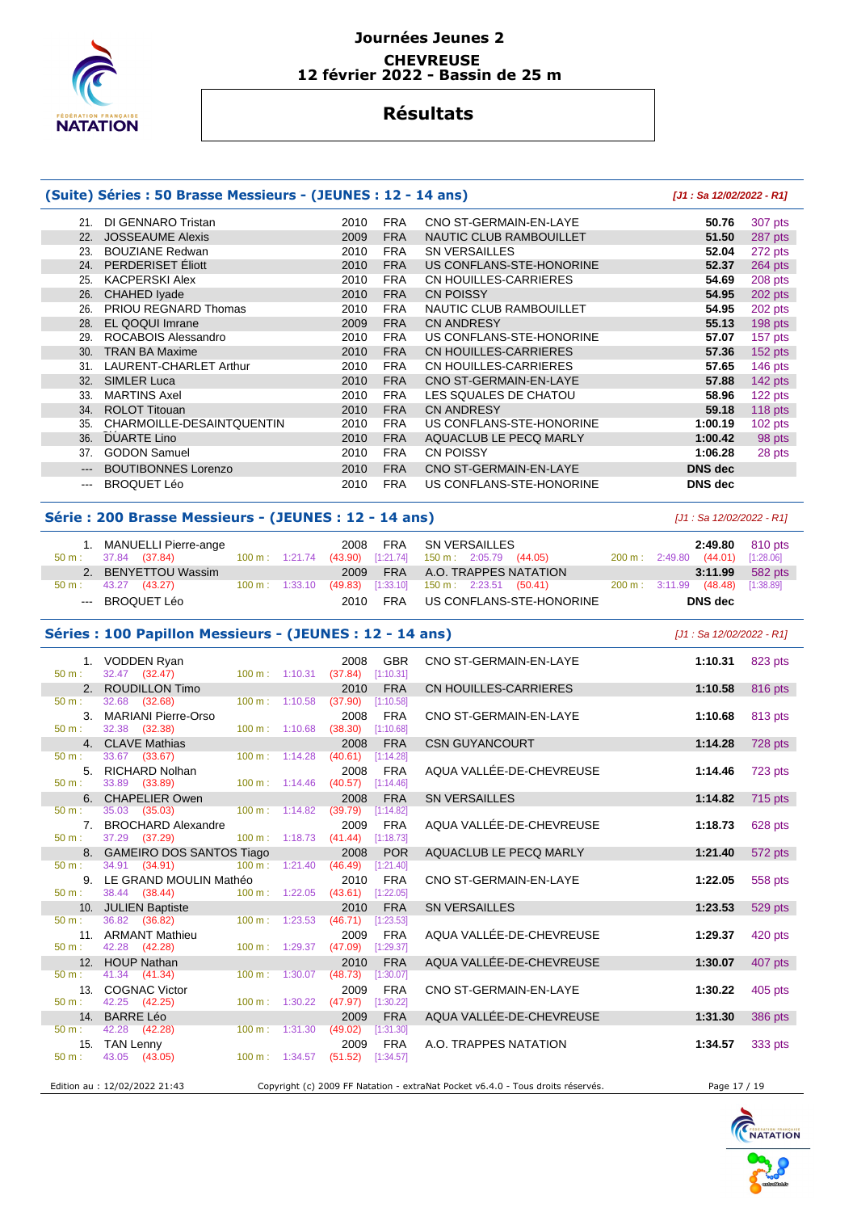# Journées Jeunes 2

**CHEVREUSE**
**12 février 2022 - Bassin de 25 m**

## Résultats

### (Suite) Séries : 50 Brasse Messieurs - (JEUNES : 12 - 14 ans)

*[J1 : Sa 12/02/2022 - R1]*

| Rang | Nom | Année | Nation | Club | Temps | Points |
|---|---|---|---|---|---|---|
| 21. | DI GENNARO Tristan | 2010 | FRA | CNO ST-GERMAIN-EN-LAYE | 50.76 | 307 pts |
| 22. | JOSSEAUME Alexis | 2009 | FRA | NAUTIC CLUB RAMBOUILLET | 51.50 | 287 pts |
| 23. | BOUZIANE Redwan | 2010 | FRA | SN VERSAILLES | 52.04 | 272 pts |
| 24. | PERDERISET Éliott | 2010 | FRA | US CONFLANS-STE-HONORINE | 52.37 | 264 pts |
| 25. | KACPERSKI Alex | 2010 | FRA | CN HOUILLES-CARRIERES | 54.69 | 208 pts |
| 26. | CHAHED Iyade | 2010 | FRA | CN POISSY | 54.95 | 202 pts |
| 26. | PRIOU REGNARD Thomas | 2010 | FRA | NAUTIC CLUB RAMBOUILLET | 54.95 | 202 pts |
| 28. | EL QOQUI Imrane | 2009 | FRA | CN ANDRESY | 55.13 | 198 pts |
| 29. | ROCABOIS Alessandro | 2010 | FRA | US CONFLANS-STE-HONORINE | 57.07 | 157 pts |
| 30. | TRAN BA Maxime | 2010 | FRA | CN HOUILLES-CARRIERES | 57.36 | 152 pts |
| 31. | LAURENT-CHARLET Arthur | 2010 | FRA | CN HOUILLES-CARRIERES | 57.65 | 146 pts |
| 32. | SIMLER Luca | 2010 | FRA | CNO ST-GERMAIN-EN-LAYE | 57.88 | 142 pts |
| 33. | MARTINS Axel | 2010 | FRA | LES SQUALES DE CHATOU | 58.96 | 122 pts |
| 34. | ROLOT Titouan | 2010 | FRA | CN ANDRESY | 59.18 | 118 pts |
| 35. | CHARMOILLE-DESAINTQUENTIN | 2010 | FRA | US CONFLANS-STE-HONORINE | 1:00.19 | 102 pts |
| 36. | DUARTE Lino | 2010 | FRA | AQUACLUB LE PECQ MARLY | 1:00.42 | 98 pts |
| 37. | GODON Samuel | 2010 | FRA | CN POISSY | 1:06.28 | 28 pts |
| --- | BOUTIBONNES Lorenzo | 2010 | FRA | CNO ST-GERMAIN-EN-LAYE | DNS dec | |
| --- | BROQUET Léo | 2010 | FRA | US CONFLANS-STE-HONORINE | DNS dec | |

### Série : 200 Brasse Messieurs - (JEUNES : 12 - 14 ans)

*[J1 : Sa 12/02/2022 - R1]*

| Rang | Nom | Année | Nation | Club | Temps | Points |
|---|---|---|---|---|---|---|
| 1. | MANUELLI Pierre-ange | 2008 | FRA | SN VERSAILLES | 2:49.80 | 810 pts |
| | 50 m : 37.84 (37.84) | 100 m : 1:21.74 (43.90) [1:21.74] | | 150 m : 2:05.79 (44.05) | 200 m : 2:49.80 (44.01) [1:28.06] | |
| 2. | BENYETTOU Wassim | 2009 | FRA | A.O. TRAPPES NATATION | 3:11.99 | 582 pts |
| | 50 m : 43.27 (43.27) | 100 m : 1:33.10 (49.83) [1:33.10] | | 150 m : 2:23.51 (50.41) | 200 m : 3:11.99 (48.48) [1:38.89] | |
| --- | BROQUET Léo | 2010 | FRA | US CONFLANS-STE-HONORINE | DNS dec | |

### Séries : 100 Papillon Messieurs - (JEUNES : 12 - 14 ans)

*[J1 : Sa 12/02/2022 - R1]*

| Rang | Nom | Année | Nation | Club | Temps | Points |
|---|---|---|---|---|---|---|
| 1. | VODDEN Ryan | 2008 | GBR | CNO ST-GERMAIN-EN-LAYE | 1:10.31 | 823 pts |
| | 50 m : 32.47 (32.47) | 100 m : 1:10.31 (37.84) [1:10.31] | | | | |
| 2. | ROUDILLON Timo | 2010 | FRA | CN HOUILLES-CARRIERES | 1:10.58 | 816 pts |
| | 50 m : 32.68 (32.68) | 100 m : 1:10.58 (37.90) [1:10.58] | | | | |
| 3. | MARIANI Pierre-Orso | 2008 | FRA | CNO ST-GERMAIN-EN-LAYE | 1:10.68 | 813 pts |
| | 50 m : 32.38 (32.38) | 100 m : 1:10.68 (38.30) [1:10.68] | | | | |
| 4. | CLAVE Mathias | 2008 | FRA | CSN GUYANCOURT | 1:14.28 | 728 pts |
| | 50 m : 33.67 (33.67) | 100 m : 1:14.28 (40.61) [1:14.28] | | | | |
| 5. | RICHARD Nolhan | 2008 | FRA | AQUA VALLÉE-DE-CHEVREUSE | 1:14.46 | 723 pts |
| | 50 m : 33.89 (33.89) | 100 m : 1:14.46 (40.57) [1:14.46] | | | | |
| 6. | CHAPELIER Owen | 2008 | FRA | SN VERSAILLES | 1:14.82 | 715 pts |
| | 50 m : 35.03 (35.03) | 100 m : 1:14.82 (39.79) [1:14.82] | | | | |
| 7. | BROCHARD Alexandre | 2009 | FRA | AQUA VALLÉE-DE-CHEVREUSE | 1:18.73 | 628 pts |
| | 50 m : 37.29 (37.29) | 100 m : 1:18.73 (41.44) [1:18.73] | | | | |
| 8. | GAMEIRO DOS SANTOS Tiago | 2008 | POR | AQUACLUB LE PECQ MARLY | 1:21.40 | 572 pts |
| | 50 m : 34.91 (34.91) | 100 m : 1:21.40 (46.49) [1:21.40] | | | | |
| 9. | LE GRAND MOULIN Mathéo | 2010 | FRA | CNO ST-GERMAIN-EN-LAYE | 1:22.05 | 558 pts |
| | 50 m : 38.44 (38.44) | 100 m : 1:22.05 (43.61) [1:22.05] | | | | |
| 10. | JULIEN Baptiste | 2010 | FRA | SN VERSAILLES | 1:23.53 | 529 pts |
| | 50 m : 36.82 (36.82) | 100 m : 1:23.53 (46.71) [1:23.53] | | | | |
| 11. | ARMANT Mathieu | 2009 | FRA | AQUA VALLÉE-DE-CHEVREUSE | 1:29.37 | 420 pts |
| | 50 m : 42.28 (42.28) | 100 m : 1:29.37 (47.09) [1:29.37] | | | | |
| 12. | HOUP Nathan | 2010 | FRA | AQUA VALLÉE-DE-CHEVREUSE | 1:30.07 | 407 pts |
| | 50 m : 41.34 (41.34) | 100 m : 1:30.07 (48.73) [1:30.07] | | | | |
| 13. | COGNAC Victor | 2009 | FRA | CNO ST-GERMAIN-EN-LAYE | 1:30.22 | 405 pts |
| | 50 m : 42.25 (42.25) | 100 m : 1:30.22 (47.97) [1:30.22] | | | | |
| 14. | BARRE Léo | 2009 | FRA | AQUA VALLÉE-DE-CHEVREUSE | 1:31.30 | 386 pts |
| | 50 m : 42.28 (42.28) | 100 m : 1:31.30 (49.02) [1:31.30] | | | | |
| 15. | TAN Lenny | 2009 | FRA | A.O. TRAPPES NATATION | 1:34.57 | 333 pts |
| | 50 m : 43.05 (43.05) | 100 m : 1:34.57 (51.52) [1:34.57] | | | | |

Edition au : 12/02/2022 21:43 — Copyright (c) 2009 FF Natation - extraNat Pocket v6.4.0 - Tous droits réservés.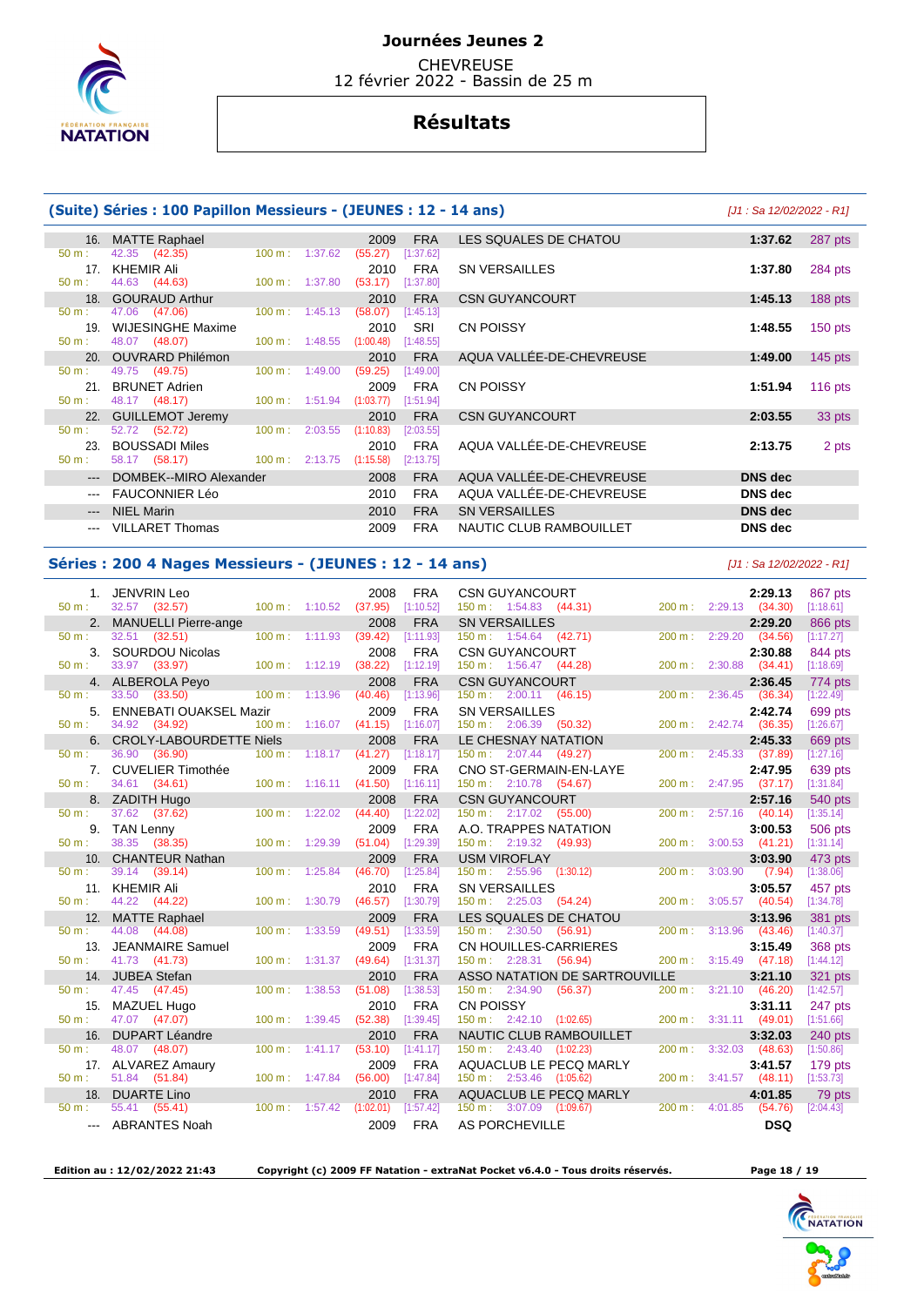# Journées Jeunes 2

CHEVREUSE
12 février 2022 - Bassin de 25 m

## Résultats

### (Suite) Séries : 100 Papillon Messieurs - (JEUNES : 12 - 14 ans)

*[J1 : Sa 12/02/2022 - R1]*

| Rang | Nom | Année | Nat. | Club | Temps | Points |
|---|---|---|---|---|---|---|
| 16. | MATTE Raphael | 2009 | FRA | LES SQUALES DE CHATOU | 1:37.62 | 287 pts |
| | 50 m : 42.35 (42.35) — 100 m : 1:37.62 (55.27) [1:37.62] | | | | | |
| 17. | KHEMIR Ali | 2010 | FRA | SN VERSAILLES | 1:37.80 | 284 pts |
| | 50 m : 44.63 (44.63) — 100 m : 1:37.80 (53.17) [1:37.80] | | | | | |
| 18. | GOURAUD Arthur | 2010 | FRA | CSN GUYANCOURT | 1:45.13 | 188 pts |
| | 50 m : 47.06 (47.06) — 100 m : 1:45.13 (58.07) [1:45.13] | | | | | |
| 19. | WIJESINGHE Maxime | 2010 | SRI | CN POISSY | 1:48.55 | 150 pts |
| | 50 m : 48.07 (48.07) — 100 m : 1:48.55 (1:00.48) [1:48.55] | | | | | |
| 20. | OUVRARD Philémon | 2010 | FRA | AQUA VALLÉE-DE-CHEVREUSE | 1:49.00 | 145 pts |
| | 50 m : 49.75 (49.75) — 100 m : 1:49.00 (59.25) [1:49.00] | | | | | |
| 21. | BRUNET Adrien | 2009 | FRA | CN POISSY | 1:51.94 | 116 pts |
| | 50 m : 48.17 (48.17) — 100 m : 1:51.94 (1:03.77) [1:51.94] | | | | | |
| 22. | GUILLEMOT Jeremy | 2010 | FRA | CSN GUYANCOURT | 2:03.55 | 33 pts |
| | 50 m : 52.72 (52.72) — 100 m : 2:03.55 (1:10.83) [2:03.55] | | | | | |
| 23. | BOUSSADI Miles | 2010 | FRA | AQUA VALLÉE-DE-CHEVREUSE | 2:13.75 | 2 pts |
| | 50 m : 58.17 (58.17) — 100 m : 2:13.75 (1:15.58) [2:13.75] | | | | | |
| --- | DOMBEK--MIRO Alexander | 2008 | FRA | AQUA VALLÉE-DE-CHEVREUSE | DNS dec | |
| --- | FAUCONNIER Léo | 2010 | FRA | AQUA VALLÉE-DE-CHEVREUSE | DNS dec | |
| --- | NIEL Marin | 2010 | FRA | SN VERSAILLES | DNS dec | |
| --- | VILLARET Thomas | 2009 | FRA | NAUTIC CLUB RAMBOUILLET | DNS dec | |

### Séries : 200 4 Nages Messieurs - (JEUNES : 12 - 14 ans)

*[J1 : Sa 12/02/2022 - R1]*

| Rang | Nom | Année | Nat. | Club | Temps | Points |
|---|---|---|---|---|---|---|
| 1. | JENVRIN Leo | 2008 | FRA | CSN GUYANCOURT | 2:29.13 | 867 pts |
| | 50 m : 32.57 (32.57) — 100 m : 1:10.52 (37.95) [1:10.52] — 150 m : 1:54.83 (44.31) — 200 m : 2:29.13 (34.30) [1:18.61] | | | | | |
| 2. | MANUELLI Pierre-ange | 2008 | FRA | SN VERSAILLES | 2:29.20 | 866 pts |
| | 50 m : 32.51 (32.51) — 100 m : 1:11.93 (39.42) [1:11.93] — 150 m : 1:54.64 (42.71) — 200 m : 2:29.20 (34.56) [1:17.27] | | | | | |
| 3. | SOURDOU Nicolas | 2008 | FRA | CSN GUYANCOURT | 2:30.88 | 844 pts |
| | 50 m : 33.97 (33.97) — 100 m : 1:12.19 (38.22) [1:12.19] — 150 m : 1:56.47 (44.28) — 200 m : 2:30.88 (34.41) [1:18.69] | | | | | |
| 4. | ALBEROLA Peyo | 2008 | FRA | CSN GUYANCOURT | 2:36.45 | 774 pts |
| | 50 m : 33.50 (33.50) — 100 m : 1:13.96 (40.46) [1:13.96] — 150 m : 2:00.11 (46.15) — 200 m : 2:36.45 (36.34) [1:22.49] | | | | | |
| 5. | ENNEBATI OUAKSEL Mazir | 2009 | FRA | SN VERSAILLES | 2:42.74 | 699 pts |
| | 50 m : 34.92 (34.92) — 100 m : 1:16.07 (41.15) [1:16.07] — 150 m : 2:06.39 (50.32) — 200 m : 2:42.74 (36.35) [1:26.67] | | | | | |
| 6. | CROLY-LABOURDETTE Niels | 2008 | FRA | LE CHESNAY NATATION | 2:45.33 | 669 pts |
| | 50 m : 36.90 (36.90) — 100 m : 1:18.17 (41.27) [1:18.17] — 150 m : 2:07.44 (49.27) — 200 m : 2:45.33 (37.89) [1:27.16] | | | | | |
| 7. | CUVELIER Timothée | 2009 | FRA | CNO ST-GERMAIN-EN-LAYE | 2:47.95 | 639 pts |
| | 50 m : 34.61 (34.61) — 100 m : 1:16.11 (41.50) [1:16.11] — 150 m : 2:10.78 (54.67) — 200 m : 2:47.95 (37.17) [1:31.84] | | | | | |
| 8. | ZADITH Hugo | 2008 | FRA | CSN GUYANCOURT | 2:57.16 | 540 pts |
| | 50 m : 37.62 (37.62) — 100 m : 1:22.02 (44.40) [1:22.02] — 150 m : 2:17.02 (55.00) — 200 m : 2:57.16 (40.14) [1:35.14] | | | | | |
| 9. | TAN Lenny | 2009 | FRA | A.O. TRAPPES NATATION | 3:00.53 | 506 pts |
| | 50 m : 38.35 (38.35) — 100 m : 1:29.39 (51.04) [1:29.39] — 150 m : 2:19.32 (49.93) — 200 m : 3:00.53 (41.21) [1:31.14] | | | | | |
| 10. | CHANTEUR Nathan | 2009 | FRA | USM VIROFLAY | 3:03.90 | 473 pts |
| | 50 m : 39.14 (39.14) — 100 m : 1:25.84 (46.70) [1:25.84] — 150 m : 2:55.96 (1:30.12) — 200 m : 3:03.90 (7.94) [1:38.06] | | | | | |
| 11. | KHEMIR Ali | 2010 | FRA | SN VERSAILLES | 3:05.57 | 457 pts |
| | 50 m : 44.22 (44.22) — 100 m : 1:30.79 (46.57) [1:30.79] — 150 m : 2:25.03 (54.24) — 200 m : 3:05.57 (40.54) [1:34.78] | | | | | |
| 12. | MATTE Raphael | 2009 | FRA | LES SQUALES DE CHATOU | 3:13.96 | 381 pts |
| | 50 m : 44.08 (44.08) — 100 m : 1:33.59 (49.51) [1:33.59] — 150 m : 2:30.50 (56.91) — 200 m : 3:13.96 (43.46) [1:40.37] | | | | | |
| 13. | JEANMAIRE Samuel | 2009 | FRA | CN HOUILLES-CARRIERES | 3:15.49 | 368 pts |
| | 50 m : 41.73 (41.73) — 100 m : 1:31.37 (49.64) [1:31.37] — 150 m : 2:28.31 (56.94) — 200 m : 3:15.49 (47.18) [1:44.12] | | | | | |
| 14. | JUBEA Stefan | 2010 | FRA | ASSO NATATION DE SARTROUVILLE | 3:21.10 | 321 pts |
| | 50 m : 47.45 (47.45) — 100 m : 1:38.53 (51.08) [1:38.53] — 150 m : 2:34.90 (56.37) — 200 m : 3:21.10 (46.20) [1:42.57] | | | | | |
| 15. | MAZUEL Hugo | 2010 | FRA | CN POISSY | 3:31.11 | 247 pts |
| | 50 m : 47.07 (47.07) — 100 m : 1:39.45 (52.38) [1:39.45] — 150 m : 2:42.10 (1:02.65) — 200 m : 3:31.11 (49.01) [1:51.66] | | | | | |
| 16. | DUPART Léandre | 2010 | FRA | NAUTIC CLUB RAMBOUILLET | 3:32.03 | 240 pts |
| | 50 m : 48.07 (48.07) — 100 m : 1:41.17 (53.10) [1:41.17] — 150 m : 2:43.40 (1:02.23) — 200 m : 3:32.03 (48.63) [1:50.86] | | | | | |
| 17. | ALVAREZ Amaury | 2009 | FRA | AQUACLUB LE PECQ MARLY | 3:41.57 | 179 pts |
| | 50 m : 51.84 (51.84) — 100 m : 1:47.84 (56.00) [1:47.84] — 150 m : 2:53.46 (1:05.62) — 200 m : 3:41.57 (48.11) [1:53.73] | | | | | |
| 18. | DUARTE Lino | 2010 | FRA | AQUACLUB LE PECQ MARLY | 4:01.85 | 79 pts |
| | 50 m : 55.41 (55.41) — 100 m : 1:57.42 (1:02.01) [1:57.42] — 150 m : 3:07.09 (1:09.67) — 200 m : 4:01.85 (54.76) [2:04.43] | | | | | |
| --- | ABRANTES Noah | 2009 | FRA | AS PORCHEVILLE | DSQ | |

Edition au : 12/02/2022 21:43 — Copyright (c) 2009 FF Natation - extraNat Pocket v6.4.0 - Tous droits réservés.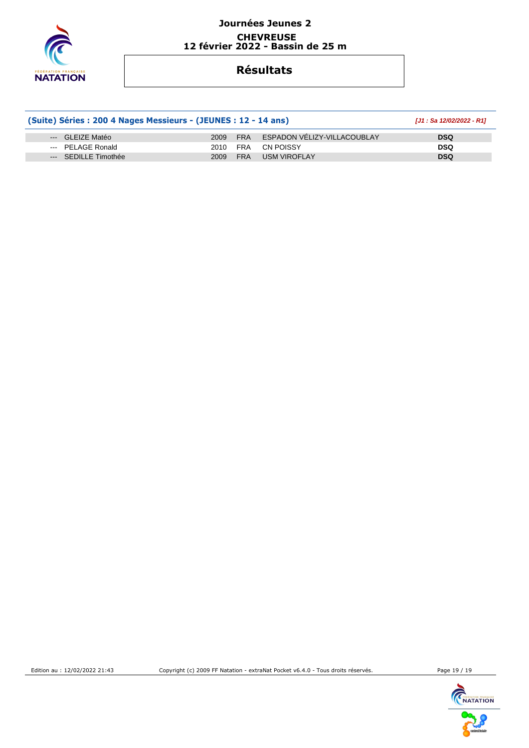# Journées Jeunes 2

**CHEVREUSE**

**12 février 2022 - Bassin de 25 m**

## Résultats

### (Suite) Séries : 200 4 Nages Messieurs - (JEUNES : 12 - 14 ans)

*[J1 : Sa 12/02/2022 - R1]*

| | | | | | |
|---|---|---|---|---|---|
| --- | GLEIZE Matéo | 2009 | FRA | ESPADON VÉLIZY-VILLACOUBLAY | **DSQ** |
| --- | PELAGE Ronald | 2010 | FRA | CN POISSY | **DSQ** |
| --- | SEDILLE Timothée | 2009 | FRA | USM VIROFLAY | **DSQ** |

Edition au : 12/02/2022 21:43 Copyright (c) 2009 FF Natation - extraNat Pocket v6.4.0 - Tous droits réservés.